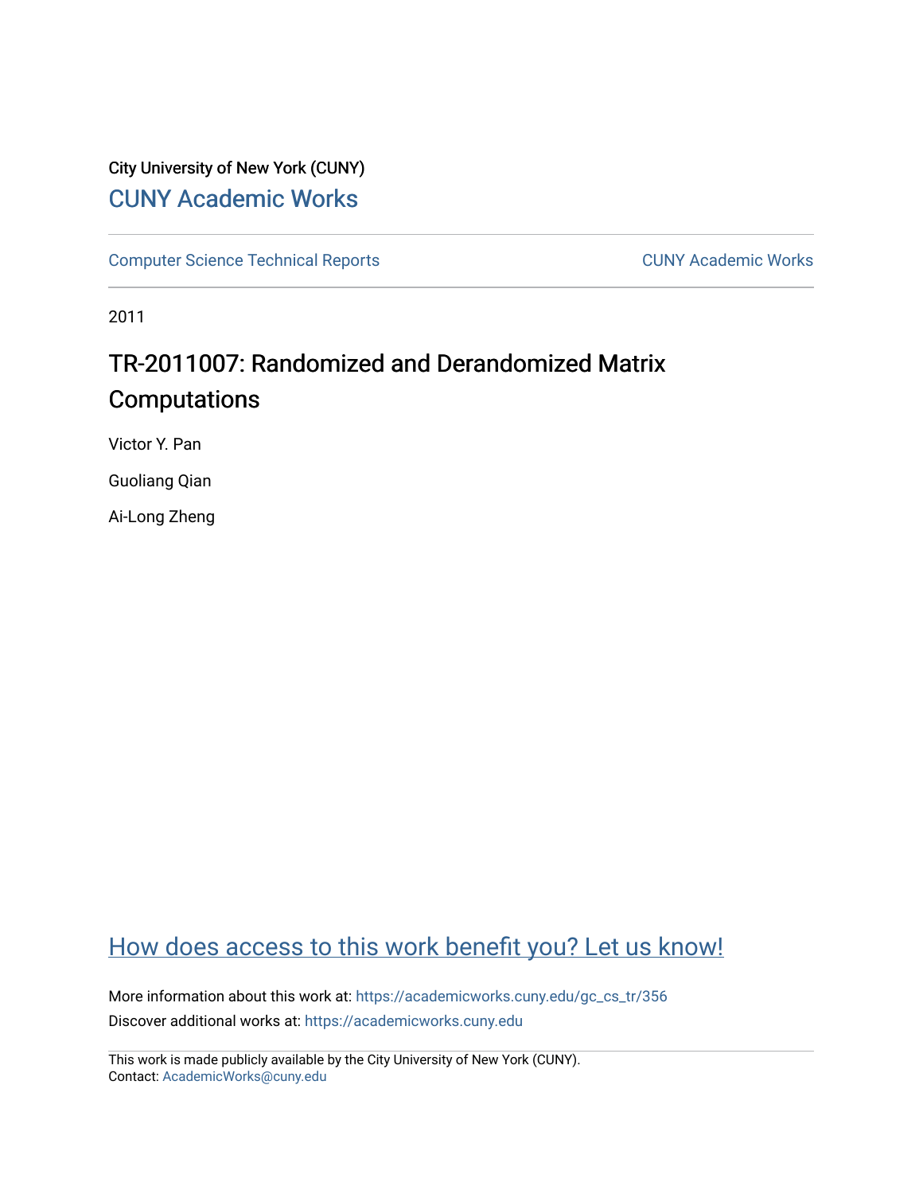City University of New York (CUNY)

CUNY Academic Works

Computer Science Technical Reports

CUNY Academic Works

2011

# TR-2011007: Randomized and Derandomized Matrix Computations

Victor Y. Pan

Guoliang Qian

Ai-Long Zheng

How does access to this work benefit you? Let us know!

More information about this work at: https://academicworks.cuny.edu/gc_cs_tr/356

Discover additional works at: https://academicworks.cuny.edu

This work is made publicly available by the City University of New York (CUNY).
Contact: AcademicWorks@cuny.edu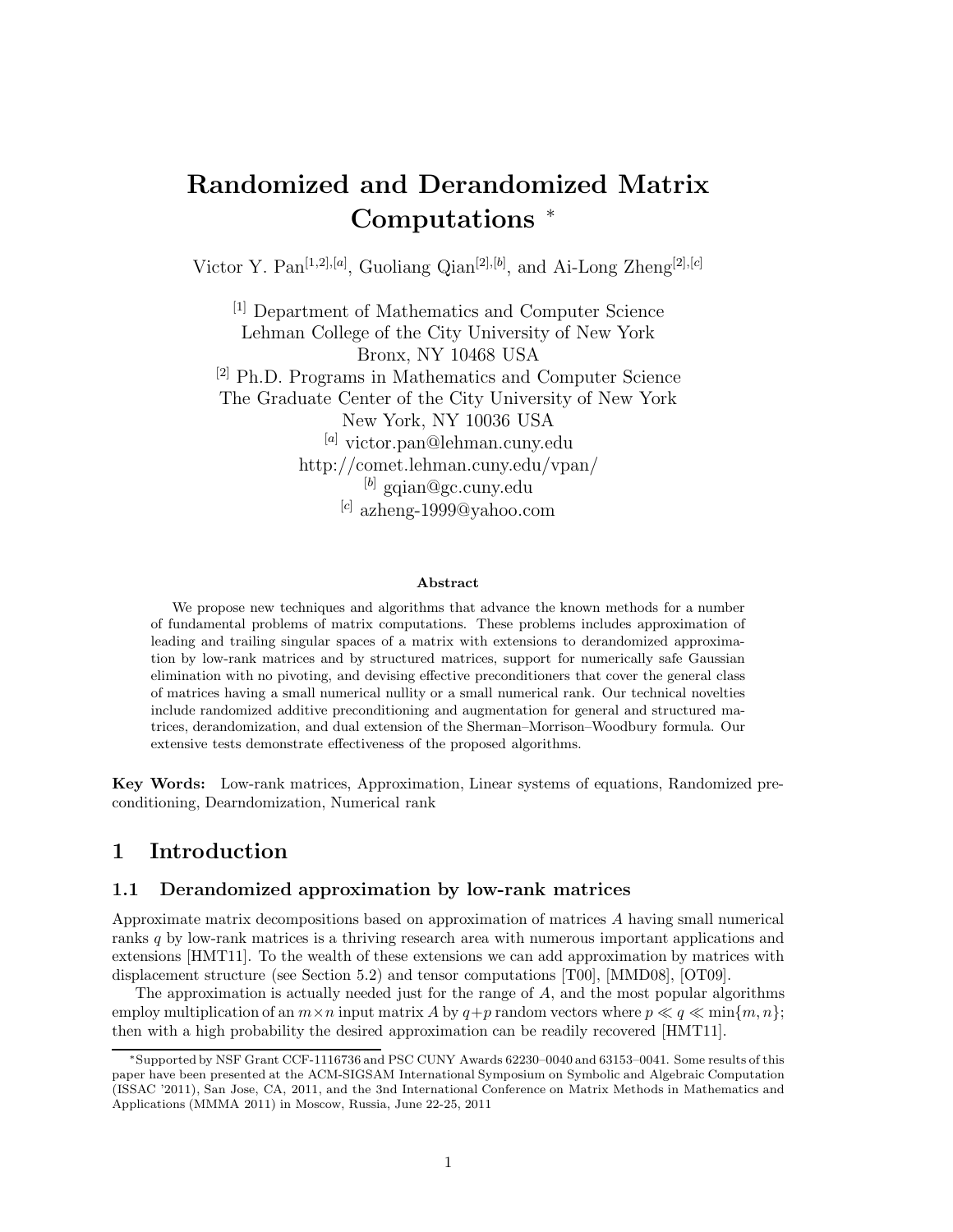# Randomized and Derandomized Matrix Computations *

Victor Y. Pan[1,2],[a], Guoliang Qian[2],[b], and Ai-Long Zheng[2],[c]

[1] Department of Mathematics and Computer Science
Lehman College of the City University of New York
Bronx, NY 10468 USA
[2] Ph.D. Programs in Mathematics and Computer Science
The Graduate Center of the City University of New York
New York, NY 10036 USA
[a] victor.pan@lehman.cuny.edu
http://comet.lehman.cuny.edu/vpan/
[b] gqian@gc.cuny.edu
[c] azheng-1999@yahoo.com

### Abstract

We propose new techniques and algorithms that advance the known methods for a number of fundamental problems of matrix computations. These problems includes approximation of leading and trailing singular spaces of a matrix with extensions to derandomized approximation by low-rank matrices and by structured matrices, support for numerically safe Gaussian elimination with no pivoting, and devising effective preconditioners that cover the general class of matrices having a small numerical nullity or a small numerical rank. Our technical novelties include randomized additive preconditioning and augmentation for general and structured matrices, derandomization, and dual extension of the Sherman–Morrison–Woodbury formula. Our extensive tests demonstrate effectiveness of the proposed algorithms.

**Key Words:** Low-rank matrices, Approximation, Linear systems of equations, Randomized preconditioning, Dearndomization, Numerical rank

## 1 Introduction

### 1.1 Derandomized approximation by low-rank matrices

Approximate matrix decompositions based on approximation of matrices $A$ having small numerical ranks $q$ by low-rank matrices is a thriving research area with numerous important applications and extensions [HMT11]. To the wealth of these extensions we can add approximation by matrices with displacement structure (see Section 5.2) and tensor computations [T00], [MMD08], [OT09].

The approximation is actually needed just for the range of $A$, and the most popular algorithms employ multiplication of an $m \times n$ input matrix $A$ by $q+p$ random vectors where $p \ll q \ll \min\{m,n\}$; then with a high probability the desired approximation can be readily recovered [HMT11].

*Supported by NSF Grant CCF-1116736 and PSC CUNY Awards 62230–0040 and 63153–0041. Some results of this paper have been presented at the ACM-SIGSAM International Symposium on Symbolic and Algebraic Computation (ISSAC '2011), San Jose, CA, 2011, and the 3nd International Conference on Matrix Methods in Mathematics and Applications (MMMA 2011) in Moscow, Russia, June 22-25, 2011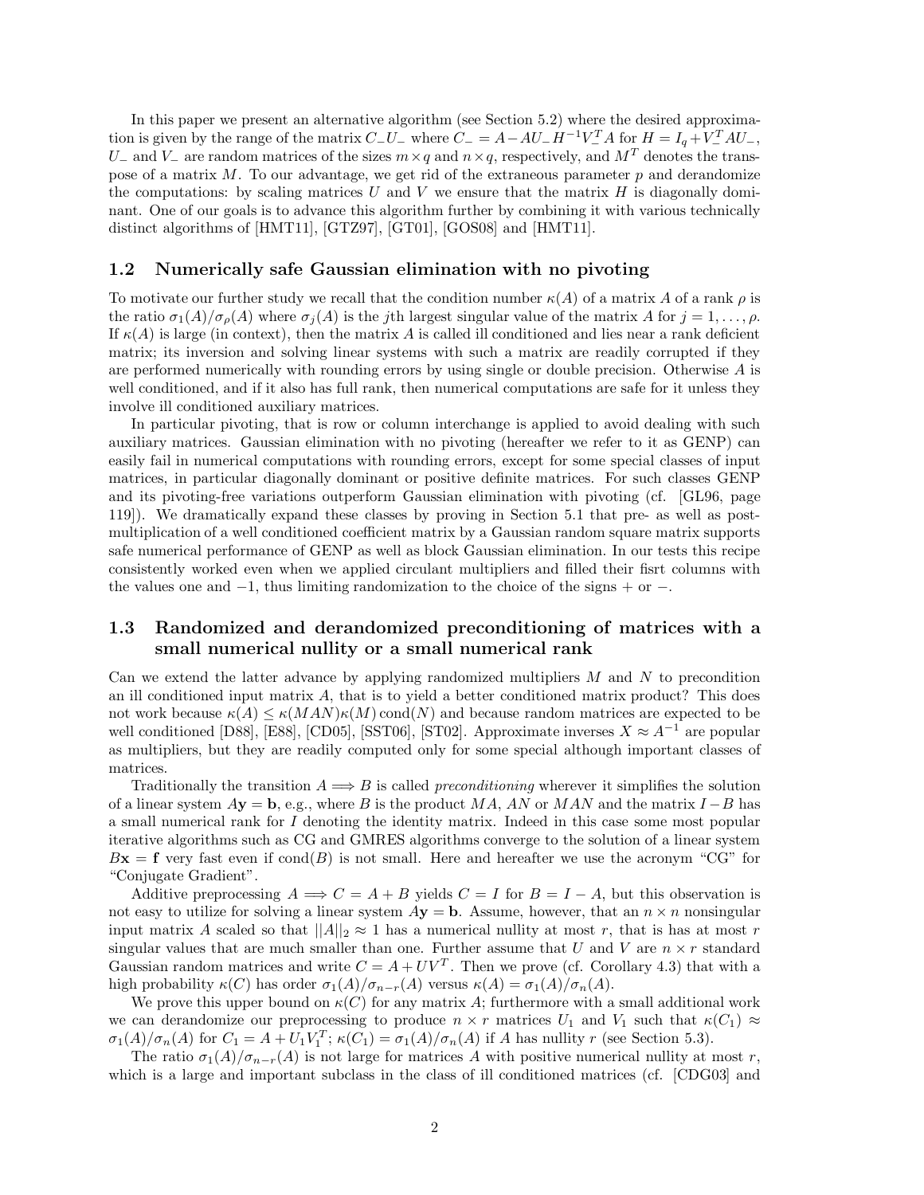In this paper we present an alternative algorithm (see Section 5.2) where the desired approximation is given by the range of the matrix $C_-U_-$ where $C_- = A - AU_-H^{-1}V_-^TA$ for $H = I_q + V_-^TAU_-$, $U_-$ and $V_-$ are random matrices of the sizes $m \times q$ and $n \times q$, respectively, and $M^T$ denotes the transpose of a matrix $M$. To our advantage, we get rid of the extraneous parameter $p$ and derandomize the computations: by scaling matrices $U$ and $V$ we ensure that the matrix $H$ is diagonally dominant. One of our goals is to advance this algorithm further by combining it with various technically distinct algorithms of [HMT11], [GTZ97], [GT01], [GOS08] and [HMT11].

## 1.2 Numerically safe Gaussian elimination with no pivoting

To motivate our further study we recall that the condition number $\kappa(A)$ of a matrix $A$ of a rank $\rho$ is the ratio $\sigma_1(A)/\sigma_\rho(A)$ where $\sigma_j(A)$ is the $j$th largest singular value of the matrix $A$ for $j = 1, \dots, \rho$. If $\kappa(A)$ is large (in context), then the matrix $A$ is called ill conditioned and lies near a rank deficient matrix; its inversion and solving linear systems with such a matrix are readily corrupted if they are performed numerically with rounding errors by using single or double precision. Otherwise $A$ is well conditioned, and if it also has full rank, then numerical computations are safe for it unless they involve ill conditioned auxiliary matrices.

In particular pivoting, that is row or column interchange is applied to avoid dealing with such auxiliary matrices. Gaussian elimination with no pivoting (hereafter we refer to it as GENP) can easily fail in numerical computations with rounding errors, except for some special classes of input matrices, in particular diagonally dominant or positive definite matrices. For such classes GENP and its pivoting-free variations outperform Gaussian elimination with pivoting (cf. [GL96, page 119]). We dramatically expand these classes by proving in Section 5.1 that pre- as well as post-multiplication of a well conditioned coefficient matrix by a Gaussian random square matrix supports safe numerical performance of GENP as well as block Gaussian elimination. In our tests this recipe consistently worked even when we applied circulant multipliers and filled their fisrt columns with the values one and $-1$, thus limiting randomization to the choice of the signs $+$ or $-$.

## 1.3 Randomized and derandomized preconditioning of matrices with a small numerical nullity or a small numerical rank

Can we extend the latter advance by applying randomized multipliers $M$ and $N$ to precondition an ill conditioned input matrix $A$, that is to yield a better conditioned matrix product? This does not work because $\kappa(A) \le \kappa(MAN)\kappa(M)\,\text{cond}(N)$ and because random matrices are expected to be well conditioned [D88], [E88], [CD05], [SST06], [ST02]. Approximate inverses $X \approx A^{-1}$ are popular as multipliers, but they are readily computed only for some special although important classes of matrices.

Traditionally the transition $A \Longrightarrow B$ is called *preconditioning* wherever it simplifies the solution of a linear system $A\mathbf{y} = \mathbf{b}$, e.g., where $B$ is the product $MA$, $AN$ or $MAN$ and the matrix $I - B$ has a small numerical rank for $I$ denoting the identity matrix. Indeed in this case some most popular iterative algorithms such as CG and GMRES algorithms converge to the solution of a linear system $B\mathbf{x} = \mathbf{f}$ very fast even if $\text{cond}(B)$ is not small. Here and hereafter we use the acronym "CG" for "Conjugate Gradient".

Additive preprocessing $A \Longrightarrow C = A + B$ yields $C = I$ for $B = I - A$, but this observation is not easy to utilize for solving a linear system $A\mathbf{y} = \mathbf{b}$. Assume, however, that an $n \times n$ nonsingular input matrix $A$ scaled so that $||A||_2 \approx 1$ has a numerical nullity at most $r$, that is has at most $r$ singular values that are much smaller than one. Further assume that $U$ and $V$ are $n \times r$ standard Gaussian random matrices and write $C = A + UV^T$. Then we prove (cf. Corollary 4.3) that with a high probability $\kappa(C)$ has order $\sigma_1(A)/\sigma_{n-r}(A)$ versus $\kappa(A) = \sigma_1(A)/\sigma_n(A)$.

We prove this upper bound on $\kappa(C)$ for any matrix $A$; furthermore with a small additional work we can derandomize our preprocessing to produce $n \times r$ matrices $U_1$ and $V_1$ such that $\kappa(C_1) \approx \sigma_1(A)/\sigma_n(A)$ for $C_1 = A + U_1V_1^T$; $\kappa(C_1) = \sigma_1(A)/\sigma_n(A)$ if $A$ has nullity $r$ (see Section 5.3).

The ratio $\sigma_1(A)/\sigma_{n-r}(A)$ is not large for matrices $A$ with positive numerical nullity at most $r$, which is a large and important subclass in the class of ill conditioned matrices (cf. [CDG03] and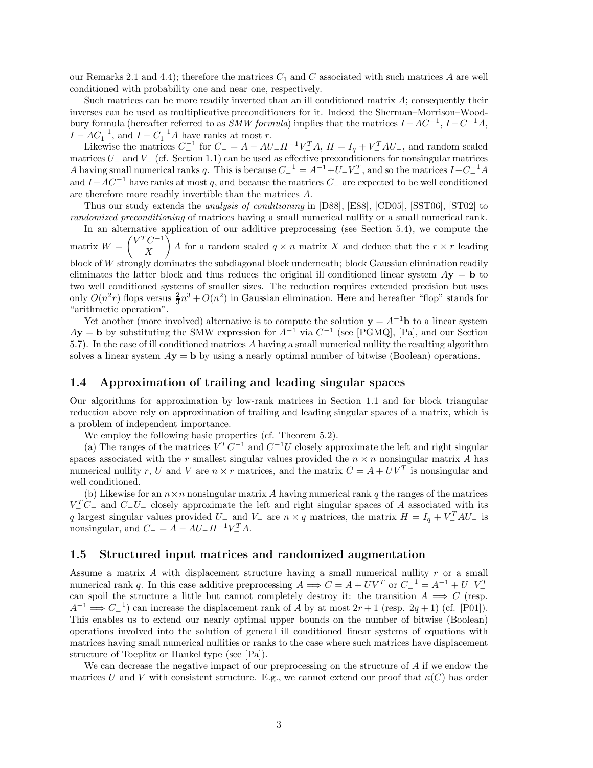our Remarks 2.1 and 4.4); therefore the matrices $C_1$ and $C$ associated with such matrices $A$ are well conditioned with probability one and near one, respectively.

Such matrices can be more readily inverted than an ill conditioned matrix $A$; consequently their inverses can be used as multiplicative preconditioners for it. Indeed the Sherman–Morrison–Woodbury formula (hereafter referred to as *SMW formula*) implies that the matrices $I - AC^{-1}$, $I - C^{-1}A$, $I - AC_1^{-1}$, and $I - C_1^{-1}A$ have ranks at most $r$.

Likewise the matrices $C_-^{-1}$ for $C_- = A - AU_-H^{-1}V_-^TA$, $H = I_q + V_-^TAU_-$, and random scaled matrices $U_-$ and $V_-$ (cf. Section 1.1) can be used as effective preconditioners for nonsingular matrices $A$ having small numerical ranks $q$. This is because $C_-^{-1} = A^{-1} + U_-V_-^T$, and so the matrices $I - C_-^{-1}A$ and $I - AC_-^{-1}$ have ranks at most $q$, and because the matrices $C_-$ are expected to be well conditioned are therefore more readily invertible than the matrices $A$.

Thus our study extends the *analysis of conditioning* in [D88], [E88], [CD05], [SST06], [ST02] to *randomized preconditioning* of matrices having a small numerical nullity or a small numerical rank.

In an alternative application of our additive preprocessing (see Section 5.4), we compute the matrix $W = \begin{pmatrix} V^TC^{-1} \\ X \end{pmatrix} A$ for a random scaled $q \times n$ matrix $X$ and deduce that the $r \times r$ leading block of $W$ strongly dominates the subdiagonal block underneath; block Gaussian elimination readily eliminates the latter block and thus reduces the original ill conditioned linear system $A\mathbf{y} = \mathbf{b}$ to two well conditioned systems of smaller sizes. The reduction requires extended precision but uses only $O(n^2r)$ flops versus $\frac{2}{3}n^3 + O(n^2)$ in Gaussian elimination. Here and hereafter "flop" stands for "arithmetic operation".

Yet another (more involved) alternative is to compute the solution $\mathbf{y} = A^{-1}\mathbf{b}$ to a linear system $A\mathbf{y} = \mathbf{b}$ by substituting the SMW expression for $A^{-1}$ via $C^{-1}$ (see [PGMQ], [Pa], and our Section 5.7). In the case of ill conditioned matrices $A$ having a small numerical nullity the resulting algorithm solves a linear system $A\mathbf{y} = \mathbf{b}$ by using a nearly optimal number of bitwise (Boolean) operations.

### 1.4 Approximation of trailing and leading singular spaces

Our algorithms for approximation by low-rank matrices in Section 1.1 and for block triangular reduction above rely on approximation of trailing and leading singular spaces of a matrix, which is a problem of independent importance.

We employ the following basic properties (cf. Theorem 5.2).

(a) The ranges of the matrices $V^TC^{-1}$ and $C^{-1}U$ closely approximate the left and right singular spaces associated with the $r$ smallest singular values provided the $n \times n$ nonsingular matrix $A$ has numerical nullity $r$, $U$ and $V$ are $n \times r$ matrices, and the matrix $C = A + UV^T$ is nonsingular and well conditioned.

(b) Likewise for an $n \times n$ nonsingular matrix $A$ having numerical rank $q$ the ranges of the matrices $V_-^TC_-$ and $C_-U_-$ closely approximate the left and right singular spaces of $A$ associated with its $q$ largest singular values provided $U_-$ and $V_-$ are $n \times q$ matrices, the matrix $H = I_q + V_-^TAU_-$ is nonsingular, and $C_- = A - AU_-H^{-1}V_-^TA$.

### 1.5 Structured input matrices and randomized augmentation

Assume a matrix $A$ with displacement structure having a small numerical nullity $r$ or a small numerical rank $q$. In this case additive preprocessing $A \Longrightarrow C = A + UV^T$ or $C_-^{-1} = A^{-1} + U_-V_-^T$ can spoil the structure a little but cannot completely destroy it: the transition $A \Longrightarrow C$ (resp. $A^{-1} \Longrightarrow C_-^{-1}$) can increase the displacement rank of $A$ by at most $2r + 1$ (resp. $2q + 1$) (cf. [P01]). This enables us to extend our nearly optimal upper bounds on the number of bitwise (Boolean) operations involved into the solution of general ill conditioned linear systems of equations with matrices having small numerical nullities or ranks to the case where such matrices have displacement structure of Toeplitz or Hankel type (see [Pa]).

We can decrease the negative impact of our preprocessing on the structure of $A$ if we endow the matrices $U$ and $V$ with consistent structure. E.g., we cannot extend our proof that $\kappa(C)$ has order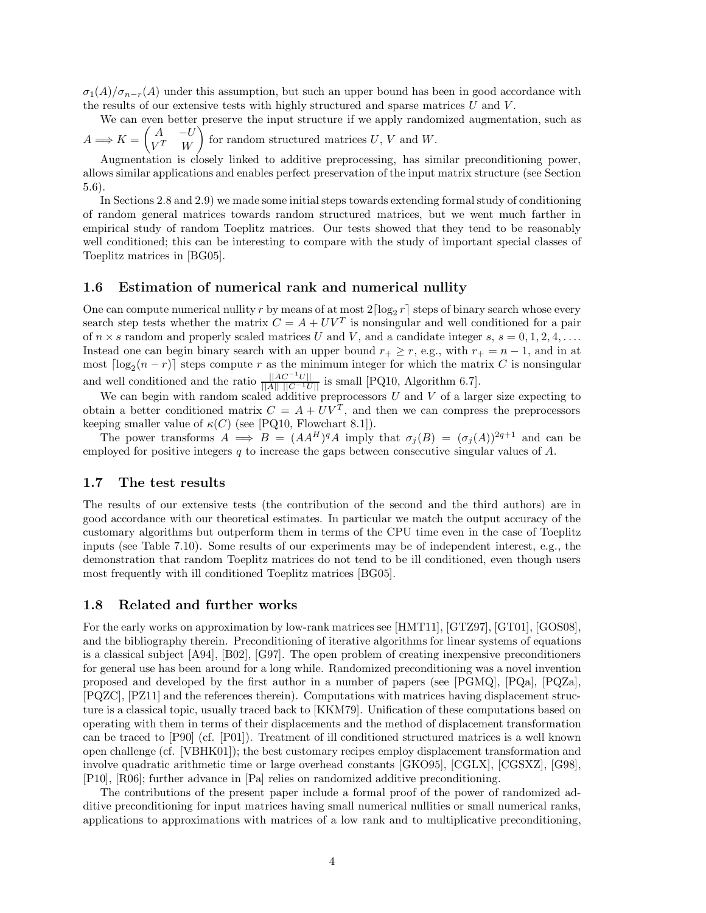$\sigma_1(A)/\sigma_{n-r}(A)$ under this assumption, but such an upper bound has been in good accordance with the results of our extensive tests with highly structured and sparse matrices $U$ and $V$.

We can even better preserve the input structure if we apply randomized augmentation, such as $A \Longrightarrow K = \begin{pmatrix} A & -U \\ V^T & W \end{pmatrix}$ for random structured matrices $U$, $V$ and $W$.

Augmentation is closely linked to additive preprocessing, has similar preconditioning power, allows similar applications and enables perfect preservation of the input matrix structure (see Section 5.6).

In Sections 2.8 and 2.9) we made some initial steps towards extending formal study of conditioning of random general matrices towards random structured matrices, but we went much farther in empirical study of random Toeplitz matrices. Our tests showed that they tend to be reasonably well conditioned; this can be interesting to compare with the study of important special classes of Toeplitz matrices in [BG05].

## 1.6 Estimation of numerical rank and numerical nullity

One can compute numerical nullity $r$ by means of at most $2\lceil \log_2 r \rceil$ steps of binary search whose every search step tests whether the matrix $C = A + UV^T$ is nonsingular and well conditioned for a pair of $n \times s$ random and properly scaled matrices $U$ and $V$, and a candidate integer $s$, $s = 0, 1, 2, 4, \ldots$. Instead one can begin binary search with an upper bound $r_+ \geq r$, e.g., with $r_+ = n-1$, and in at most $\lceil \log_2(n-r) \rceil$ steps compute $r$ as the minimum integer for which the matrix $C$ is nonsingular and well conditioned and the ratio $\frac{||AC^{-1}U||}{||A||\,||C^{-1}U||}$ is small [PQ10, Algorithm 6.7].

We can begin with random scaled additive preprocessors $U$ and $V$ of a larger size expecting to obtain a better conditioned matrix $C = A + UV^T$, and then we can compress the preprocessors keeping smaller value of $\kappa(C)$ (see [PQ10, Flowchart 8.1]).

The power transforms $A \Longrightarrow B = (AA^H)^q A$ imply that $\sigma_j(B) = (\sigma_j(A))^{2q+1}$ and can be employed for positive integers $q$ to increase the gaps between consecutive singular values of $A$.

## 1.7 The test results

The results of our extensive tests (the contribution of the second and the third authors) are in good accordance with our theoretical estimates. In particular we match the output accuracy of the customary algorithms but outperform them in terms of the CPU time even in the case of Toeplitz inputs (see Table 7.10). Some results of our experiments may be of independent interest, e.g., the demonstration that random Toeplitz matrices do not tend to be ill conditioned, even though users most frequently with ill conditioned Toeplitz matrices [BG05].

## 1.8 Related and further works

For the early works on approximation by low-rank matrices see [HMT11], [GTZ97], [GT01], [GOS08], and the bibliography therein. Preconditioning of iterative algorithms for linear systems of equations is a classical subject [A94], [B02], [G97]. The open problem of creating inexpensive preconditioners for general use has been around for a long while. Randomized preconditioning was a novel invention proposed and developed by the first author in a number of papers (see [PGMQ], [PQa], [PQZa], [PQZC], [PZ11] and the references therein). Computations with matrices having displacement structure is a classical topic, usually traced back to [KKM79]. Unification of these computations based on operating with them in terms of their displacements and the method of displacement transformation can be traced to [P90] (cf. [P01]). Treatment of ill conditioned structured matrices is a well known open challenge (cf. [VBHK01]); the best customary recipes employ displacement transformation and involve quadratic arithmetic time or large overhead constants [GKO95], [CGLX], [CGSXZ], [G98], [P10], [R06]; further advance in [Pa] relies on randomized additive preconditioning.

The contributions of the present paper include a formal proof of the power of randomized additive preconditioning for input matrices having small numerical nullities or small numerical ranks, applications to approximations with matrices of a low rank and to multiplicative preconditioning,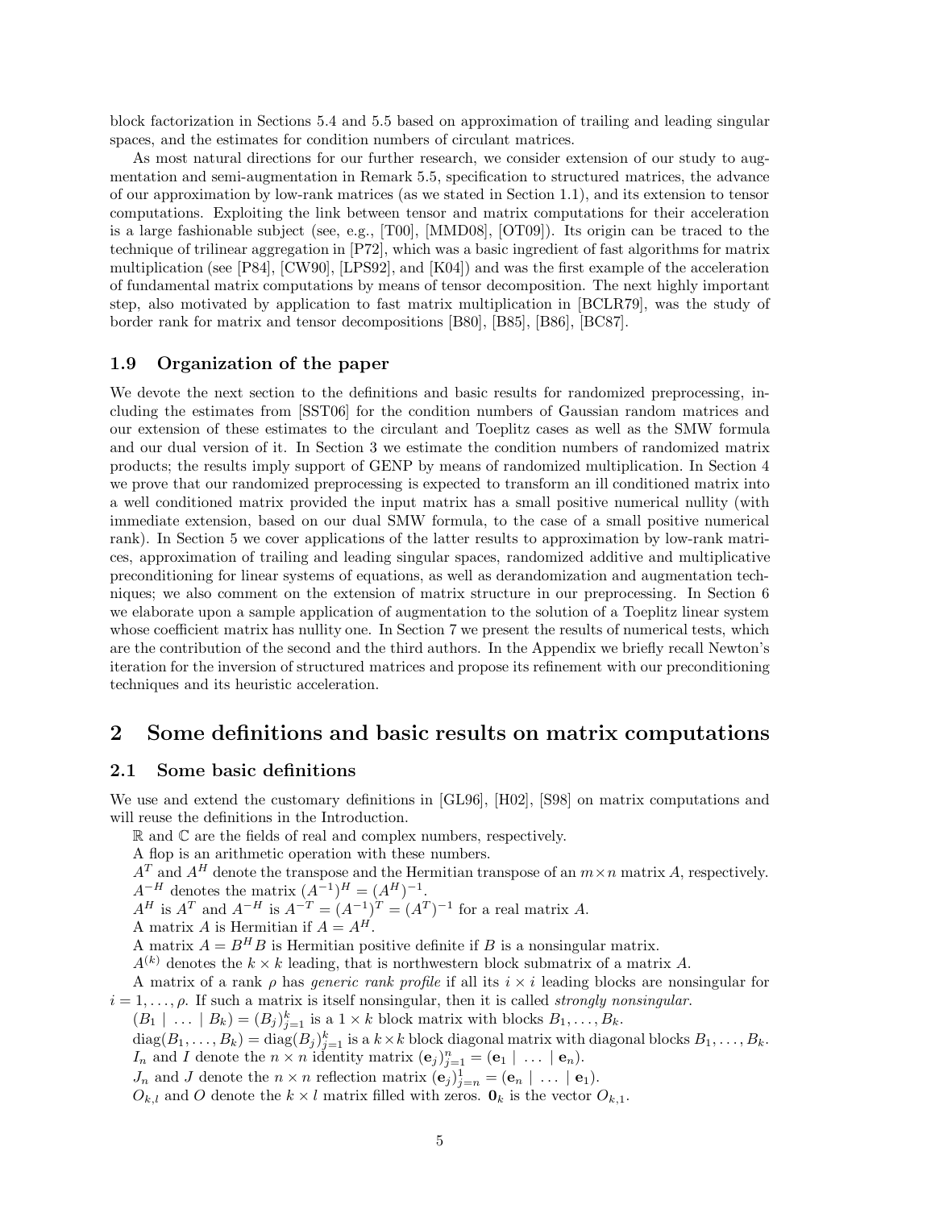block factorization in Sections 5.4 and 5.5 based on approximation of trailing and leading singular spaces, and the estimates for condition numbers of circulant matrices.

As most natural directions for our further research, we consider extension of our study to augmentation and semi-augmentation in Remark 5.5, specification to structured matrices, the advance of our approximation by low-rank matrices (as we stated in Section 1.1), and its extension to tensor computations. Exploiting the link between tensor and matrix computations for their acceleration is a large fashionable subject (see, e.g., [T00], [MMD08], [OT09]). Its origin can be traced to the technique of trilinear aggregation in [P72], which was a basic ingredient of fast algorithms for matrix multiplication (see [P84], [CW90], [LPS92], and [K04]) and was the first example of the acceleration of fundamental matrix computations by means of tensor decomposition. The next highly important step, also motivated by application to fast matrix multiplication in [BCLR79], was the study of border rank for matrix and tensor decompositions [B80], [B85], [B86], [BC87].

### 1.9 Organization of the paper

We devote the next section to the definitions and basic results for randomized preprocessing, including the estimates from [SST06] for the condition numbers of Gaussian random matrices and our extension of these estimates to the circulant and Toeplitz cases as well as the SMW formula and our dual version of it. In Section 3 we estimate the condition numbers of randomized matrix products; the results imply support of GENP by means of randomized multiplication. In Section 4 we prove that our randomized preprocessing is expected to transform an ill conditioned matrix into a well conditioned matrix provided the input matrix has a small positive numerical nullity (with immediate extension, based on our dual SMW formula, to the case of a small positive numerical rank). In Section 5 we cover applications of the latter results to approximation by low-rank matrices, approximation of trailing and leading singular spaces, randomized additive and multiplicative preconditioning for linear systems of equations, as well as derandomization and augmentation techniques; we also comment on the extension of matrix structure in our preprocessing. In Section 6 we elaborate upon a sample application of augmentation to the solution of a Toeplitz linear system whose coefficient matrix has nullity one. In Section 7 we present the results of numerical tests, which are the contribution of the second and the third authors. In the Appendix we briefly recall Newton's iteration for the inversion of structured matrices and propose its refinement with our preconditioning techniques and its heuristic acceleration.

## 2 Some definitions and basic results on matrix computations

### 2.1 Some basic definitions

We use and extend the customary definitions in [GL96], [H02], [S98] on matrix computations and will reuse the definitions in the Introduction.

$\mathbb{R}$ and $\mathbb{C}$ are the fields of real and complex numbers, respectively.

A flop is an arithmetic operation with these numbers.

$A^T$ and $A^H$ denote the transpose and the Hermitian transpose of an $m\times n$ matrix $A$, respectively. $A^{-H}$ denotes the matrix $(A^{-1})^H = (A^H)^{-1}$.

$A^H$ is $A^T$ and $A^{-H}$ is $A^{-T} = (A^{-1})^T = (A^T)^{-1}$ for a real matrix $A$.

A matrix $A$ is Hermitian if $A = A^H$.

A matrix $A = B^H B$ is Hermitian positive definite if $B$ is a nonsingular matrix.

$A^{(k)}$ denotes the $k \times k$ leading, that is northwestern block submatrix of a matrix $A$.

A matrix of a rank $\rho$ has *generic rank profile* if all its $i \times i$ leading blocks are nonsingular for $i = 1,\dots,\rho$. If such a matrix is itself nonsingular, then it is called *strongly nonsingular*.

$(B_1 \mid \dots \mid B_k) = (B_j)_{j=1}^k$ is a $1 \times k$ block matrix with blocks $B_1,\dots,B_k$.

$\mathrm{diag}(B_1,\dots,B_k) = \mathrm{diag}(B_j)_{j=1}^k$ is a $k\times k$ block diagonal matrix with diagonal blocks $B_1,\dots,B_k$.

$I_n$ and $I$ denote the $n \times n$ identity matrix $(\mathbf{e}_j)_{j=1}^n = (\mathbf{e}_1 \mid \dots \mid \mathbf{e}_n)$.

$J_n$ and $J$ denote the $n \times n$ reflection matrix $(\mathbf{e}_j)_{j=n}^1 = (\mathbf{e}_n \mid \dots \mid \mathbf{e}_1)$.

$O_{k,l}$ and $O$ denote the $k \times l$ matrix filled with zeros. $\mathbf{0}_k$ is the vector $O_{k,1}$.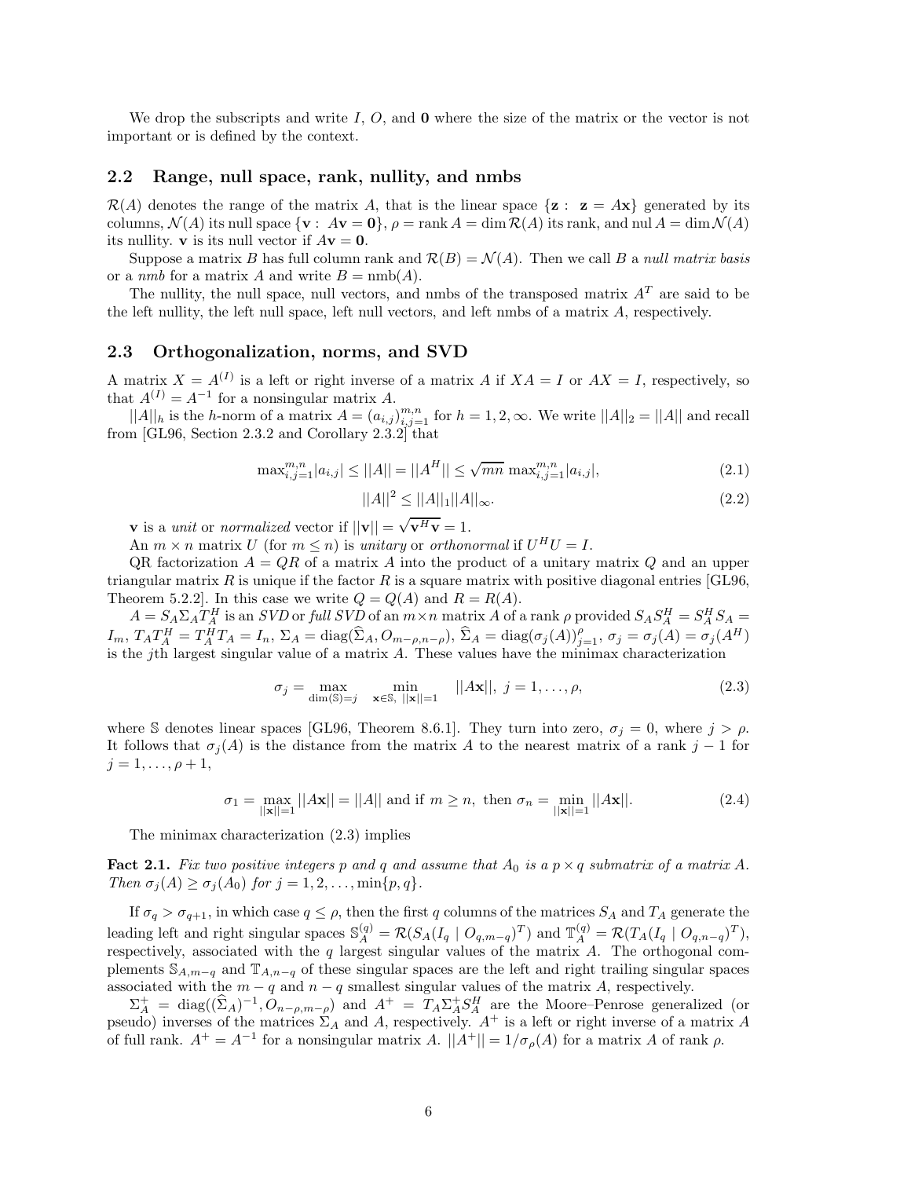We drop the subscripts and write $I$, $O$, and $\mathbf{0}$ where the size of the matrix or the vector is not important or is defined by the context.

## 2.2 Range, null space, rank, nullity, and nmbs

$\mathcal{R}(A)$ denotes the range of the matrix $A$, that is the linear space $\{\mathbf{z} : \ \mathbf{z} = A\mathbf{x}\}$ generated by its columns, $\mathcal{N}(A)$ its null space $\{\mathbf{v} : \ A\mathbf{v} = \mathbf{0}\}$, $\rho = \operatorname{rank} A = \dim \mathcal{R}(A)$ its rank, and $\operatorname{nul} A = \dim \mathcal{N}(A)$ its nullity. $\mathbf{v}$ is its null vector if $A\mathbf{v} = \mathbf{0}$.

Suppose a matrix $B$ has full column rank and $\mathcal{R}(B) = \mathcal{N}(A)$. Then we call $B$ a *null matrix basis* or a *nmb* for a matrix $A$ and write $B = \operatorname{nmb}(A)$.

The nullity, the null space, null vectors, and nmbs of the transposed matrix $A^T$ are said to be the left nullity, the left null space, left null vectors, and left nmbs of a matrix $A$, respectively.

## 2.3 Orthogonalization, norms, and SVD

A matrix $X = A^{(I)}$ is a left or right inverse of a matrix $A$ if $XA = I$ or $AX = I$, respectively, so that $A^{(I)} = A^{-1}$ for a nonsingular matrix $A$.

$||A||_h$ is the $h$-norm of a matrix $A = (a_{i,j})_{i,j=1}^{m,n}$ for $h = 1, 2, \infty$. We write $||A||_2 = ||A||$ and recall from [GL96, Section 2.3.2 and Corollary 2.3.2] that

$$\max_{i,j=1}^{m,n} |a_{i,j}| \leq ||A|| = ||A^H|| \leq \sqrt{mn}\, \max_{i,j=1}^{m,n} |a_{i,j}|, \tag{2.1}$$

$$||A||^2 \leq ||A||_1 ||A||_\infty. \tag{2.2}$$

$\mathbf{v}$ is a *unit* or *normalized* vector if $||\mathbf{v}|| = \sqrt{\mathbf{v}^H \mathbf{v}} = 1$.

An $m \times n$ matrix $U$ (for $m \leq n$) is *unitary* or *orthonormal* if $U^H U = I$.

QR factorization $A = QR$ of a matrix $A$ into the product of a unitary matrix $Q$ and an upper triangular matrix $R$ is unique if the factor $R$ is a square matrix with positive diagonal entries [GL96, Theorem 5.2.2]. In this case we write $Q = Q(A)$ and $R = R(A)$.

$A = S_A \Sigma_A T_A^H$ is an *SVD* or *full SVD* of an $m \times n$ matrix $A$ of a rank $\rho$ provided $S_A S_A^H = S_A^H S_A = I_m$, $T_A T_A^H = T_A^H T_A = I_n$, $\Sigma_A = \operatorname{diag}(\widehat{\Sigma}_A, O_{m-\rho,n-\rho})$, $\widehat{\Sigma}_A = \operatorname{diag}(\sigma_j(A))_{j=1}^{\rho}$, $\sigma_j = \sigma_j(A) = \sigma_j(A^H)$ is the $j$th largest singular value of a matrix $A$. These values have the minimax characterization

$$\sigma_j = \max_{\dim(\mathbb{S})=j} \ \min_{\mathbf{x}\in\mathbb{S},\ ||\mathbf{x}||=1} \ ||A\mathbf{x}||, \ j = 1, \ldots, \rho, \tag{2.3}$$

where $\mathbb{S}$ denotes linear spaces [GL96, Theorem 8.6.1]. They turn into zero, $\sigma_j = 0$, where $j > \rho$. It follows that $\sigma_j(A)$ is the distance from the matrix $A$ to the nearest matrix of a rank $j - 1$ for $j = 1, \ldots, \rho + 1$,

$$\sigma_1 = \max_{||\mathbf{x}||=1} ||A\mathbf{x}|| = ||A|| \text{ and if } m \geq n, \text{ then } \sigma_n = \min_{||\mathbf{x}||=1} ||A\mathbf{x}||. \tag{2.4}$$

The minimax characterization (2.3) implies

**Fact 2.1.** *Fix two positive integers $p$ and $q$ and assume that $A_0$ is a $p \times q$ submatrix of a matrix $A$. Then $\sigma_j(A) \geq \sigma_j(A_0)$ for $j = 1, 2, \ldots, \min\{p, q\}$.*

If $\sigma_q > \sigma_{q+1}$, in which case $q \leq \rho$, then the first $q$ columns of the matrices $S_A$ and $T_A$ generate the leading left and right singular spaces $\mathbb{S}_A^{(q)} = \mathcal{R}(S_A(I_q \mid O_{q,m-q})^T)$ and $\mathbb{T}_A^{(q)} = \mathcal{R}(T_A(I_q \mid O_{q,n-q})^T)$, respectively, associated with the $q$ largest singular values of the matrix $A$. The orthogonal complements $\mathbb{S}_{A,m-q}$ and $\mathbb{T}_{A,n-q}$ of these singular spaces are the left and right trailing singular spaces associated with the $m - q$ and $n - q$ smallest singular values of the matrix $A$, respectively.

$\Sigma_A^+ = \operatorname{diag}((\widehat{\Sigma}_A)^{-1}, O_{n-\rho,m-\rho})$ and $A^+ = T_A \Sigma_A^+ S_A^H$ are the Moore–Penrose generalized (or pseudo) inverses of the matrices $\Sigma_A$ and $A$, respectively. $A^+$ is a left or right inverse of a matrix $A$ of full rank. $A^+ = A^{-1}$ for a nonsingular matrix $A$. $||A^+|| = 1/\sigma_\rho(A)$ for a matrix $A$ of rank $\rho$.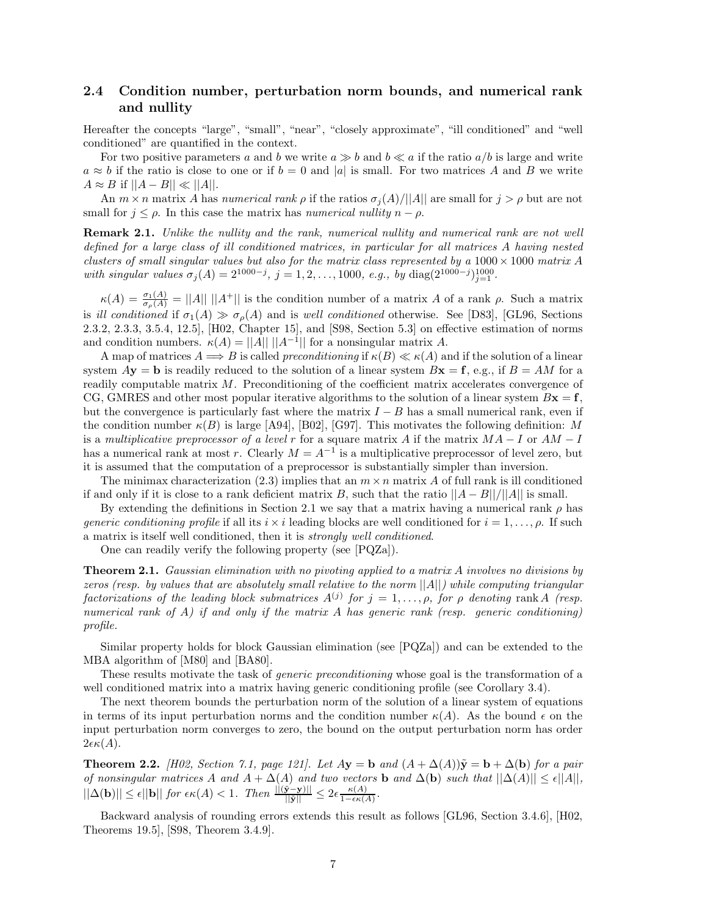### 2.4 Condition number, perturbation norm bounds, and numerical rank and nullity

Hereafter the concepts "large", "small", "near", "closely approximate", "ill conditioned" and "well conditioned" are quantified in the context.

For two positive parameters $a$ and $b$ we write $a \gg b$ and $b \ll a$ if the ratio $a/b$ is large and write $a \approx b$ if the ratio is close to one or if $b = 0$ and $|a|$ is small. For two matrices $A$ and $B$ we write $A \approx B$ if $||A - B|| \ll ||A||$.

An $m \times n$ matrix $A$ has *numerical rank* $\rho$ if the ratios $\sigma_j(A)/||A||$ are small for $j > \rho$ but are not small for $j \leq \rho$. In this case the matrix has *numerical nullity* $n - \rho$.

**Remark 2.1.** *Unlike the nullity and the rank, numerical nullity and numerical rank are not well defined for a large class of ill conditioned matrices, in particular for all matrices $A$ having nested clusters of small singular values but also for the matrix class represented by a $1000 \times 1000$ matrix $A$ with singular values $\sigma_j(A) = 2^{1000-j}$, $j = 1, 2, \ldots, 1000$, e.g., by $\operatorname{diag}(2^{1000-j})_{j=1}^{1000}$.*

$\kappa(A) = \frac{\sigma_1(A)}{\sigma_\rho(A)} = ||A||\,||A^+||$ is the condition number of a matrix $A$ of a rank $\rho$. Such a matrix is *ill conditioned* if $\sigma_1(A) \gg \sigma_\rho(A)$ and is *well conditioned* otherwise. See [D83], [GL96, Sections 2.3.2, 2.3.3, 3.5.4, 12.5], [H02, Chapter 15], and [S98, Section 5.3] on effective estimation of norms and condition numbers. $\kappa(A) = ||A||\,||A^{-1}||$ for a nonsingular matrix $A$.

A map of matrices $A \Longrightarrow B$ is called *preconditioning* if $\kappa(B) \ll \kappa(A)$ and if the solution of a linear system $A\mathbf{y} = \mathbf{b}$ is readily reduced to the solution of a linear system $B\mathbf{x} = \mathbf{f}$, e.g., if $B = AM$ for a readily computable matrix $M$. Preconditioning of the coefficient matrix accelerates convergence of CG, GMRES and other most popular iterative algorithms to the solution of a linear system $B\mathbf{x} = \mathbf{f}$, but the convergence is particularly fast where the matrix $I - B$ has a small numerical rank, even if the condition number $\kappa(B)$ is large [A94], [B02], [G97]. This motivates the following definition: $M$ is a *multiplicative preprocessor of a level* $r$ for a square matrix $A$ if the matrix $MA - I$ or $AM - I$ has a numerical rank at most $r$. Clearly $M = A^{-1}$ is a multiplicative preprocessor of level zero, but it is assumed that the computation of a preprocessor is substantially simpler than inversion.

The minimax characterization (2.3) implies that an $m \times n$ matrix $A$ of full rank is ill conditioned if and only if it is close to a rank deficient matrix $B$, such that the ratio $||A - B||/||A||$ is small.

By extending the definitions in Section 2.1 we say that a matrix having a numerical rank $\rho$ has *generic conditioning profile* if all its $i \times i$ leading blocks are well conditioned for $i = 1, \ldots, \rho$. If such a matrix is itself well conditioned, then it is *strongly well conditioned*.

One can readily verify the following property (see [PQZa]).

**Theorem 2.1.** *Gaussian elimination with no pivoting applied to a matrix $A$ involves no divisions by zeros (resp. by values that are absolutely small relative to the norm $||A||$) while computing triangular factorizations of the leading block submatrices $A^{(j)}$ for $j = 1, \ldots, \rho$, for $\rho$ denoting $\operatorname{rank} A$ (resp. numerical rank of $A$) if and only if the matrix $A$ has generic rank (resp. generic conditioning) profile.*

Similar property holds for block Gaussian elimination (see [PQZa]) and can be extended to the MBA algorithm of [M80] and [BA80].

These results motivate the task of *generic preconditioning* whose goal is the transformation of a well conditioned matrix into a matrix having generic conditioning profile (see Corollary 3.4).

The next theorem bounds the perturbation norm of the solution of a linear system of equations in terms of its input perturbation norms and the condition number $\kappa(A)$. As the bound $\epsilon$ on the input perturbation norm converges to zero, the bound on the output perturbation norm has order $2\epsilon\kappa(A)$.

**Theorem 2.2.** *[H02, Section 7.1, page 121]. Let $A\mathbf{y} = \mathbf{b}$ and $(A + \Delta(A))\tilde{\mathbf{y}} = \mathbf{b} + \Delta(\mathbf{b})$ for a pair of nonsingular matrices $A$ and $A + \Delta(A)$ and two vectors $\mathbf{b}$ and $\Delta(\mathbf{b})$ such that $||\Delta(A)|| \leq \epsilon||A||$, $||\Delta(\mathbf{b})|| \leq \epsilon||\mathbf{b}||$ for $\epsilon\kappa(A) < 1$. Then $\frac{||(\tilde{\mathbf{y}} - \mathbf{y})||}{||\tilde{\mathbf{y}}||} \leq 2\epsilon\frac{\kappa(A)}{1 - \epsilon\kappa(A)}$.*

Backward analysis of rounding errors extends this result as follows [GL96, Section 3.4.6], [H02, Theorems 19.5], [S98, Theorem 3.4.9].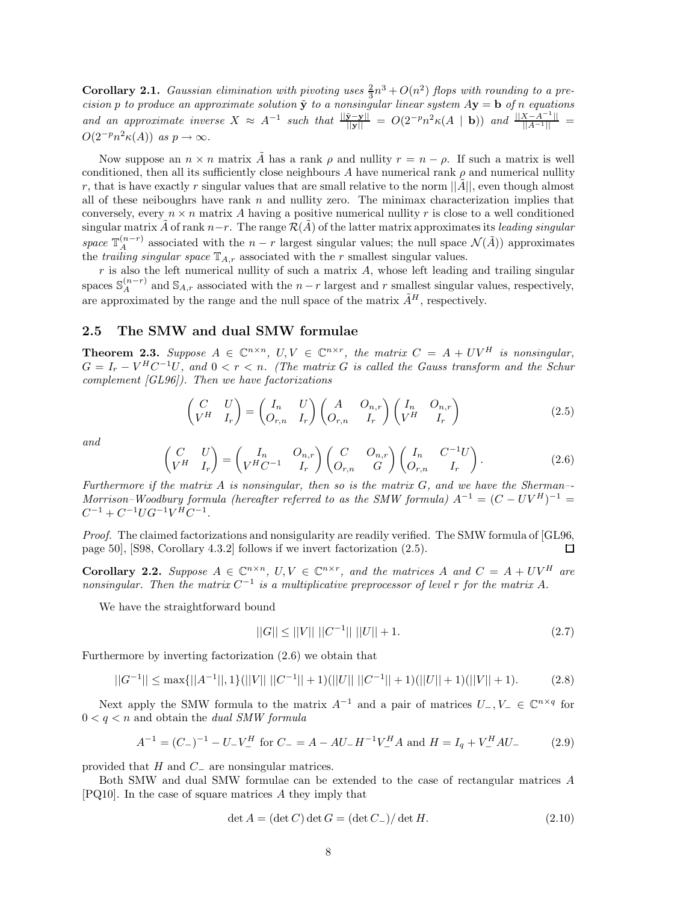**Corollary 2.1.** *Gaussian elimination with pivoting uses $\frac{2}{3}n^3 + O(n^2)$ flops with rounding to a precision $p$ to produce an approximate solution $\tilde{\mathbf{y}}$ to a nonsingular linear system $A\mathbf{y} = \mathbf{b}$ of $n$ equations and an approximate inverse $X \approx A^{-1}$ such that $\frac{||\tilde{\mathbf{y}}-\mathbf{y}||}{||\mathbf{y}||} = O(2^{-p}n^2\kappa(A \mid \mathbf{b}))$ and $\frac{||X-A^{-1}||}{||A^{-1}||} = O(2^{-p}n^2\kappa(A))$ as $p \to \infty$.*

Now suppose an $n \times n$ matrix $\tilde{A}$ has a rank $\rho$ and nullity $r = n - \rho$. If such a matrix is well conditioned, then all its sufficiently close neighbours $A$ have numerical rank $\rho$ and numerical nullity $r$, that is have exactly $r$ singular values that are small relative to the norm $||\tilde{A}||$, even though almost all of these neiboughrs have rank $n$ and nullity zero. The minimax characterization implies that conversely, every $n \times n$ matrix $A$ having a positive numerical nullity $r$ is close to a well conditioned singular matrix $\tilde{A}$ of rank $n-r$. The range $\mathcal{R}(\tilde{A})$ of the latter matrix approximates its *leading singular space* $\mathbb{T}_A^{(n-r)}$ associated with the $n-r$ largest singular values; the null space $\mathcal{N}(\tilde{A})$) approximates the *trailing singular space* $\mathbb{T}_{A,r}$ associated with the $r$ smallest singular values.

$r$ is also the left numerical nullity of such a matrix $A$, whose left leading and trailing singular spaces $\mathbb{S}_A^{(n-r)}$ and $\mathbb{S}_{A,r}$ associated with the $n-r$ largest and $r$ smallest singular values, respectively, are approximated by the range and the null space of the matrix $\tilde{A}^H$, respectively.

## 2.5 The SMW and dual SMW formulae

**Theorem 2.3.** *Suppose $A \in \mathbb{C}^{n\times n}$, $U, V \in \mathbb{C}^{n\times r}$, the matrix $C = A + UV^H$ is nonsingular, $G = I_r - V^H C^{-1}U$, and $0 < r < n$. (The matrix $G$ is called the Gauss transform and the Schur complement [GL96]). Then we have factorizations*

$$\begin{pmatrix} C & U \\ V^H & I_r \end{pmatrix} = \begin{pmatrix} I_n & U \\ O_{r,n} & I_r \end{pmatrix} \begin{pmatrix} A & O_{n,r} \\ O_{r,n} & I_r \end{pmatrix} \begin{pmatrix} I_n & O_{n,r} \\ V^H & I_r \end{pmatrix} \tag{2.5}$$

*and*

$$\begin{pmatrix} C & U \\ V^H & I_r \end{pmatrix} = \begin{pmatrix} I_n & O_{n,r} \\ V^H C^{-1} & I_r \end{pmatrix} \begin{pmatrix} C & O_{n,r} \\ O_{r,n} & G \end{pmatrix} \begin{pmatrix} I_n & C^{-1}U \\ O_{r,n} & I_r \end{pmatrix}. \tag{2.6}$$

*Furthermore if the matrix $A$ is nonsingular, then so is the matrix $G$, and we have the Sherman–-Morrison–Woodbury formula (hereafter referred to as the SMW formula) $A^{-1} = (C - UV^H)^{-1} = C^{-1} + C^{-1}UG^{-1}V^H C^{-1}$.*

*Proof.* The claimed factorizations and nonsingularity are readily verified. The SMW formula of [GL96, page 50], [S98, Corollary 4.3.2] follows if we invert factorization (2.5). ☐

**Corollary 2.2.** *Suppose $A \in \mathbb{C}^{n\times n}$, $U, V \in \mathbb{C}^{n\times r}$, and the matrices $A$ and $C = A + UV^H$ are nonsingular. Then the matrix $C^{-1}$ is a multiplicative preprocessor of level $r$ for the matrix $A$.*

We have the straightforward bound

$$||G|| \le ||V||\ ||C^{-1}||\ ||U|| + 1. \tag{2.7}$$

Furthermore by inverting factorization (2.6) we obtain that

$$||G^{-1}|| \le \max\{||A^{-1}||, 1\}(||V||\ ||C^{-1}|| + 1)(||U||\ ||C^{-1}|| + 1)(||U|| + 1)(||V|| + 1). \tag{2.8}$$

Next apply the SMW formula to the matrix $A^{-1}$ and a pair of matrices $U_-, V_- \in \mathbb{C}^{n\times q}$ for $0 < q < n$ and obtain the *dual SMW formula*

$$A^{-1} = (C_-)^{-1} - U_- V_-^H \text{ for } C_- = A - AU_- H^{-1} V_-^H A \text{ and } H = I_q + V_-^H A U_- \tag{2.9}$$

provided that $H$ and $C_-$ are nonsingular matrices.

Both SMW and dual SMW formulae can be extended to the case of rectangular matrices $A$ [PQ10]. In the case of square matrices $A$ they imply that

$$\det A = (\det C) \det G = (\det C_-)/\det H. \tag{2.10}$$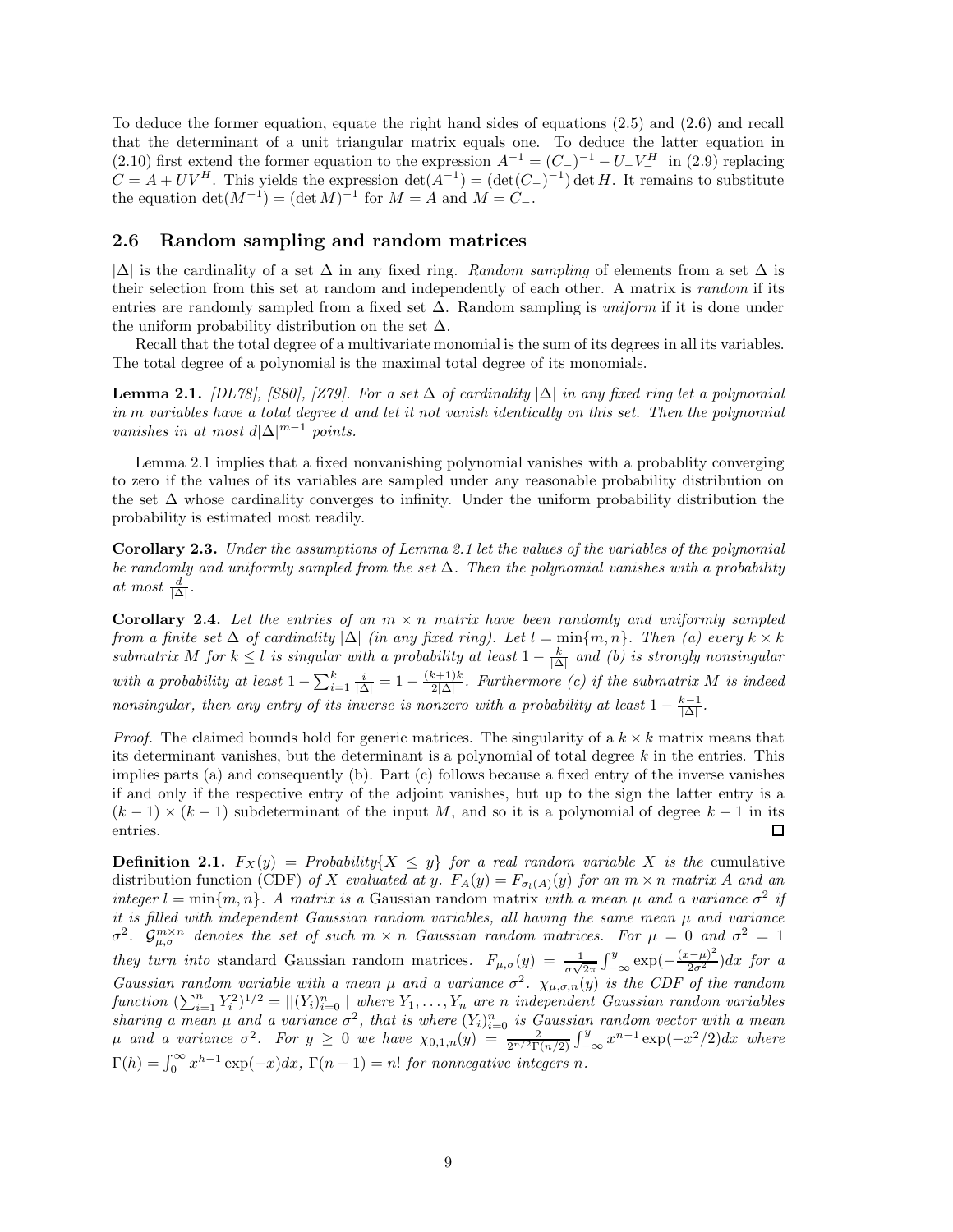To deduce the former equation, equate the right hand sides of equations (2.5) and (2.6) and recall that the determinant of a unit triangular matrix equals one. To deduce the latter equation in (2.10) first extend the former equation to the expression $A^{-1} = (C_-)^{-1} - U_-V_-^H$ in (2.9) replacing $C = A + UV^H$. This yields the expression $\det(A^{-1}) = (\det(C_-)^{-1}) \det H$. It remains to substitute the equation $\det(M^{-1}) = (\det M)^{-1}$ for $M = A$ and $M = C_-$.

## 2.6 Random sampling and random matrices

$|\Delta|$ is the cardinality of a set $\Delta$ in any fixed ring. *Random sampling* of elements from a set $\Delta$ is their selection from this set at random and independently of each other. A matrix is *random* if its entries are randomly sampled from a fixed set $\Delta$. Random sampling is *uniform* if it is done under the uniform probability distribution on the set $\Delta$.

Recall that the total degree of a multivariate monomial is the sum of its degrees in all its variables. The total degree of a polynomial is the maximal total degree of its monomials.

**Lemma 2.1.** *[DL78], [S80], [Z79]. For a set $\Delta$ of cardinality $|\Delta|$ in any fixed ring let a polynomial in $m$ variables have a total degree $d$ and let it not vanish identically on this set. Then the polynomial vanishes in at most $d|\Delta|^{m-1}$ points.*

Lemma 2.1 implies that a fixed nonvanishing polynomial vanishes with a probablity converging to zero if the values of its variables are sampled under any reasonable probability distribution on the set $\Delta$ whose cardinality converges to infinity. Under the uniform probability distribution the probability is estimated most readily.

**Corollary 2.3.** *Under the assumptions of Lemma 2.1 let the values of the variables of the polynomial be randomly and uniformly sampled from the set $\Delta$. Then the polynomial vanishes with a probability at most $\frac{d}{|\Delta|}$.*

**Corollary 2.4.** *Let the entries of an $m \times n$ matrix have been randomly and uniformly sampled from a finite set $\Delta$ of cardinality $|\Delta|$ (in any fixed ring). Let $l = \min\{m, n\}$. Then (a) every $k \times k$ submatrix $M$ for $k \le l$ is singular with a probability at least $1 - \frac{k}{|\Delta|}$ and (b) is strongly nonsingular with a probability at least $1 - \sum_{i=1}^{k} \frac{i}{|\Delta|} = 1 - \frac{(k+1)k}{2|\Delta|}$. Furthermore (c) if the submatrix $M$ is indeed nonsingular, then any entry of its inverse is nonzero with a probability at least $1 - \frac{k-1}{|\Delta|}$.*

*Proof.* The claimed bounds hold for generic matrices. The singularity of a $k \times k$ matrix means that its determinant vanishes, but the determinant is a polynomial of total degree $k$ in the entries. This implies parts (a) and consequently (b). Part (c) follows because a fixed entry of the inverse vanishes if and only if the respective entry of the adjoint vanishes, but up to the sign the latter entry is a $(k-1) \times (k-1)$ subdeterminant of the input $M$, and so it is a polynomial of degree $k - 1$ in its entries. ☐

**Definition 2.1.** *$F_X(y) = Probability\{X \le y\}$ for a real random variable $X$ is the* cumulative distribution function (CDF) *of $X$ evaluated at $y$. $F_A(y) = F_{\sigma_l(A)}(y)$ for an $m \times n$ matrix $A$ and an integer $l = \min\{m, n\}$. A matrix is a* Gaussian random matrix *with a mean $\mu$ and a variance $\sigma^2$ if it is filled with independent Gaussian random variables, all having the same mean $\mu$ and variance $\sigma^2$. $\mathcal{G}_{\mu,\sigma}^{m\times n}$ denotes the set of such $m \times n$ Gaussian random matrices. For $\mu = 0$ and $\sigma^2 = 1$ they turn into* standard Gaussian random matrices. *$F_{\mu,\sigma}(y) = \frac{1}{\sigma\sqrt{2\pi}} \int_{-\infty}^{y} \exp(-\frac{(x-\mu)^2}{2\sigma^2})dx$ for a Gaussian random variable with a mean $\mu$ and a variance $\sigma^2$. $\chi_{\mu,\sigma,n}(y)$ is the CDF of the random function $(\sum_{i=1}^{n} Y_i^2)^{1/2} = ||(Y_i)_{i=0}^n||$ where $Y_1, \ldots, Y_n$ are $n$ independent Gaussian random variables sharing a mean $\mu$ and a variance $\sigma^2$, that is where $(Y_i)_{i=0}^n$ is Gaussian random vector with a mean $\mu$ and a variance $\sigma^2$. For $y \ge 0$ we have $\chi_{0,1,n}(y) = \frac{2}{2^{n/2}\Gamma(n/2)} \int_{-\infty}^{y} x^{n-1} \exp(-x^2/2)dx$ where $\Gamma(h) = \int_0^\infty x^{h-1} \exp(-x)dx$, $\Gamma(n+1) = n!$ for nonnegative integers $n$.*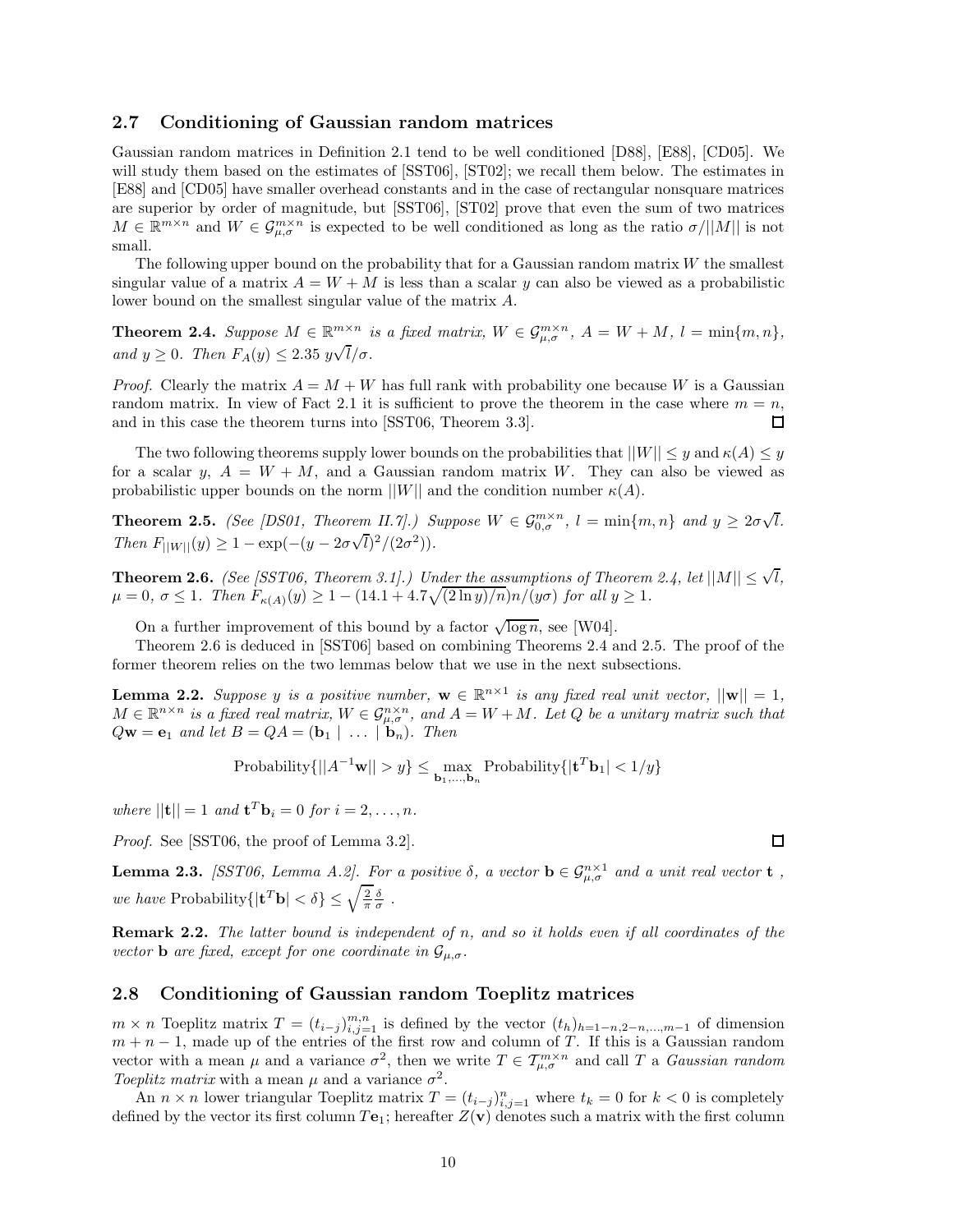## 2.7 Conditioning of Gaussian random matrices

Gaussian random matrices in Definition 2.1 tend to be well conditioned [D88], [E88], [CD05]. We will study them based on the estimates of [SST06], [ST02]; we recall them below. The estimates in [E88] and [CD05] have smaller overhead constants and in the case of rectangular nonsquare matrices are superior by order of magnitude, but [SST06], [ST02] prove that even the sum of two matrices $M \in \mathbb{R}^{m\times n}$ and $W \in \mathcal{G}_{\mu,\sigma}^{m\times n}$ is expected to be well conditioned as long as the ratio $\sigma/||M||$ is not small.

The following upper bound on the probability that for a Gaussian random matrix $W$ the smallest singular value of a matrix $A = W + M$ is less than a scalar $y$ can also be viewed as a probabilistic lower bound on the smallest singular value of the matrix $A$.

**Theorem 2.4.** *Suppose $M \in \mathbb{R}^{m\times n}$ is a fixed matrix, $W \in \mathcal{G}_{\mu,\sigma}^{m\times n}$, $A = W + M$, $l = \min\{m, n\}$, and $y \geq 0$. Then $F_A(y) \leq 2.35\ y\sqrt{l}/\sigma$.*

*Proof.* Clearly the matrix $A = M + W$ has full rank with probability one because $W$ is a Gaussian random matrix. In view of Fact 2.1 it is sufficient to prove the theorem in the case where $m = n$, and in this case the theorem turns into [SST06, Theorem 3.3]. □

The two following theorems supply lower bounds on the probabilities that $||W|| \leq y$ and $\kappa(A) \leq y$ for a scalar $y$, $A = W + M$, and a Gaussian random matrix $W$. They can also be viewed as probabilistic upper bounds on the norm $||W||$ and the condition number $\kappa(A)$.

**Theorem 2.5.** *(See [DS01, Theorem II.7].) Suppose $W \in \mathcal{G}_{0,\sigma}^{m\times n}$, $l = \min\{m, n\}$ and $y \geq 2\sigma\sqrt{l}$. Then $F_{||W||}(y) \geq 1 - \exp(-(y - 2\sigma\sqrt{l})^2/(2\sigma^2))$.*

**Theorem 2.6.** *(See [SST06, Theorem 3.1].) Under the assumptions of Theorem 2.4, let $||M|| \leq \sqrt{l}$, $\mu = 0$, $\sigma \leq 1$. Then $F_{\kappa(A)}(y) \geq 1 - (14.1 + 4.7\sqrt{(2\ln y)/n})n/(y\sigma)$ for all $y \geq 1$.*

On a further improvement of this bound by a factor $\sqrt{\log n}$, see [W04].

Theorem 2.6 is deduced in [SST06] based on combining Theorems 2.4 and 2.5. The proof of the former theorem relies on the two lemmas below that we use in the next subsections.

**Lemma 2.2.** *Suppose $y$ is a positive number, $\mathbf{w} \in \mathbb{R}^{n\times 1}$ is any fixed real unit vector, $||\mathbf{w}|| = 1$, $M \in \mathbb{R}^{n\times n}$ is a fixed real matrix, $W \in \mathcal{G}_{\mu,\sigma}^{n\times n}$, and $A = W + M$. Let $Q$ be a unitary matrix such that $Q\mathbf{w} = \mathbf{e}_1$ and let $B = QA = (\mathbf{b}_1 \mid \ldots \mid \mathbf{b}_n)$. Then*

$$\text{Probability}\{||A^{-1}\mathbf{w}|| > y\} \leq \max_{\mathbf{b}_1,\ldots,\mathbf{b}_n} \text{Probability}\{|\mathbf{t}^T\mathbf{b}_1| < 1/y\}$$

*where $||\mathbf{t}|| = 1$ and $\mathbf{t}^T\mathbf{b}_i = 0$ for $i = 2, \ldots, n$.*

*Proof.* See [SST06, the proof of Lemma 3.2]. □

**Lemma 2.3.** *[SST06, Lemma A.2]. For a positive $\delta$, a vector $\mathbf{b} \in \mathcal{G}_{\mu,\sigma}^{n\times 1}$ and a unit real vector $\mathbf{t}$, we have* $\text{Probability}\{|\mathbf{t}^T\mathbf{b}| < \delta\} \leq \sqrt{\frac{2}{\pi}}\frac{\delta}{\sigma}$ .

**Remark 2.2.** *The latter bound is independent of $n$, and so it holds even if all coordinates of the vector $\mathbf{b}$ are fixed, except for one coordinate in $\mathcal{G}_{\mu,\sigma}$.*

## 2.8 Conditioning of Gaussian random Toeplitz matrices

$m \times n$ Toeplitz matrix $T = (t_{i-j})_{i,j=1}^{m,n}$ is defined by the vector $(t_h)_{h=1-n,2-n,\ldots,m-1}$ of dimension $m + n - 1$, made up of the entries of the first row and column of $T$. If this is a Gaussian random vector with a mean $\mu$ and a variance $\sigma^2$, then we write $T \in \mathcal{T}_{\mu,\sigma}^{m\times n}$ and call $T$ a *Gaussian random Toeplitz matrix* with a mean $\mu$ and a variance $\sigma^2$.

An $n \times n$ lower triangular Toeplitz matrix $T = (t_{i-j})_{i,j=1}^{n}$ where $t_k = 0$ for $k < 0$ is completely defined by the vector its first column $T\mathbf{e}_1$; hereafter $Z(\mathbf{v})$ denotes such a matrix with the first column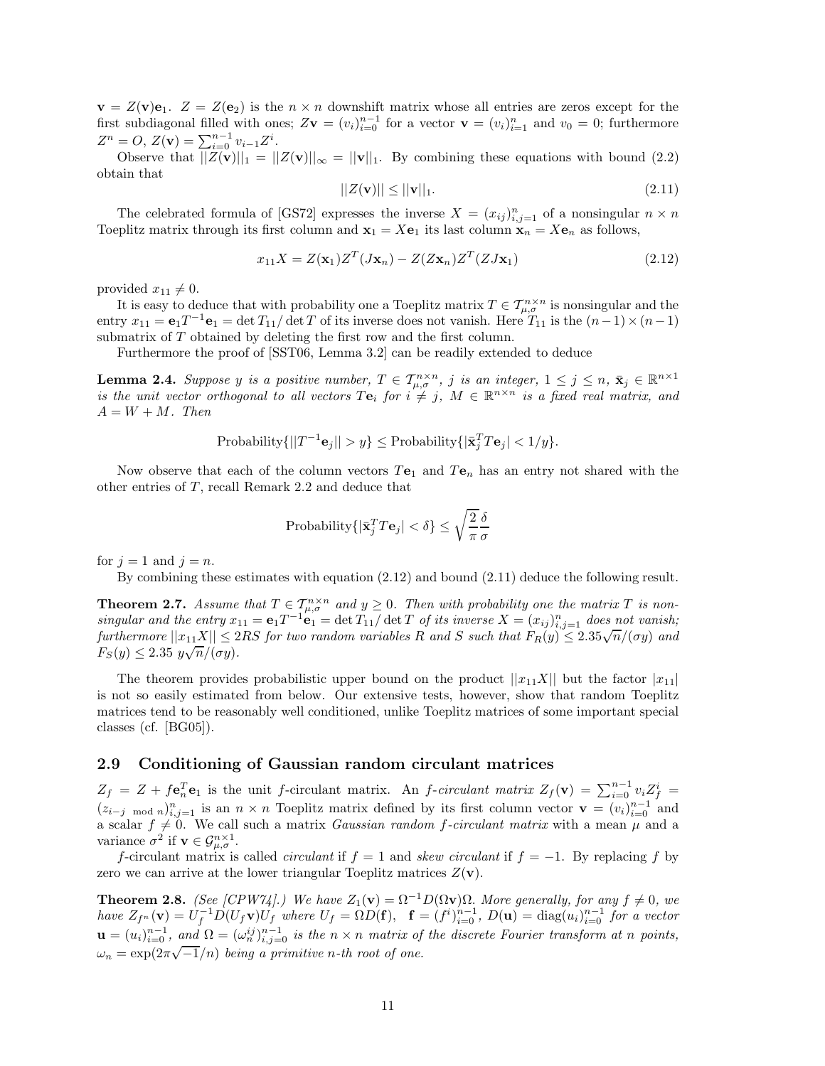$\mathbf{v} = Z(\mathbf{v})\mathbf{e}_1$. $Z = Z(\mathbf{e}_2)$ is the $n \times n$ downshift matrix whose all entries are zeros except for the first subdiagonal filled with ones; $Z\mathbf{v} = (v_i)_{i=0}^{n-1}$ for a vector $\mathbf{v} = (v_i)_{i=1}^{n}$ and $v_0 = 0$; furthermore $Z^n = O$, $Z(\mathbf{v}) = \sum_{i=0}^{n-1} v_{i-1} Z^i$.

Observe that $||Z(\mathbf{v})||_1 = ||Z(\mathbf{v})||_\infty = ||\mathbf{v}||_1$. By combining these equations with bound (2.2) obtain that

$$||Z(\mathbf{v})|| \leq ||\mathbf{v}||_1. \tag{2.11}$$

The celebrated formula of [GS72] expresses the inverse $X = (x_{ij})_{i,j=1}^{n}$ of a nonsingular $n \times n$ Toeplitz matrix through its first column and $\mathbf{x}_1 = X\mathbf{e}_1$ its last column $\mathbf{x}_n = X\mathbf{e}_n$ as follows,

$$x_{11}X = Z(\mathbf{x}_1)Z^T(J\mathbf{x}_n) - Z(Z\mathbf{x}_n)Z^T(ZJ\mathbf{x}_1) \tag{2.12}$$

provided $x_{11} \neq 0$.

It is easy to deduce that with probability one a Toeplitz matrix $T \in \mathcal{T}_{\mu,\sigma}^{n\times n}$ is nonsingular and the entry $x_{11} = \mathbf{e}_1 T^{-1}\mathbf{e}_1 = \det T_{11}/\det T$ of its inverse does not vanish. Here $T_{11}$ is the $(n-1)\times(n-1)$ submatrix of $T$ obtained by deleting the first row and the first column.

Furthermore the proof of [SST06, Lemma 3.2] can be readily extended to deduce

**Lemma 2.4.** *Suppose $y$ is a positive number, $T \in \mathcal{T}_{\mu,\sigma}^{n\times n}$, $j$ is an integer, $1 \leq j \leq n$, $\bar{\mathbf{x}}_j \in \mathbb{R}^{n\times 1}$ is the unit vector orthogonal to all vectors $T\mathbf{e}_i$ for $i \neq j$, $M \in \mathbb{R}^{n\times n}$ is a fixed real matrix, and $A = W + M$. Then*

$$\text{Probability}\{||T^{-1}\mathbf{e}_j|| > y\} \leq \text{Probability}\{|\bar{\mathbf{x}}_j^T T\mathbf{e}_j| < 1/y\}.$$

Now observe that each of the column vectors $T\mathbf{e}_1$ and $T\mathbf{e}_n$ has an entry not shared with the other entries of $T$, recall Remark 2.2 and deduce that

$$\text{Probability}\{|\bar{\mathbf{x}}_j^T T\mathbf{e}_j| < \delta\} \leq \sqrt{\frac{2}{\pi}}\frac{\delta}{\sigma}$$

for $j = 1$ and $j = n$.

By combining these estimates with equation (2.12) and bound (2.11) deduce the following result.

**Theorem 2.7.** *Assume that $T \in \mathcal{T}_{\mu,\sigma}^{n\times n}$ and $y \geq 0$. Then with probability one the matrix $T$ is nonsingular and the entry $x_{11} = \mathbf{e}_1 T^{-1}\mathbf{e}_1 = \det T_{11}/\det T$ of its inverse $X = (x_{ij})_{i,j=1}^{n}$ does not vanish; furthermore $||x_{11}X|| \leq 2RS$ for two random variables $R$ and $S$ such that $F_R(y) \leq 2.35\sqrt{n}/(\sigma y)$ and $F_S(y) \leq 2.35\; y\sqrt{n}/(\sigma y)$.*

The theorem provides probabilistic upper bound on the product $||x_{11}X||$ but the factor $|x_{11}|$ is not so easily estimated from below. Our extensive tests, however, show that random Toeplitz matrices tend to be reasonably well conditioned, unlike Toeplitz matrices of some important special classes (cf. [BG05]).

## 2.9 Conditioning of Gaussian random circulant matrices

$Z_f = Z + f\mathbf{e}_n^T\mathbf{e}_1$ is the unit $f$-circulant matrix. An *$f$-circulant matrix* $Z_f(\mathbf{v}) = \sum_{i=0}^{n-1} v_i Z_f^i = (z_{i-j \bmod n})_{i,j=1}^{n}$ is an $n \times n$ Toeplitz matrix defined by its first column vector $\mathbf{v} = (v_i)_{i=0}^{n-1}$ and a scalar $f \neq 0$. We call such a matrix *Gaussian random $f$-circulant matrix* with a mean $\mu$ and a variance $\sigma^2$ if $\mathbf{v} \in \mathcal{G}_{\mu,\sigma}^{n\times 1}$.

$f$-circulant matrix is called *circulant* if $f = 1$ and *skew circulant* if $f = -1$. By replacing $f$ by zero we can arrive at the lower triangular Toeplitz matrices $Z(\mathbf{v})$.

**Theorem 2.8.** *(See [CPW74].) We have $Z_1(\mathbf{v}) = \Omega^{-1}D(\Omega\mathbf{v})\Omega$. More generally, for any $f \neq 0$, we have $Z_{f^n}(\mathbf{v}) = U_f^{-1}D(U_f\mathbf{v})U_f$ where $U_f = \Omega D(\mathbf{f})$, $\mathbf{f} = (f^i)_{i=0}^{n-1}$, $D(\mathbf{u}) = \text{diag}(u_i)_{i=0}^{n-1}$ for a vector $\mathbf{u} = (u_i)_{i=0}^{n-1}$, and $\Omega = (\omega_n^{ij})_{i,j=0}^{n-1}$ is the $n \times n$ matrix of the discrete Fourier transform at $n$ points, $\omega_n = \exp(2\pi\sqrt{-1}/n)$ being a primitive $n$-th root of one.*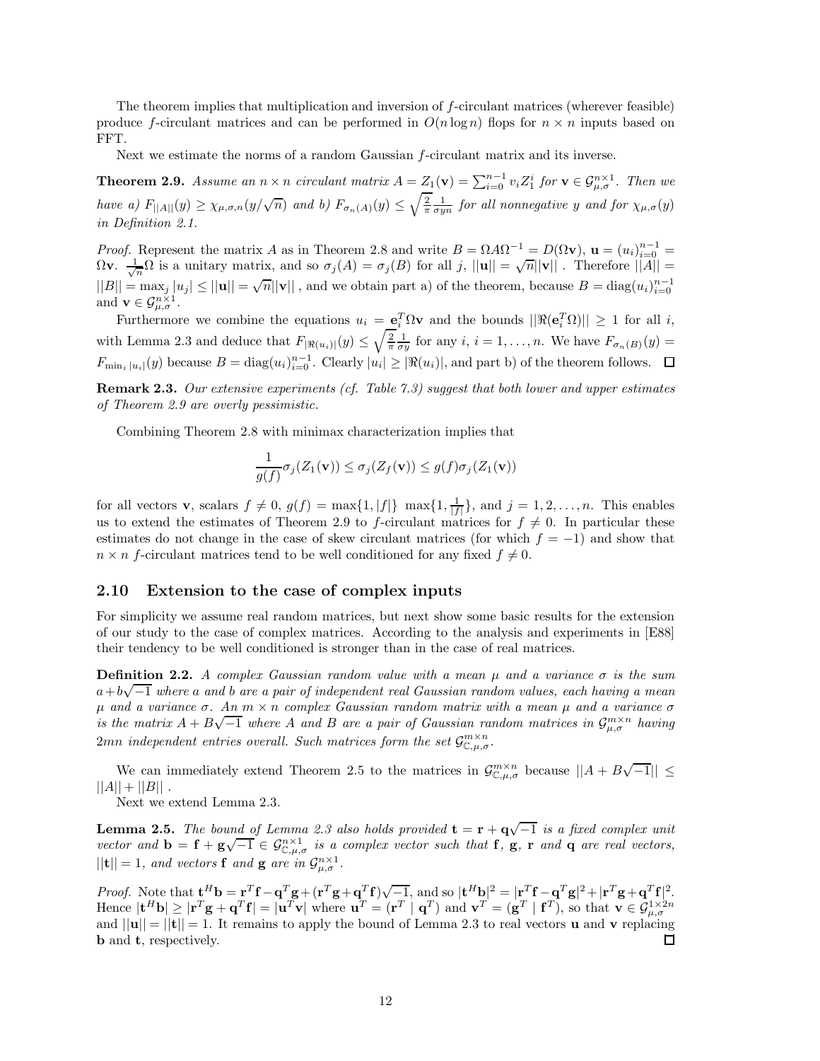The theorem implies that multiplication and inversion of $f$-circulant matrices (wherever feasible) produce $f$-circulant matrices and can be performed in $O(n \log n)$ flops for $n \times n$ inputs based on FFT.

Next we estimate the norms of a random Gaussian $f$-circulant matrix and its inverse.

**Theorem 2.9.** *Assume an $n \times n$ circulant matrix $A = Z_1(\mathbf{v}) = \sum_{i=0}^{n-1} v_i Z_1^i$ for $\mathbf{v} \in \mathcal{G}_{\mu,\sigma}^{n\times 1}$. Then we have a) $F_{||A||}(y) \geq \chi_{\mu,\sigma,n}(y/\sqrt{n})$ and b) $F_{\sigma_n(A)}(y) \leq \sqrt{\frac{2}{\pi}} \frac{1}{\sigma y n}$ for all nonnegative $y$ and for $\chi_{\mu,\sigma}(y)$ in Definition 2.1.*

*Proof.* Represent the matrix $A$ as in Theorem 2.8 and write $B = \Omega A \Omega^{-1} = D(\Omega \mathbf{v})$, $\mathbf{u} = (u_i)_{i=0}^{n-1} = \Omega \mathbf{v}$. $\frac{1}{\sqrt{n}}\Omega$ is a unitary matrix, and so $\sigma_j(A) = \sigma_j(B)$ for all $j$, $||\mathbf{u}|| = \sqrt{n}||\mathbf{v}||$ . Therefore $||A|| = ||B|| = \max_j |u_j| \leq ||\mathbf{u}|| = \sqrt{n}||\mathbf{v}||$ , and we obtain part a) of the theorem, because $B = \operatorname{diag}(u_i)_{i=0}^{n-1}$ and $\mathbf{v} \in \mathcal{G}_{\mu,\sigma}^{n\times 1}$.

Furthermore we combine the equations $u_i = \mathbf{e}_i^T \Omega \mathbf{v}$ and the bounds $||\Re(\mathbf{e}_i^T \Omega)|| \geq 1$ for all $i$, with Lemma 2.3 and deduce that $F_{|\Re(u_i)|}(y) \leq \sqrt{\frac{2}{\pi}} \frac{1}{\sigma y}$ for any $i$, $i = 1, \ldots, n$. We have $F_{\sigma_n(B)}(y) = F_{\min_i |u_i|}(y)$ because $B = \operatorname{diag}(u_i)_{i=0}^{n-1}$. Clearly $|u_i| \geq |\Re(u_i)|$, and part b) of the theorem follows. $\square$

**Remark 2.3.** *Our extensive experiments (cf. Table 7.3) suggest that both lower and upper estimates of Theorem 2.9 are overly pessimistic.*

Combining Theorem 2.8 with minimax characterization implies that

$$\frac{1}{g(f)}\sigma_j(Z_1(\mathbf{v})) \leq \sigma_j(Z_f(\mathbf{v})) \leq g(f)\sigma_j(Z_1(\mathbf{v}))$$

for all vectors $\mathbf{v}$, scalars $f \neq 0$, $g(f) = \max\{1, |f|\} \ \max\{1, \frac{1}{|f|}\}$, and $j = 1, 2, \ldots, n$. This enables us to extend the estimates of Theorem 2.9 to $f$-circulant matrices for $f \neq 0$. In particular these estimates do not change in the case of skew circulant matrices (for which $f = -1$) and show that $n \times n$ $f$-circulant matrices tend to be well conditioned for any fixed $f \neq 0$.

## 2.10 Extension to the case of complex inputs

For simplicity we assume real random matrices, but next show some basic results for the extension of our study to the case of complex matrices. According to the analysis and experiments in [E88] their tendency to be well conditioned is stronger than in the case of real matrices.

**Definition 2.2.** *A complex Gaussian random value with a mean $\mu$ and a variance $\sigma$ is the sum $a + b\sqrt{-1}$ where $a$ and $b$ are a pair of independent real Gaussian random values, each having a mean $\mu$ and a variance $\sigma$. An $m \times n$ complex Gaussian random matrix with a mean $\mu$ and a variance $\sigma$ is the matrix $A + B\sqrt{-1}$ where $A$ and $B$ are a pair of Gaussian random matrices in $\mathcal{G}_{\mu,\sigma}^{m\times n}$ having $2mn$ independent entries overall. Such matrices form the set $\mathcal{G}_{\mathbb{C},\mu,\sigma}^{m\times n}$.*

We can immediately extend Theorem 2.5 to the matrices in $\mathcal{G}_{\mathbb{C},\mu,\sigma}^{m\times n}$ because $||A + B\sqrt{-1}|| \leq ||A|| + ||B||$ .

Next we extend Lemma 2.3.

**Lemma 2.5.** *The bound of Lemma 2.3 also holds provided $\mathbf{t} = \mathbf{r} + \mathbf{q}\sqrt{-1}$ is a fixed complex unit vector and $\mathbf{b} = \mathbf{f} + \mathbf{g}\sqrt{-1} \in \mathcal{G}_{\mathbb{C},\mu,\sigma}^{n\times 1}$ is a complex vector such that $\mathbf{f}$, $\mathbf{g}$, $\mathbf{r}$ and $\mathbf{q}$ are real vectors, $||\mathbf{t}|| = 1$, and vectors $\mathbf{f}$ and $\mathbf{g}$ are in $\mathcal{G}_{\mu,\sigma}^{n\times 1}$.*

*Proof.* Note that $\mathbf{t}^H\mathbf{b} = \mathbf{r}^T\mathbf{f} - \mathbf{q}^T\mathbf{g} + (\mathbf{r}^T\mathbf{g} + \mathbf{q}^T\mathbf{f})\sqrt{-1}$, and so $|\mathbf{t}^H\mathbf{b}|^2 = |\mathbf{r}^T\mathbf{f} - \mathbf{q}^T\mathbf{g}|^2 + |\mathbf{r}^T\mathbf{g} + \mathbf{q}^T\mathbf{f}|^2$. Hence $|\mathbf{t}^H\mathbf{b}| \geq |\mathbf{r}^T\mathbf{g} + \mathbf{q}^T\mathbf{f}| = |\mathbf{u}^T\mathbf{v}|$ where $\mathbf{u}^T = (\mathbf{r}^T \mid \mathbf{q}^T)$ and $\mathbf{v}^T = (\mathbf{g}^T \mid \mathbf{f}^T)$, so that $\mathbf{v} \in \mathcal{G}_{\mu,\sigma}^{1\times 2n}$ and $||\mathbf{u}|| = ||\mathbf{t}|| = 1$. It remains to apply the bound of Lemma 2.3 to real vectors $\mathbf{u}$ and $\mathbf{v}$ replacing $\mathbf{b}$ and $\mathbf{t}$, respectively. $\square$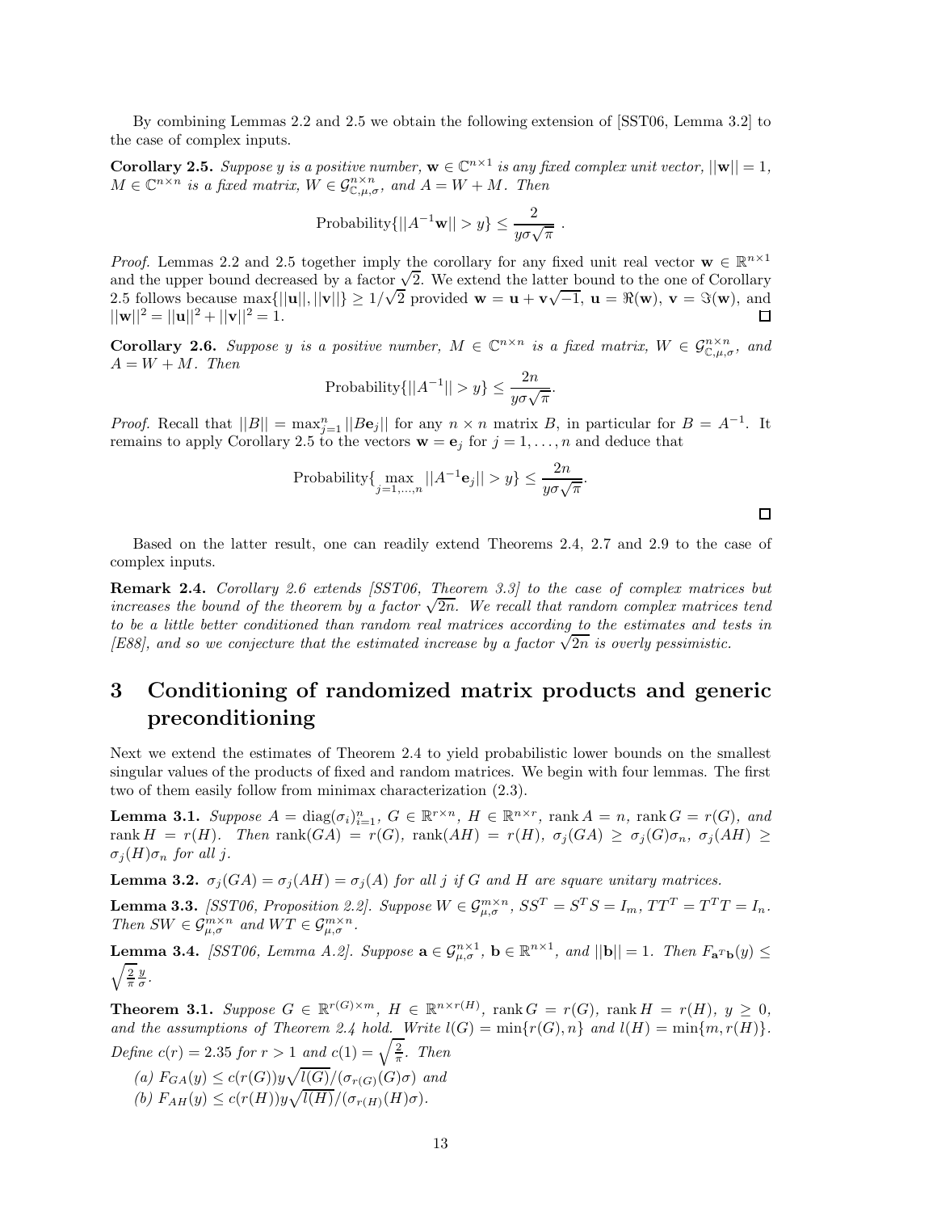By combining Lemmas 2.2 and 2.5 we obtain the following extension of [SST06, Lemma 3.2] to the case of complex inputs.

**Corollary 2.5.** *Suppose $y$ is a positive number, $\mathbf{w} \in \mathbb{C}^{n\times 1}$ is any fixed complex unit vector, $||\mathbf{w}|| = 1$, $M \in \mathbb{C}^{n\times n}$ is a fixed matrix, $W \in \mathcal{G}^{n\times n}_{\mathbb{C},\mu,\sigma}$, and $A = W + M$. Then*

$$\text{Probability}\{||A^{-1}\mathbf{w}|| > y\} \leq \frac{2}{y\sigma\sqrt{\pi}} \ .$$

*Proof.* Lemmas 2.2 and 2.5 together imply the corollary for any fixed unit real vector $\mathbf{w} \in \mathbb{R}^{n\times 1}$ and the upper bound decreased by a factor $\sqrt{2}$. We extend the latter bound to the one of Corollary 2.5 follows because $\max\{||\mathbf{u}||, ||\mathbf{v}||\} \geq 1/\sqrt{2}$ provided $\mathbf{w} = \mathbf{u} + \mathbf{v}\sqrt{-1}$, $\mathbf{u} = \Re(\mathbf{w})$, $\mathbf{v} = \Im(\mathbf{w})$, and $||\mathbf{w}||^2 = ||\mathbf{u}||^2 + ||\mathbf{v}||^2 = 1$. □

**Corollary 2.6.** *Suppose $y$ is a positive number, $M \in \mathbb{C}^{n\times n}$ is a fixed matrix, $W \in \mathcal{G}^{n\times n}_{\mathbb{C},\mu,\sigma}$, and $A = W + M$. Then*

$$\text{Probability}\{||A^{-1}|| > y\} \leq \frac{2n}{y\sigma\sqrt{\pi}}.$$

*Proof.* Recall that $||B|| = \max_{j=1}^{n} ||B\mathbf{e}_j||$ for any $n \times n$ matrix $B$, in particular for $B = A^{-1}$. It remains to apply Corollary 2.5 to the vectors $\mathbf{w} = \mathbf{e}_j$ for $j = 1, \ldots, n$ and deduce that

$$\text{Probability}\{\max_{j=1,\ldots,n} ||A^{-1}\mathbf{e}_j|| > y\} \leq \frac{2n}{y\sigma\sqrt{\pi}}.$$

□

Based on the latter result, one can readily extend Theorems 2.4, 2.7 and 2.9 to the case of complex inputs.

**Remark 2.4.** *Corollary 2.6 extends [SST06, Theorem 3.3] to the case of complex matrices but increases the bound of the theorem by a factor $\sqrt{2n}$. We recall that random complex matrices tend to be a little better conditioned than random real matrices according to the estimates and tests in [E88], and so we conjecture that the estimated increase by a factor $\sqrt{2n}$ is overly pessimistic.*

# 3 Conditioning of randomized matrix products and generic preconditioning

Next we extend the estimates of Theorem 2.4 to yield probabilistic lower bounds on the smallest singular values of the products of fixed and random matrices. We begin with four lemmas. The first two of them easily follow from minimax characterization (2.3).

**Lemma 3.1.** *Suppose $A = \operatorname{diag}(\sigma_i)_{i=1}^{n}$, $G \in \mathbb{R}^{r\times n}$, $H \in \mathbb{R}^{n\times r}$, $\operatorname{rank} A = n$, $\operatorname{rank} G = r(G)$, and $\operatorname{rank} H = r(H)$. Then $\operatorname{rank}(GA) = r(G)$, $\operatorname{rank}(AH) = r(H)$, $\sigma_j(GA) \geq \sigma_j(G)\sigma_n$, $\sigma_j(AH) \geq \sigma_j(H)\sigma_n$ for all $j$.*

**Lemma 3.2.** *$\sigma_j(GA) = \sigma_j(AH) = \sigma_j(A)$ for all $j$ if $G$ and $H$ are square unitary matrices.*

**Lemma 3.3.** *[SST06, Proposition 2.2]. Suppose $W \in \mathcal{G}^{m\times n}_{\mu,\sigma}$, $SS^T = S^TS = I_m$, $TT^T = T^TT = I_n$. Then $SW \in \mathcal{G}^{m\times n}_{\mu,\sigma}$ and $WT \in \mathcal{G}^{m\times n}_{\mu,\sigma}$.*

**Lemma 3.4.** *[SST06, Lemma A.2]. Suppose $\mathbf{a} \in \mathcal{G}^{n\times 1}_{\mu,\sigma}$, $\mathbf{b} \in \mathbb{R}^{n\times 1}$, and $||\mathbf{b}|| = 1$. Then $F_{\mathbf{a}^T\mathbf{b}}(y) \leq \sqrt{\frac{2}{\pi}}\frac{y}{\sigma}$.*

**Theorem 3.1.** *Suppose $G \in \mathbb{R}^{r(G)\times m}$, $H \in \mathbb{R}^{n\times r(H)}$, $\operatorname{rank} G = r(G)$, $\operatorname{rank} H = r(H)$, $y \geq 0$, and the assumptions of Theorem 2.4 hold. Write $l(G) = \min\{r(G), n\}$ and $l(H) = \min\{m, r(H)\}$. Define $c(r) = 2.35$ for $r > 1$ and $c(1) = \sqrt{\frac{2}{\pi}}$. Then*

*(a) $F_{GA}(y) \leq c(r(G))y\sqrt{l(G)}/(\sigma_{r(G)}(G)\sigma)$ and*

*(b) $F_{AH}(y) \leq c(r(H))y\sqrt{l(H)}/(\sigma_{r(H)}(H)\sigma)$.*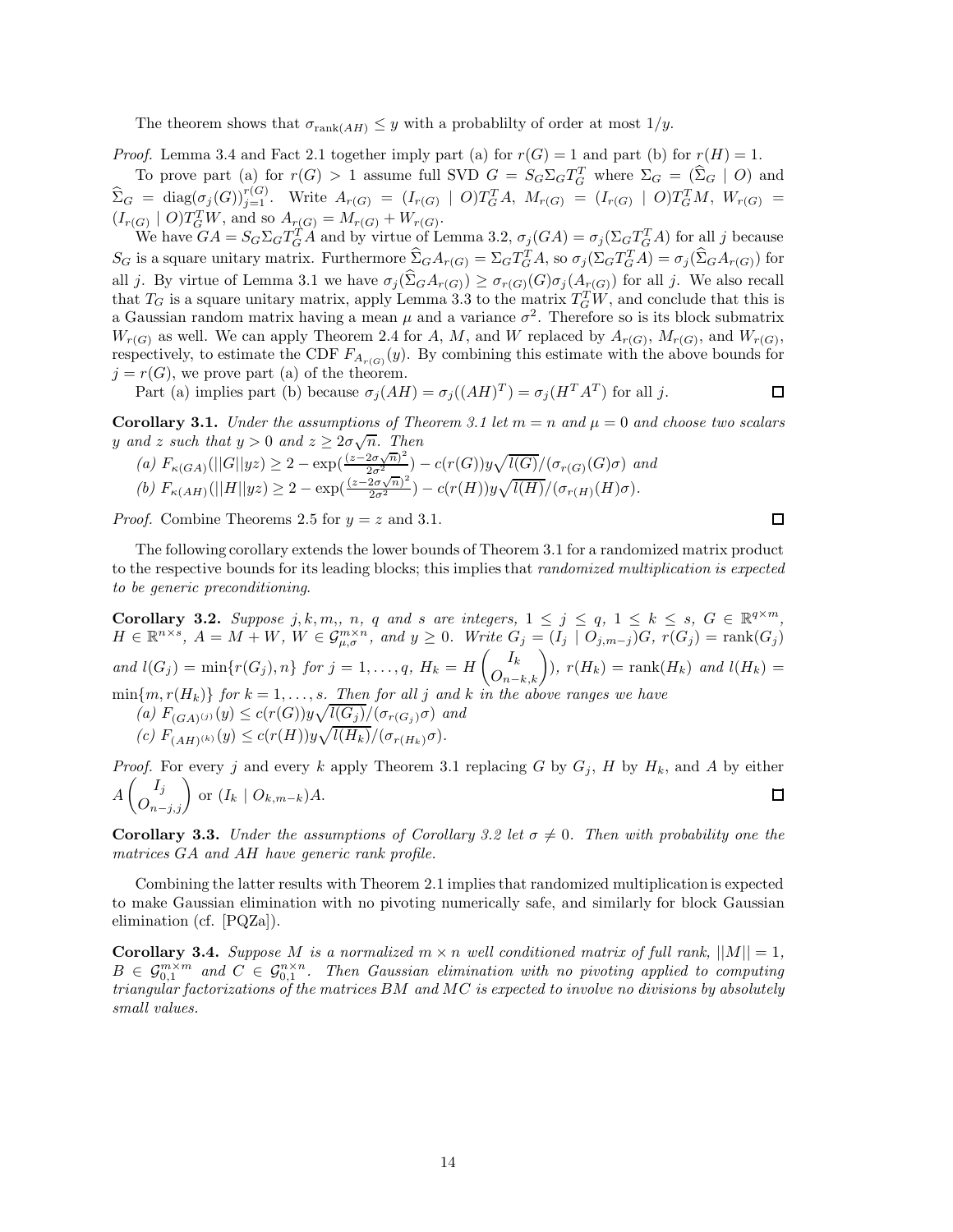The theorem shows that $\sigma_{\mathrm{rank}(AH)} \le y$ with a probablilty of order at most $1/y$.

*Proof.* Lemma 3.4 and Fact 2.1 together imply part (a) for $r(G) = 1$ and part (b) for $r(H) = 1$.

To prove part (a) for $r(G) > 1$ assume full SVD $G = S_G \Sigma_G T_G^T$ where $\Sigma_G = (\widehat{\Sigma}_G \mid O)$ and $\widehat{\Sigma}_G = \mathrm{diag}(\sigma_j(G))_{j=1}^{r(G)}$. Write $A_{r(G)} = (I_{r(G)} \mid O)T_G^T A$, $M_{r(G)} = (I_{r(G)} \mid O)T_G^T M$, $W_{r(G)} = (I_{r(G)} \mid O)T_G^T W$, and so $A_{r(G)} = M_{r(G)} + W_{r(G)}$.

We have $GA = S_G \Sigma_G T_G^T A$ and by virtue of Lemma 3.2, $\sigma_j(GA) = \sigma_j(\Sigma_G T_G^T A)$ for all $j$ because $S_G$ is a square unitary matrix. Furthermore $\widehat{\Sigma}_G A_{r(G)} = \Sigma_G T_G^T A$, so $\sigma_j(\Sigma_G T_G^T A) = \sigma_j(\widehat{\Sigma}_G A_{r(G)})$ for all $j$. By virtue of Lemma 3.1 we have $\sigma_j(\widehat{\Sigma}_G A_{r(G)}) \ge \sigma_{r(G)}(G)\sigma_j(A_{r(G)})$ for all $j$. We also recall that $T_G$ is a square unitary matrix, apply Lemma 3.3 to the matrix $T_G^T W$, and conclude that this is a Gaussian random matrix having a mean $\mu$ and a variance $\sigma^2$. Therefore so is its block submatrix $W_{r(G)}$ as well. We can apply Theorem 2.4 for $A$, $M$, and $W$ replaced by $A_{r(G)}$, $M_{r(G)}$, and $W_{r(G)}$, respectively, to estimate the CDF $F_{A_{r(G)}}(y)$. By combining this estimate with the above bounds for $j = r(G)$, we prove part (a) of the theorem.

Part (a) implies part (b) because $\sigma_j(AH) = \sigma_j((AH)^T) = \sigma_j(H^T A^T)$ for all $j$. $\square$

**Corollary 3.1.** *Under the assumptions of Theorem 3.1 let $m = n$ and $\mu = 0$ and choose two scalars $y$ and $z$ such that $y > 0$ and $z \ge 2\sigma\sqrt{n}$. Then*

*(a) $F_{\kappa(GA)}(||G||yz) \ge 2 - \exp(\frac{(z-2\sigma\sqrt{n})^2}{2\sigma^2}) - c(r(G))y\sqrt{l(G)}/(\sigma_{r(G)}(G)\sigma)$ and*

*(b) $F_{\kappa(AH)}(||H||yz) \ge 2 - \exp(\frac{(z-2\sigma\sqrt{n})^2}{2\sigma^2}) - c(r(H))y\sqrt{l(H)}/(\sigma_{r(H)}(H)\sigma)$.*

*Proof.* Combine Theorems 2.5 for $y = z$ and 3.1. $\square$

The following corollary extends the lower bounds of Theorem 3.1 for a randomized matrix product to the respective bounds for its leading blocks; this implies that *randomized multiplication is expected to be generic preconditioning*.

**Corollary 3.2.** *Suppose $j, k, m,, n, q$ and $s$ are integers, $1 \le j \le q$, $1 \le k \le s$, $G \in \mathbb{R}^{q\times m}$, $H \in \mathbb{R}^{n\times s}$, $A = M + W$, $W \in \mathcal{G}_{\mu,\sigma}^{m\times n}$, and $y \ge 0$. Write $G_j = (I_j \mid O_{j,m-j})G$, $r(G_j) = \mathrm{rank}(G_j)$ and $l(G_j) = \min\{r(G_j), n\}$ for $j = 1,\ldots,q$, $H_k = H\begin{pmatrix} I_k \\ O_{n-k,k}\end{pmatrix})$, $r(H_k) = \mathrm{rank}(H_k)$ and $l(H_k) = \min\{m, r(H_k)\}$ for $k = 1,\ldots,s$. Then for all $j$ and $k$ in the above ranges we have*

*(a) $F_{(GA)^{(j)}}(y) \le c(r(G))y\sqrt{l(G_j)}/(\sigma_{r(G_j)}\sigma)$ and*

*(c) $F_{(AH)^{(k)}}(y) \le c(r(H))y\sqrt{l(H_k)}/(\sigma_{r(H_k)}\sigma)$.*

*Proof.* For every $j$ and every $k$ apply Theorem 3.1 replacing $G$ by $G_j$, $H$ by $H_k$, and $A$ by either $A\begin{pmatrix} I_j \\ O_{n-j,j}\end{pmatrix}$ or $(I_k \mid O_{k,m-k})A$. $\square$

**Corollary 3.3.** *Under the assumptions of Corollary 3.2 let $\sigma \ne 0$. Then with probability one the matrices $GA$ and $AH$ have generic rank profile.*

Combining the latter results with Theorem 2.1 implies that randomized multiplication is expected to make Gaussian elimination with no pivoting numerically safe, and similarly for block Gaussian elimination (cf. [PQZa]).

**Corollary 3.4.** *Suppose $M$ is a normalized $m \times n$ well conditioned matrix of full rank, $||M|| = 1$, $B \in \mathcal{G}_{0,1}^{m\times m}$ and $C \in \mathcal{G}_{0,1}^{n\times n}$. Then Gaussian elimination with no pivoting applied to computing triangular factorizations of the matrices $BM$ and $MC$ is expected to involve no divisions by absolutely small values.*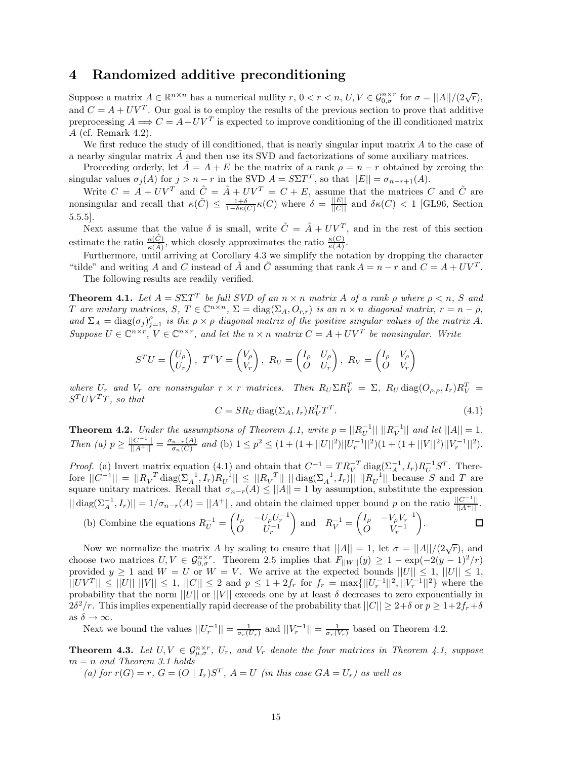# 4 Randomized additive preconditioning

Suppose a matrix $A \in \mathbb{R}^{n\times n}$ has a numerical nullity $r$, $0 < r < n$, $U, V \in \mathcal{G}_{0,\sigma}^{n\times r}$ for $\sigma = ||A||/(2\sqrt{r})$, and $C = A + UV^T$. Our goal is to employ the results of the previous section to prove that additive preprocessing $A \Longrightarrow C = A + UV^T$ is expected to improve conditioning of the ill conditioned matrix $A$ (cf. Remark 4.2).

We first reduce the study of ill conditioned, that is nearly singular input matrix $A$ to the case of a nearby singular matrix $\tilde{A}$ and then use its SVD and factorizations of some auxiliary matrices.

Proceeding orderly, let $\tilde{A} = A + E$ be the matrix of a rank $\rho = n - r$ obtained by zeroing the singular values $\sigma_j(A)$ for $j > n - r$ in the SVD $A = S\Sigma T^T$, so that $||E|| = \sigma_{n-r+1}(A)$.

Write $C = A + UV^T$ and $\tilde{C} = \tilde{A} + UV^T = C + E$, assume that the matrices $C$ and $\tilde{C}$ are nonsingular and recall that $\kappa(\tilde{C}) \leq \frac{1+\delta}{1-\delta\kappa(C)}\kappa(C)$ where $\delta = \frac{||E||}{||C||}$ and $\delta\kappa(C) < 1$ [GL96, Section 5.5.5].

Next assume that the value $\delta$ is small, write $\tilde{C} = \tilde{A} + UV^T$, and in the rest of this section estimate the ratio $\frac{\kappa(\tilde{C})}{\kappa(\tilde{A})}$, which closely approximates the ratio $\frac{\kappa(C)}{\kappa(A)}$.

Furthermore, until arriving at Corollary 4.3 we simplify the notation by dropping the character "tilde" and writing $A$ and $C$ instead of $\tilde{A}$ and $\tilde{C}$ assuming that $\operatorname{rank} A = n - r$ and $C = A + UV^T$.

The following results are readily verified.

**Theorem 4.1.** *Let $A = S\Sigma T^T$ be full SVD of an $n \times n$ matrix $A$ of a rank $\rho$ where $\rho < n$, $S$ and $T$ are unitary matrices, $S, T \in \mathbb{C}^{n\times n}$, $\Sigma = \operatorname{diag}(\Sigma_A, O_{r,r})$ is an $n\times n$ diagonal matrix, $r = n - \rho$, and $\Sigma_A = \operatorname{diag}(\sigma_j)_{j=1}^{\rho}$ is the $\rho \times \rho$ diagonal matrix of the positive singular values of the matrix $A$. Suppose $U \in \mathbb{C}^{n\times r}$, $V \in \mathbb{C}^{n\times r}$, and let the $n \times n$ matrix $C = A + UV^T$ be nonsingular. Write*

$$S^T U = \begin{pmatrix} U_\rho \\ U_r \end{pmatrix},\ T^T V = \begin{pmatrix} V_\rho \\ V_r \end{pmatrix},\ R_U = \begin{pmatrix} I_\rho & U_\rho \\ O & U_r \end{pmatrix},\ R_V = \begin{pmatrix} I_\rho & V_\rho \\ O & V_r \end{pmatrix}$$

*where $U_r$ and $V_r$ are nonsingular $r \times r$ matrices. Then $R_U \Sigma R_V^T = \Sigma$, $R_U \operatorname{diag}(O_{\rho,\rho}, I_r) R_V^T = S^T UV^T T$, so that*

$$C = SR_U \operatorname{diag}(\Sigma_A, I_r) R_V^T T^T. \tag{4.1}$$

**Theorem 4.2.** *Under the assumptions of Theorem 4.1, write $p = ||R_U^{-1}||\ ||R_V^{-1}||$ and let $||A|| = 1$. Then (a) $p \geq \frac{||C^{-1}||}{||A^+||} = \frac{\sigma_{n-r}(A)}{\sigma_n(C)}$ and (b) $1 \leq p^2 \leq (1 + (1 + ||U||^2)||U_r^{-1}||^2)(1 + (1 + ||V||^2)||V_r^{-1}||^2)$.*

*Proof.* (a) Invert matrix equation (4.1) and obtain that $C^{-1} = TR_V^{-T} \operatorname{diag}(\Sigma_A^{-1}, I_r) R_U^{-1} S^T$. Therefore $||C^{-1}|| = ||R_V^{-T} \operatorname{diag}(\Sigma_A^{-1}, I_r) R_U^{-1}|| \leq ||R_V^{-T}||\ ||\operatorname{diag}(\Sigma_A^{-1}, I_r)||\ ||R_U^{-1}||$ because $S$ and $T$ are square unitary matrices. Recall that $\sigma_{n-r}(A) \leq ||A|| = 1$ by assumption, substitute the expression $||\operatorname{diag}(\Sigma_A^{-1}, I_r)|| = 1/\sigma_{n-r}(A) = ||A^+||$, and obtain the claimed upper bound $p$ on the ratio $\frac{||C^{-1}||}{||A^+||}$.

(b) Combine the equations $R_U^{-1} = \begin{pmatrix} I_\rho & -U_\rho U_r^{-1} \\ O & U_r^{-1} \end{pmatrix}$ and $R_V^{-1} = \begin{pmatrix} I_\rho & -V_\rho V_r^{-1} \\ O & V_r^{-1} \end{pmatrix}$. $\square$

Now we normalize the matrix $A$ by scaling to ensure that $||A|| = 1$, let $\sigma = ||A||/(2\sqrt{r})$, and choose two matrices $U, V \in \mathcal{G}_{0,\sigma}^{n\times r}$. Theorem 2.5 implies that $F_{||W||}(y) \geq 1 - \exp(-2(y-1)^2/r)$ provided $y \geq 1$ and $W = U$ or $W = V$. We arrive at the expected bounds $||U|| \leq 1$, $||U|| \leq 1$, $||UV^T|| \leq ||U||\ ||V|| \leq 1$, $||C|| \leq 2$ and $p \leq 1 + 2f_r$ for $f_r = \max\{||U_r^{-1}||^2, ||V_r^{-1}||^2\}$ where the probability that the norm $||U||$ or $||V||$ exceeds one by at least $\delta$ decreases to zero exponentially in $2\delta^2/r$. This implies expenentially rapid decrease of the probability that $||C|| \geq 2+\delta$ or $p \geq 1+2f_r+\delta$ as $\delta \to \infty$.

Next we bound the values $||U_r^{-1}|| = \frac{1}{\sigma_r(U_r)}$ and $||V_r^{-1}|| = \frac{1}{\sigma_r(V_r)}$ based on Theorem 4.2.

**Theorem 4.3.** *Let $U, V \in \mathcal{G}_{\mu,\sigma}^{n\times r}$, $U_r$, and $V_r$ denote the four matrices in Theorem 4.1, suppose $m = n$ and Theorem 3.1 holds*

*(a) for $r(G) = r$, $G = (O \mid I_r)S^T$, $A = U$ (in this case $GA = U_r$) as well as*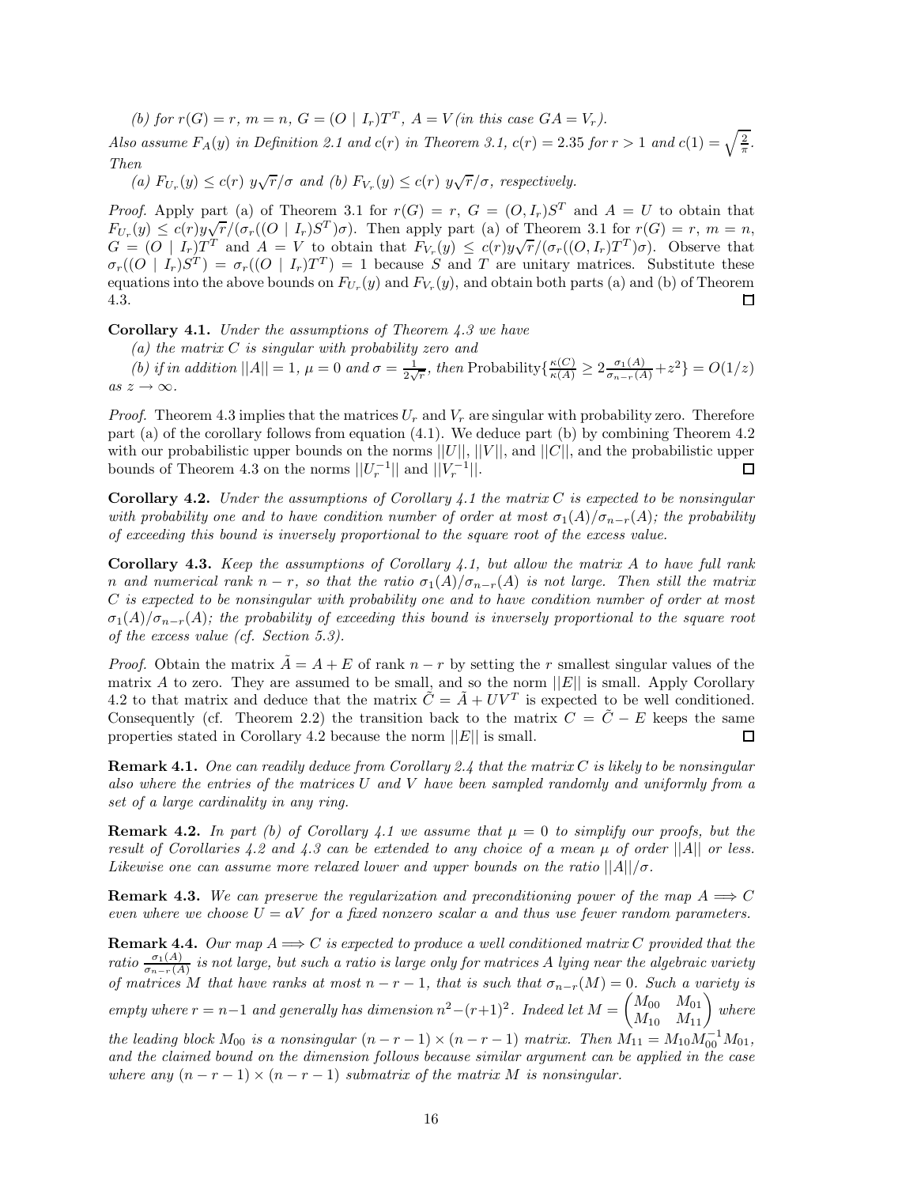*(b) for $r(G) = r$, $m = n$, $G = (O \mid I_r)T^T$, $A = V$ (in this case $GA = V_r$).*

*Also assume $F_A(y)$ in Definition 2.1 and $c(r)$ in Theorem 3.1, $c(r) = 2.35$ for $r > 1$ and $c(1) = \sqrt{\frac{2}{\pi}}$. Then*

*(a) $F_{U_r}(y) \leq c(r)\ y\sqrt{r}/\sigma$ and (b) $F_{V_r}(y) \leq c(r)\ y\sqrt{r}/\sigma$, respectively.*

*Proof.* Apply part (a) of Theorem 3.1 for $r(G) = r$, $G = (O, I_r)S^T$ and $A = U$ to obtain that $F_{U_r}(y) \leq c(r)y\sqrt{r}/(\sigma_r((O \mid I_r)S^T)\sigma)$. Then apply part (a) of Theorem 3.1 for $r(G) = r$, $m = n$, $G = (O \mid I_r)T^T$ and $A = V$ to obtain that $F_{V_r}(y) \leq c(r)y\sqrt{r}/(\sigma_r((O, I_r)T^T)\sigma)$. Observe that $\sigma_r((O \mid I_r)S^T) = \sigma_r((O \mid I_r)T^T) = 1$ because $S$ and $T$ are unitary matrices. Substitute these equations into the above bounds on $F_{U_r}(y)$ and $F_{V_r}(y)$, and obtain both parts (a) and (b) of Theorem 4.3. □

**Corollary 4.1.** *Under the assumptions of Theorem 4.3 we have*

*(a) the matrix $C$ is singular with probability zero and*

*(b) if in addition $||A|| = 1$, $\mu = 0$ and $\sigma = \frac{1}{2\sqrt{r}}$, then* Probability$\{\frac{\kappa(C)}{\kappa(A)} \geq 2\frac{\sigma_1(A)}{\sigma_{n-r}(A)} + z^2\} = O(1/z)$ *as $z \to \infty$.*

*Proof.* Theorem 4.3 implies that the matrices $U_r$ and $V_r$ are singular with probability zero. Therefore part (a) of the corollary follows from equation (4.1). We deduce part (b) by combining Theorem 4.2 with our probabilistic upper bounds on the norms $||U||$, $||V||$, and $||C||$, and the probabilistic upper bounds of Theorem 4.3 on the norms $||U_r^{-1}||$ and $||V_r^{-1}||$. □

**Corollary 4.2.** *Under the assumptions of Corollary 4.1 the matrix $C$ is expected to be nonsingular with probability one and to have condition number of order at most $\sigma_1(A)/\sigma_{n-r}(A)$; the probability of exceeding this bound is inversely proportional to the square root of the excess value.*

**Corollary 4.3.** *Keep the assumptions of Corollary 4.1, but allow the matrix $A$ to have full rank $n$ and numerical rank $n - r$, so that the ratio $\sigma_1(A)/\sigma_{n-r}(A)$ is not large. Then still the matrix $C$ is expected to be nonsingular with probability one and to have condition number of order at most $\sigma_1(A)/\sigma_{n-r}(A)$; the probability of exceeding this bound is inversely proportional to the square root of the excess value (cf. Section 5.3).*

*Proof.* Obtain the matrix $\tilde{A} = A + E$ of rank $n - r$ by setting the $r$ smallest singular values of the matrix $A$ to zero. They are assumed to be small, and so the norm $||E||$ is small. Apply Corollary 4.2 to that matrix and deduce that the matrix $\tilde{C} = \tilde{A} + UV^T$ is expected to be well conditioned. Consequently (cf. Theorem 2.2) the transition back to the matrix $C = \tilde{C} - E$ keeps the same properties stated in Corollary 4.2 because the norm $||E||$ is small. □

**Remark 4.1.** *One can readily deduce from Corollary 2.4 that the matrix $C$ is likely to be nonsingular also where the entries of the matrices $U$ and $V$ have been sampled randomly and uniformly from a set of a large cardinality in any ring.*

**Remark 4.2.** *In part (b) of Corollary 4.1 we assume that $\mu = 0$ to simplify our proofs, but the result of Corollaries 4.2 and 4.3 can be extended to any choice of a mean $\mu$ of order $||A||$ or less. Likewise one can assume more relaxed lower and upper bounds on the ratio $||A||/\sigma$.*

**Remark 4.3.** *We can preserve the regularization and preconditioning power of the map $A \Longrightarrow C$ even where we choose $U = aV$ for a fixed nonzero scalar $a$ and thus use fewer random parameters.*

**Remark 4.4.** *Our map $A \Longrightarrow C$ is expected to produce a well conditioned matrix $C$ provided that the ratio $\frac{\sigma_1(A)}{\sigma_{n-r}(A)}$ is not large, but such a ratio is large only for matrices $A$ lying near the algebraic variety of matrices $M$ that have ranks at most $n - r - 1$, that is such that $\sigma_{n-r}(M) = 0$. Such a variety is empty where $r = n-1$ and generally has dimension $n^2 - (r+1)^2$. Indeed let $M = \begin{pmatrix} M_{00} & M_{01} \\ M_{10} & M_{11} \end{pmatrix}$ where the leading block $M_{00}$ is a nonsingular $(n - r - 1) \times (n - r - 1)$ matrix. Then $M_{11} = M_{10}M_{00}^{-1}M_{01}$, and the claimed bound on the dimension follows because similar argument can be applied in the case where any $(n - r - 1) \times (n - r - 1)$ submatrix of the matrix $M$ is nonsingular.*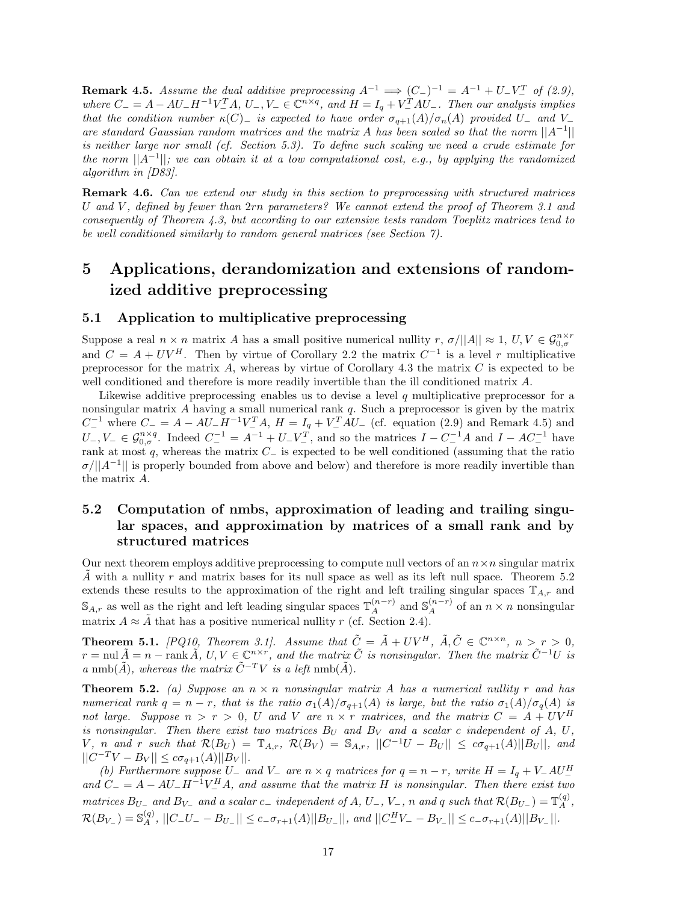**Remark 4.5.** *Assume the dual additive preprocessing $A^{-1} \Longrightarrow (C_-)^{-1} = A^{-1} + U_-V_-^T$ of (2.9), where $C_- = A - AU_-H^{-1}V_-^TA$, $U_-, V_- \in \mathbb{C}^{n\times q}$, and $H = I_q + V_-^TAU_-$. Then our analysis implies that the condition number $\kappa(C)_-$ is expected to have order $\sigma_{q+1}(A)/\sigma_n(A)$ provided $U_-$ and $V_-$ are standard Gaussian random matrices and the matrix $A$ has been scaled so that the norm $||A^{-1}||$ is neither large nor small (cf. Section 5.3). To define such scaling we need a crude estimate for the norm $||A^{-1}||$; we can obtain it at a low computational cost, e.g., by applying the randomized algorithm in [D83].*

**Remark 4.6.** *Can we extend our study in this section to preprocessing with structured matrices $U$ and $V$, defined by fewer than $2rn$ parameters? We cannot extend the proof of Theorem 3.1 and consequently of Theorem 4.3, but according to our extensive tests random Toeplitz matrices tend to be well conditioned similarly to random general matrices (see Section 7).*

# 5 Applications, derandomization and extensions of randomized additive preprocessing

## 5.1 Application to multiplicative preprocessing

Suppose a real $n \times n$ matrix $A$ has a small positive numerical nullity $r$, $\sigma/||A|| \approx 1$, $U, V \in \mathcal{G}_{0,\sigma}^{n\times r}$ and $C = A + UV^H$. Then by virtue of Corollary 2.2 the matrix $C^{-1}$ is a level $r$ multiplicative preprocessor for the matrix $A$, whereas by virtue of Corollary 4.3 the matrix $C$ is expected to be well conditioned and therefore is more readily invertible than the ill conditioned matrix $A$.

Likewise additive preprocessing enables us to devise a level $q$ multiplicative preprocessor for a nonsingular matrix $A$ having a small numerical rank $q$. Such a preprocessor is given by the matrix $C_-^{-1}$ where $C_- = A - AU_-H^{-1}V_-^TA$, $H = I_q + V_-^TAU_-$ (cf. equation (2.9) and Remark 4.5) and $U_-, V_- \in \mathcal{G}_{0,\sigma}^{n\times q}$. Indeed $C_-^{-1} = A^{-1} + U_-V_-^T$, and so the matrices $I - C_-^{-1}A$ and $I - AC_-^{-1}$ have rank at most $q$, whereas the matrix $C_-$ is expected to be well conditioned (assuming that the ratio $\sigma/||A^{-1}||$ is properly bounded from above and below) and therefore is more readily invertible than the matrix $A$.

## 5.2 Computation of nmbs, approximation of leading and trailing singular spaces, and approximation by matrices of a small rank and by structured matrices

Our next theorem employs additive preprocessing to compute null vectors of an $n\times n$ singular matrix $\tilde{A}$ with a nullity $r$ and matrix bases for its null space as well as its left null space. Theorem 5.2 extends these results to the approximation of the right and left trailing singular spaces $\mathbb{T}_{A,r}$ and $\mathbb{S}_{A,r}$ as well as the right and left leading singular spaces $\mathbb{T}_A^{(n-r)}$ and $\mathbb{S}_A^{(n-r)}$ of an $n \times n$ nonsingular matrix $A \approx \tilde{A}$ that has a positive numerical nullity $r$ (cf. Section 2.4).

**Theorem 5.1.** *[PQ10, Theorem 3.1]. Assume that $\tilde{C} = \tilde{A} + UV^H$, $\tilde{A}, \tilde{C} \in \mathbb{C}^{n\times n}$, $n > r > 0$, $r = \operatorname{nul}\tilde{A} = n - \operatorname{rank}\tilde{A}$, $U, V \in \mathbb{C}^{n\times r}$, and the matrix $\tilde{C}$ is nonsingular. Then the matrix $\tilde{C}^{-1}U$ is a $\operatorname{nmb}(\tilde{A})$, whereas the matrix $\tilde{C}^{-T}V$ is a left $\operatorname{nmb}(\tilde{A})$.*

**Theorem 5.2.** *(a) Suppose an $n \times n$ nonsingular matrix $A$ has a numerical nullity $r$ and has numerical rank $q = n - r$, that is the ratio $\sigma_1(A)/\sigma_{q+1}(A)$ is large, but the ratio $\sigma_1(A)/\sigma_q(A)$ is not large. Suppose $n > r > 0$, $U$ and $V$ are $n \times r$ matrices, and the matrix $C = A + UV^H$ is nonsingular. Then there exist two matrices $B_U$ and $B_V$ and a scalar $c$ independent of $A$, $U$, $V$, $n$ and $r$ such that $\mathcal{R}(B_U) = \mathbb{T}_{A,r}$, $\mathcal{R}(B_V) = \mathbb{S}_{A,r}$, $||C^{-1}U - B_U|| \le c\sigma_{q+1}(A)||B_U||$, and $||C^{-T}V - B_V|| \le c\sigma_{q+1}(A)||B_V||$.*

*(b) Furthermore suppose $U_-$ and $V_-$ are $n \times q$ matrices for $q = n - r$, write $H = I_q + V_-AU_-^H$ and $C_- = A - AU_-H^{-1}V_-^HA$, and assume that the matrix $H$ is nonsingular. Then there exist two matrices $B_{U_-}$ and $B_{V_-}$ and a scalar $c_-$ independent of $A$, $U_-$, $V_-$, $n$ and $q$ such that $\mathcal{R}(B_{U_-}) = \mathbb{T}_A^{(q)}$, $\mathcal{R}(B_{V_-}) = \mathbb{S}_A^{(q)}$, $||C_-U_- - B_{U_-}|| \le c_-\sigma_{r+1}(A)||B_{U_-}||$, and $||C_-^HV_- - B_{V_-}|| \le c_-\sigma_{r+1}(A)||B_{V_-}||$.*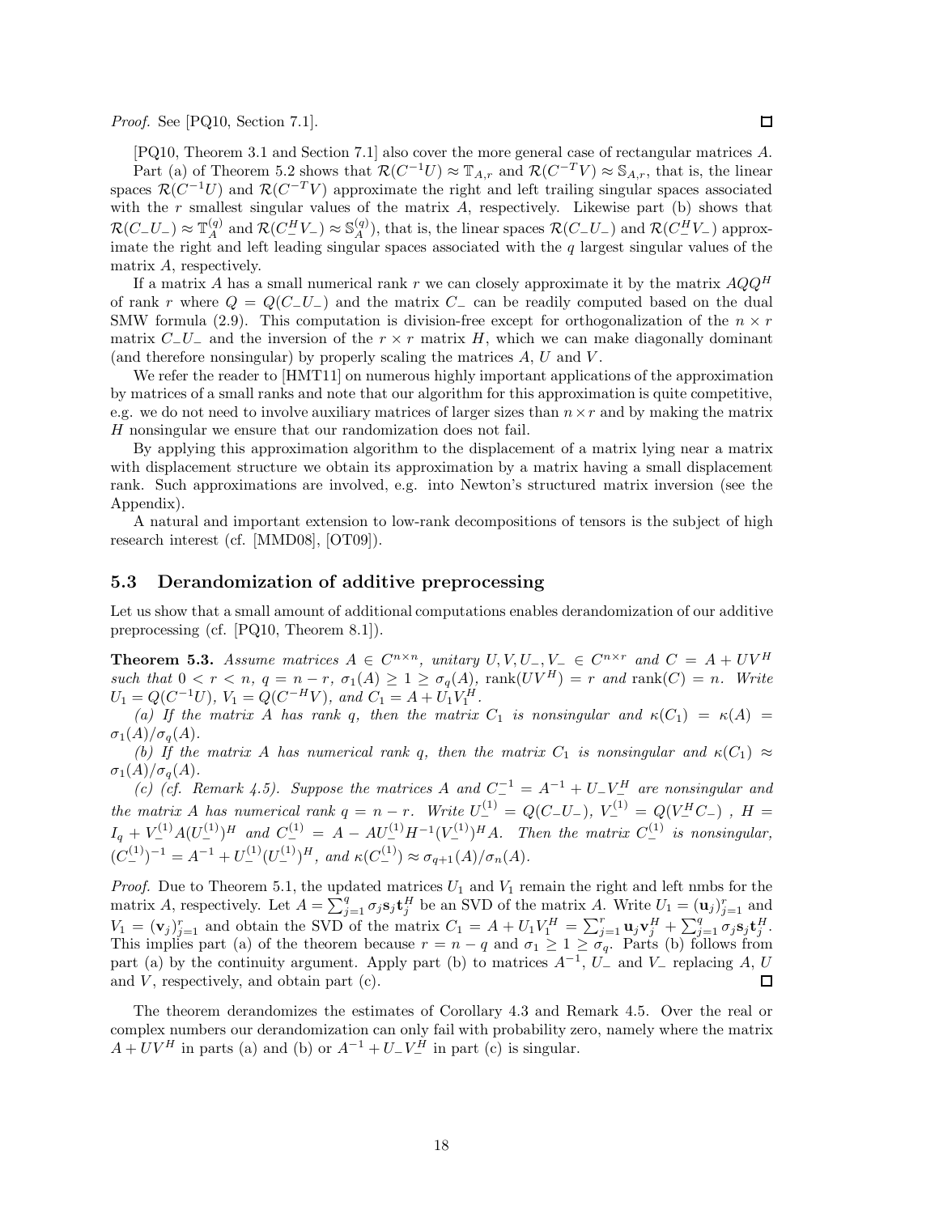*Proof.* See [PQ10, Section 7.1]. ☐

[PQ10, Theorem 3.1 and Section 7.1] also cover the more general case of rectangular matrices $A$.

Part (a) of Theorem 5.2 shows that $\mathcal{R}(C^{-1}U) \approx \mathbb{T}_{A,r}$ and $\mathcal{R}(C^{-T}V) \approx \mathbb{S}_{A,r}$, that is, the linear spaces $\mathcal{R}(C^{-1}U)$ and $\mathcal{R}(C^{-T}V)$ approximate the right and left trailing singular spaces associated with the $r$ smallest singular values of the matrix $A$, respectively. Likewise part (b) shows that $\mathcal{R}(C_-U_-) \approx \mathbb{T}_A^{(q)}$ and $\mathcal{R}(C_-^H V_-) \approx \mathbb{S}_A^{(q)}$), that is, the linear spaces $\mathcal{R}(C_-U_-)$ and $\mathcal{R}(C_-^H V_-)$ approximate the right and left leading singular spaces associated with the $q$ largest singular values of the matrix $A$, respectively.

If a matrix $A$ has a small numerical rank $r$ we can closely approximate it by the matrix $AQQ^H$ of rank $r$ where $Q = Q(C_-U_-)$ and the matrix $C_-$ can be readily computed based on the dual SMW formula (2.9). This computation is division-free except for orthogonalization of the $n \times r$ matrix $C_-U_-$ and the inversion of the $r \times r$ matrix $H$, which we can make diagonally dominant (and therefore nonsingular) by properly scaling the matrices $A$, $U$ and $V$.

We refer the reader to [HMT11] on numerous highly important applications of the approximation by matrices of a small ranks and note that our algorithm for this approximation is quite competitive, e.g. we do not need to involve auxiliary matrices of larger sizes than $n \times r$ and by making the matrix $H$ nonsingular we ensure that our randomization does not fail.

By applying this approximation algorithm to the displacement of a matrix lying near a matrix with displacement structure we obtain its approximation by a matrix having a small displacement rank. Such approximations are involved, e.g. into Newton's structured matrix inversion (see the Appendix).

A natural and important extension to low-rank decompositions of tensors is the subject of high research interest (cf. [MMD08], [OT09]).

## 5.3 Derandomization of additive preprocessing

Let us show that a small amount of additional computations enables derandomization of our additive preprocessing (cf. [PQ10, Theorem 8.1]).

**Theorem 5.3.** *Assume matrices $A \in C^{n\times n}$, unitary $U, V, U_-, V_- \in C^{n\times r}$ and $C = A + UV^H$ such that $0 < r < n$, $q = n - r$, $\sigma_1(A) \geq 1 \geq \sigma_q(A)$, $\operatorname{rank}(UV^H) = r$ and $\operatorname{rank}(C) = n$. Write $U_1 = Q(C^{-1}U)$, $V_1 = Q(C^{-H}V)$, and $C_1 = A + U_1V_1^H$.*

*(a) If the matrix $A$ has rank $q$, then the matrix $C_1$ is nonsingular and $\kappa(C_1) = \kappa(A) = \sigma_1(A)/\sigma_q(A)$.*

*(b) If the matrix $A$ has numerical rank $q$, then the matrix $C_1$ is nonsingular and $\kappa(C_1) \approx \sigma_1(A)/\sigma_q(A)$.*

*(c) (cf. Remark 4.5). Suppose the matrices $A$ and $C_-^{-1} = A^{-1} + U_-V_-^H$ are nonsingular and the matrix $A$ has numerical rank $q = n - r$. Write $U_-^{(1)} = Q(C_-U_-)$, $V_-^{(1)} = Q(V_-^H C_-)$ , $H = I_q + V_-^{(1)}A(U_-^{(1)})^H$ and $C_-^{(1)} = A - AU_-^{(1)}H^{-1}(V_-^{(1)})^H A$. Then the matrix $C_-^{(1)}$ is nonsingular, $(C_-^{(1)})^{-1} = A^{-1} + U_-^{(1)}(U_-^{(1)})^H$, and $\kappa(C_-^{(1)}) \approx \sigma_{q+1}(A)/\sigma_n(A)$.*

*Proof.* Due to Theorem 5.1, the updated matrices $U_1$ and $V_1$ remain the right and left nmbs for the matrix $A$, respectively. Let $A = \sum_{j=1}^{q} \sigma_j \mathbf{s}_j \mathbf{t}_j^H$ be an SVD of the matrix $A$. Write $U_1 = (\mathbf{u}_j)_{j=1}^r$ and $V_1 = (\mathbf{v}_j)_{j=1}^r$ and obtain the SVD of the matrix $C_1 = A + U_1V_1^H = \sum_{j=1}^{r} \mathbf{u}_j\mathbf{v}_j^H + \sum_{j=1}^{q} \sigma_j \mathbf{s}_j \mathbf{t}_j^H$. This implies part (a) of the theorem because $r = n - q$ and $\sigma_1 \geq 1 \geq \sigma_q$. Parts (b) follows from part (a) by the continuity argument. Apply part (b) to matrices $A^{-1}$, $U_-$ and $V_-$ replacing $A$, $U$ and $V$, respectively, and obtain part (c). ☐

The theorem derandomizes the estimates of Corollary 4.3 and Remark 4.5. Over the real or complex numbers our derandomization can only fail with probability zero, namely where the matrix $A + UV^H$ in parts (a) and (b) or $A^{-1} + U_-V_-^H$ in part (c) is singular.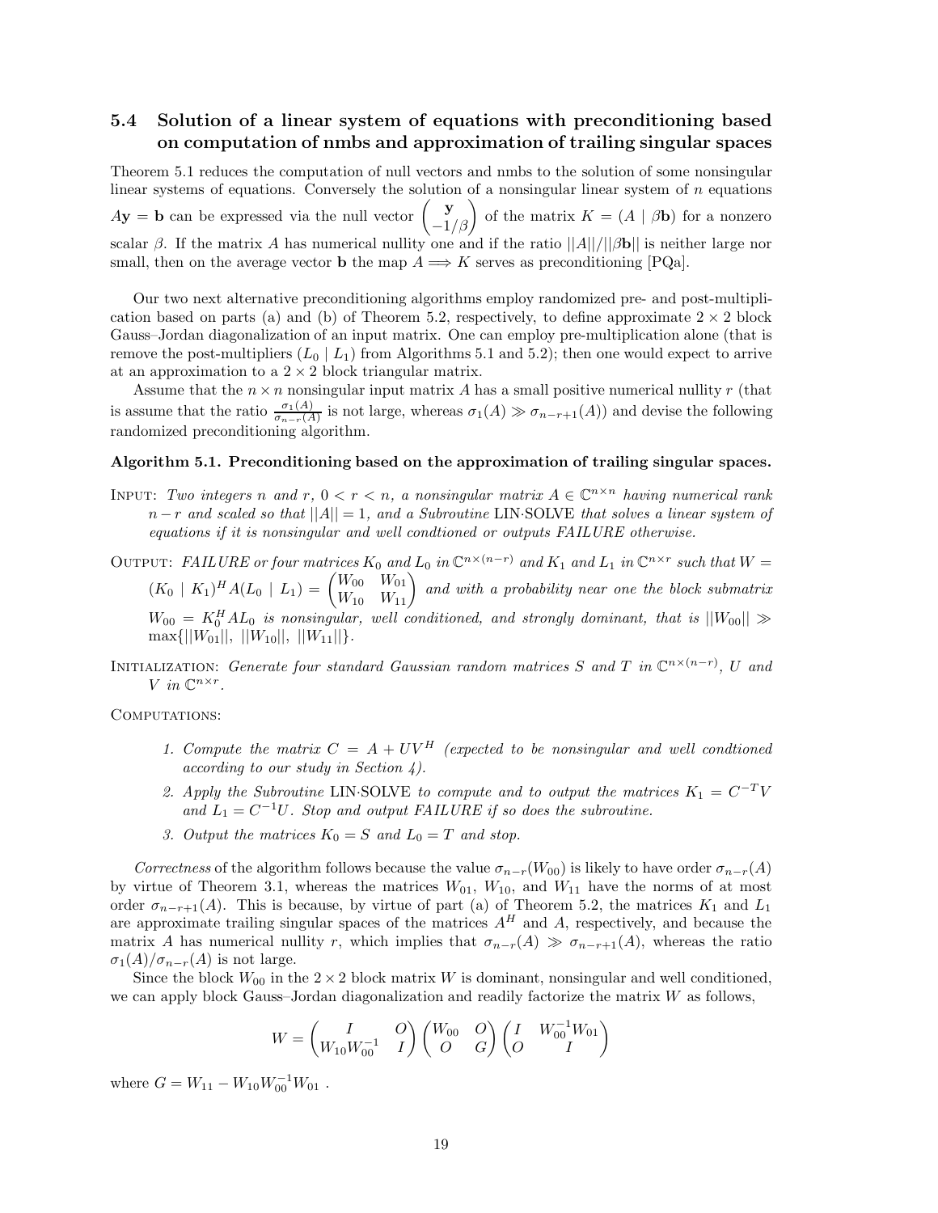### 5.4 Solution of a linear system of equations with preconditioning based on computation of nmbs and approximation of trailing singular spaces

Theorem 5.1 reduces the computation of null vectors and nmbs to the solution of some nonsingular linear systems of equations. Conversely the solution of a nonsingular linear system of $n$ equations $A\mathbf{y} = \mathbf{b}$ can be expressed via the null vector $\begin{pmatrix} \mathbf{y} \\ -1/\beta \end{pmatrix}$ of the matrix $K = (A \mid \beta\mathbf{b})$ for a nonzero scalar $\beta$. If the matrix $A$ has numerical nullity one and if the ratio $||A||/||\beta\mathbf{b}||$ is neither large nor small, then on the average vector $\mathbf{b}$ the map $A \Longrightarrow K$ serves as preconditioning [PQa].

Our two next alternative preconditioning algorithms employ randomized pre- and post-multiplication based on parts (a) and (b) of Theorem 5.2, respectively, to define approximate $2 \times 2$ block Gauss–Jordan diagonalization of an input matrix. One can employ pre-multiplication alone (that is remove the post-multipliers $(L_0 \mid L_1)$ from Algorithms 5.1 and 5.2); then one would expect to arrive at an approximation to a $2 \times 2$ block triangular matrix.

Assume that the $n \times n$ nonsingular input matrix $A$ has a small positive numerical nullity $r$ (that is assume that the ratio $\frac{\sigma_1(A)}{\sigma_{n-r}(A)}$ is not large, whereas $\sigma_1(A) \gg \sigma_{n-r+1}(A)$) and devise the following randomized preconditioning algorithm.

**Algorithm 5.1. Preconditioning based on the approximation of trailing singular spaces.**

INPUT: *Two integers $n$ and $r$, $0 < r < n$, a nonsingular matrix $A \in \mathbb{C}^{n \times n}$ having numerical rank $n - r$ and scaled so that $||A|| = 1$, and a Subroutine* LIN·SOLVE *that solves a linear system of equations if it is nonsingular and well condtioned or outputs FAILURE otherwise.*

OUTPUT: *FAILURE or four matrices $K_0$ and $L_0$ in $\mathbb{C}^{n \times (n-r)}$ and $K_1$ and $L_1$ in $\mathbb{C}^{n \times r}$ such that $W = (K_0 \mid K_1)^H A (L_0 \mid L_1) = \begin{pmatrix} W_{00} & W_{01} \\ W_{10} & W_{11} \end{pmatrix}$ and with a probability near one the block submatrix $W_{00} = K_0^H A L_0$ is nonsingular, well conditioned, and strongly dominant, that is $||W_{00}|| \gg \max\{||W_{01}||,\ ||W_{10}||,\ ||W_{11}||\}$.*

INITIALIZATION: *Generate four standard Gaussian random matrices $S$ and $T$ in $\mathbb{C}^{n \times (n-r)}$, $U$ and $V$ in $\mathbb{C}^{n \times r}$.*

COMPUTATIONS:

1. *Compute the matrix $C = A + UV^H$ (expected to be nonsingular and well condtioned according to our study in Section 4).*
2. *Apply the Subroutine* LIN·SOLVE *to compute and to output the matrices $K_1 = C^{-T}V$ and $L_1 = C^{-1}U$. Stop and output FAILURE if so does the subroutine.*
3. *Output the matrices $K_0 = S$ and $L_0 = T$ and stop.*

*Correctness* of the algorithm follows because the value $\sigma_{n-r}(W_{00})$ is likely to have order $\sigma_{n-r}(A)$ by virtue of Theorem 3.1, whereas the matrices $W_{01}$, $W_{10}$, and $W_{11}$ have the norms of at most order $\sigma_{n-r+1}(A)$. This is because, by virtue of part (a) of Theorem 5.2, the matrices $K_1$ and $L_1$ are approximate trailing singular spaces of the matrices $A^H$ and $A$, respectively, and because the matrix $A$ has numerical nullity $r$, which implies that $\sigma_{n-r}(A) \gg \sigma_{n-r+1}(A)$, whereas the ratio $\sigma_1(A)/\sigma_{n-r}(A)$ is not large.

Since the block $W_{00}$ in the $2 \times 2$ block matrix $W$ is dominant, nonsingular and well conditioned, we can apply block Gauss–Jordan diagonalization and readily factorize the matrix $W$ as follows,

$$W = \begin{pmatrix} I & O \\ W_{10}W_{00}^{-1} & I \end{pmatrix} \begin{pmatrix} W_{00} & O \\ O & G \end{pmatrix} \begin{pmatrix} I & W_{00}^{-1}W_{01} \\ O & I \end{pmatrix}$$

where $G = W_{11} - W_{10}W_{00}^{-1}W_{01}$ .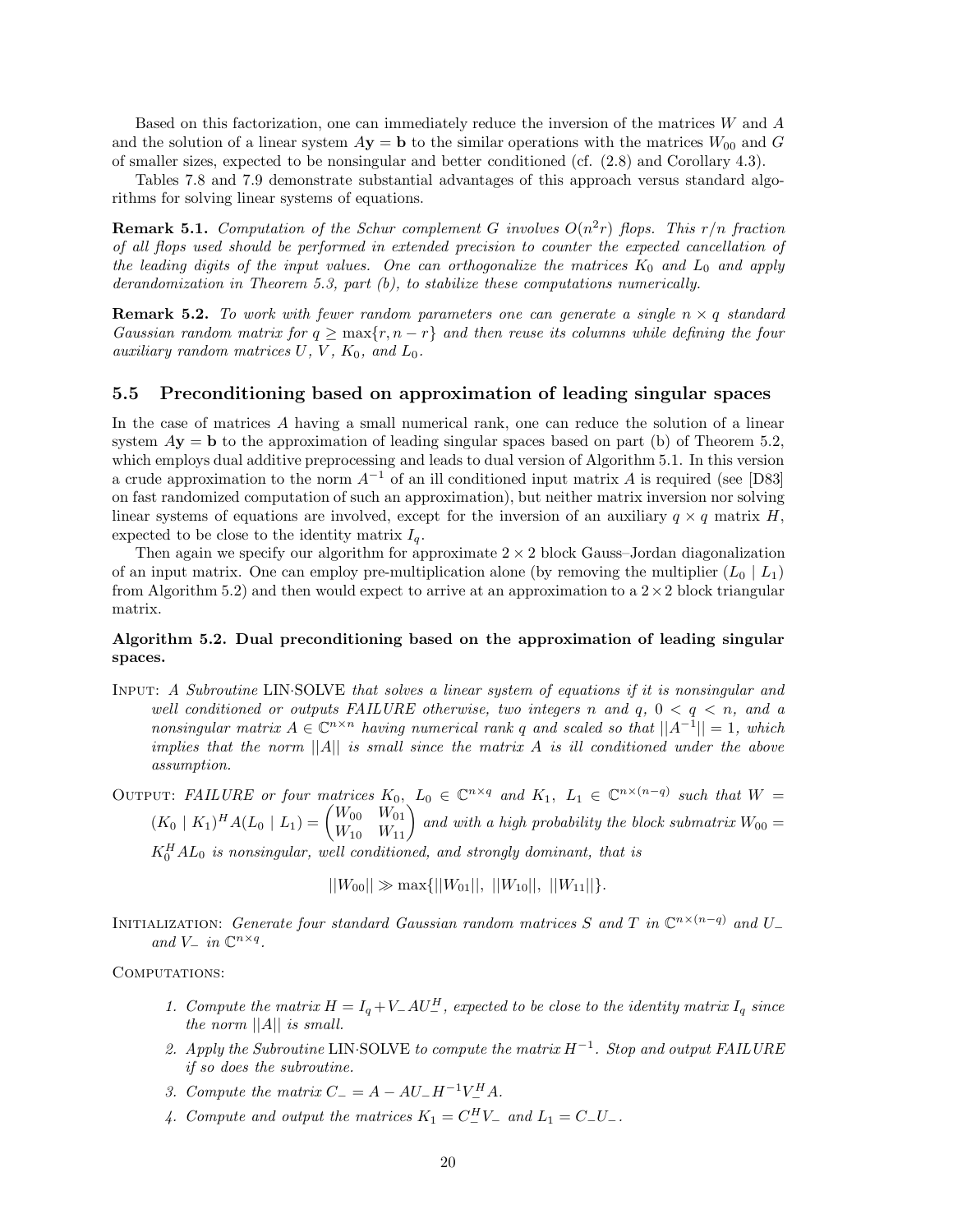Based on this factorization, one can immediately reduce the inversion of the matrices $W$ and $A$ and the solution of a linear system $A\mathbf{y} = \mathbf{b}$ to the similar operations with the matrices $W_{00}$ and $G$ of smaller sizes, expected to be nonsingular and better conditioned (cf. (2.8) and Corollary 4.3).

Tables 7.8 and 7.9 demonstrate substantial advantages of this approach versus standard algorithms for solving linear systems of equations.

**Remark 5.1.** *Computation of the Schur complement $G$ involves $O(n^2 r)$ flops. This $r/n$ fraction of all flops used should be performed in extended precision to counter the expected cancellation of the leading digits of the input values. One can orthogonalize the matrices $K_0$ and $L_0$ and apply derandomization in Theorem 5.3, part (b), to stabilize these computations numerically.*

**Remark 5.2.** *To work with fewer random parameters one can generate a single $n \times q$ standard Gaussian random matrix for $q \geq \max\{r, n-r\}$ and then reuse its columns while defining the four auxiliary random matrices $U$, $V$, $K_0$, and $L_0$.*

### 5.5 Preconditioning based on approximation of leading singular spaces

In the case of matrices $A$ having a small numerical rank, one can reduce the solution of a linear system $A\mathbf{y} = \mathbf{b}$ to the approximation of leading singular spaces based on part (b) of Theorem 5.2, which employs dual additive preprocessing and leads to dual version of Algorithm 5.1. In this version a crude approximation to the norm $A^{-1}$ of an ill conditioned input matrix $A$ is required (see [D83] on fast randomized computation of such an approximation), but neither matrix inversion nor solving linear systems of equations are involved, except for the inversion of an auxiliary $q \times q$ matrix $H$, expected to be close to the identity matrix $I_q$.

Then again we specify our algorithm for approximate $2 \times 2$ block Gauss–Jordan diagonalization of an input matrix. One can employ pre-multiplication alone (by removing the multiplier $(L_0 \mid L_1)$ from Algorithm 5.2) and then would expect to arrive at an approximation to a $2 \times 2$ block triangular matrix.

**Algorithm 5.2. Dual preconditioning based on the approximation of leading singular spaces.**

INPUT: *A Subroutine* LIN·SOLVE *that solves a linear system of equations if it is nonsingular and well conditioned or outputs FAILURE otherwise, two integers $n$ and $q$, $0 < q < n$, and a nonsingular matrix $A \in \mathbb{C}^{n \times n}$ having numerical rank $q$ and scaled so that $||A^{-1}|| = 1$, which implies that the norm $||A||$ is small since the matrix $A$ is ill conditioned under the above assumption.*

OUTPUT: *FAILURE or four matrices $K_0$, $L_0 \in \mathbb{C}^{n \times q}$ and $K_1$, $L_1 \in \mathbb{C}^{n \times (n-q)}$ such that $W = (K_0 \mid K_1)^H A (L_0 \mid L_1) = \begin{pmatrix} W_{00} & W_{01} \\ W_{10} & W_{11} \end{pmatrix}$ and with a high probability the block submatrix $W_{00} = K_0^H A L_0$ is nonsingular, well conditioned, and strongly dominant, that is*

$$||W_{00}|| \gg \max\{||W_{01}||,\ ||W_{10}||,\ ||W_{11}||\}.$$

INITIALIZATION: *Generate four standard Gaussian random matrices $S$ and $T$ in $\mathbb{C}^{n \times (n-q)}$ and $U_-$ and $V_-$ in $\mathbb{C}^{n \times q}$.*

COMPUTATIONS:

1. *Compute the matrix $H = I_q + V_- A U_-^H$, expected to be close to the identity matrix $I_q$ since the norm $||A||$ is small.*
2. *Apply the Subroutine* LIN·SOLVE *to compute the matrix $H^{-1}$. Stop and output FAILURE if so does the subroutine.*
3. *Compute the matrix $C_- = A - AU_- H^{-1} V_-^H A$.*
4. *Compute and output the matrices $K_1 = C_-^H V_-$ and $L_1 = C_- U_-$.*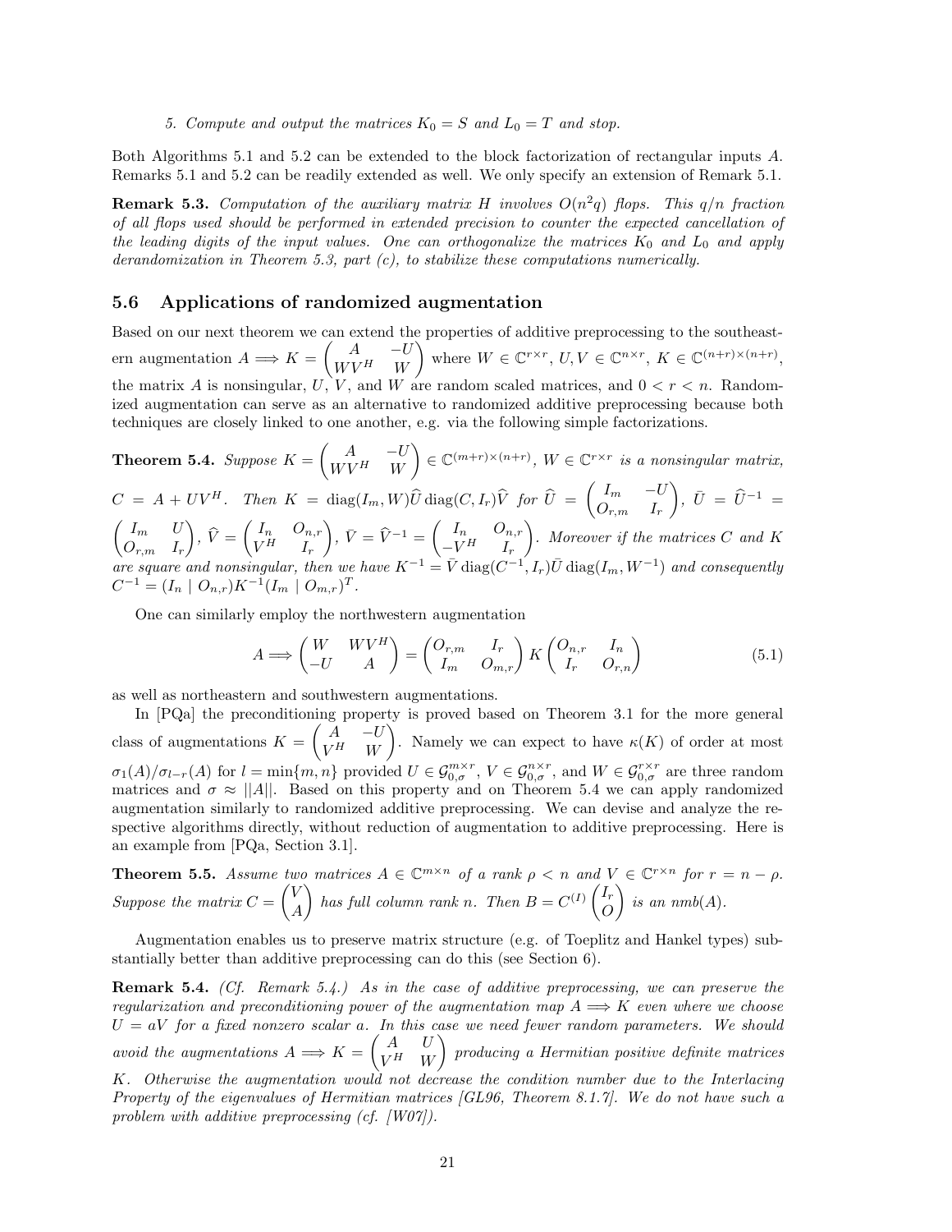5. *Compute and output the matrices $K_0 = S$ and $L_0 = T$ and stop.*

Both Algorithms 5.1 and 5.2 can be extended to the block factorization of rectangular inputs $A$. Remarks 5.1 and 5.2 can be readily extended as well. We only specify an extension of Remark 5.1.

**Remark 5.3.** *Computation of the auxiliary matrix $H$ involves $O(n^2 q)$ flops. This $q/n$ fraction of all flops used should be performed in extended precision to counter the expected cancellation of the leading digits of the input values. One can orthogonalize the matrices $K_0$ and $L_0$ and apply derandomization in Theorem 5.3, part (c), to stabilize these computations numerically.*

## 5.6 Applications of randomized augmentation

Based on our next theorem we can extend the properties of additive preprocessing to the southeastern augmentation $A \Longrightarrow K = \begin{pmatrix} A & -U \\ WV^H & W \end{pmatrix}$ where $W \in \mathbb{C}^{r\times r}$, $U, V \in \mathbb{C}^{n\times r}$, $K \in \mathbb{C}^{(n+r)\times(n+r)}$, the matrix $A$ is nonsingular, $U$, $V$, and $W$ are random scaled matrices, and $0 < r < n$. Randomized augmentation can serve as an alternative to randomized additive preprocessing because both techniques are closely linked to one another, e.g. via the following simple factorizations.

**Theorem 5.4.** *Suppose $K = \begin{pmatrix} A & -U \\ WV^H & W \end{pmatrix} \in \mathbb{C}^{(m+r)\times(n+r)}$, $W \in \mathbb{C}^{r\times r}$ is a nonsingular matrix, $C = A + UV^H$. Then $K = \operatorname{diag}(I_m, W)\widehat{U}\operatorname{diag}(C, I_r)\widehat{V}$ for $\widehat{U} = \begin{pmatrix} I_m & -U \\ O_{r,m} & I_r \end{pmatrix}$, $\bar{U} = \widehat{U}^{-1} = \begin{pmatrix} I_m & U \\ O_{r,m} & I_r \end{pmatrix}$, $\widehat{V} = \begin{pmatrix} I_n & O_{n,r} \\ V^H & I_r \end{pmatrix}$, $\bar{V} = \widehat{V}^{-1} = \begin{pmatrix} I_n & O_{n,r} \\ -V^H & I_r \end{pmatrix}$. Moreover if the matrices $C$ and $K$ are square and nonsingular, then we have $K^{-1} = \bar{V}\operatorname{diag}(C^{-1}, I_r)\bar{U}\operatorname{diag}(I_m, W^{-1})$ and consequently $C^{-1} = (I_n \mid O_{n,r})K^{-1}(I_m \mid O_{m,r})^T$.*

One can similarly employ the northwestern augmentation

$$A \Longrightarrow \begin{pmatrix} W & WV^H \\ -U & A \end{pmatrix} = \begin{pmatrix} O_{r,m} & I_r \\ I_m & O_{m,r} \end{pmatrix} K \begin{pmatrix} O_{n,r} & I_n \\ I_r & O_{r,n} \end{pmatrix} \tag{5.1}$$

as well as northeastern and southwestern augmentations.

In [PQa] the preconditioning property is proved based on Theorem 3.1 for the more general class of augmentations $K = \begin{pmatrix} A & -U \\ V^H & W \end{pmatrix}$. Namely we can expect to have $\kappa(K)$ of order at most $\sigma_1(A)/\sigma_{l-r}(A)$ for $l = \min\{m, n\}$ provided $U \in \mathcal{G}_{0,\sigma}^{m\times r}$, $V \in \mathcal{G}_{0,\sigma}^{n\times r}$, and $W \in \mathcal{G}_{0,\sigma}^{r\times r}$ are three random matrices and $\sigma \approx ||A||$. Based on this property and on Theorem 5.4 we can apply randomized augmentation similarly to randomized additive preprocessing. We can devise and analyze the respective algorithms directly, without reduction of augmentation to additive preprocessing. Here is an example from [PQa, Section 3.1].

**Theorem 5.5.** *Assume two matrices $A \in \mathbb{C}^{m\times n}$ of a rank $\rho < n$ and $V \in \mathbb{C}^{r\times n}$ for $r = n - \rho$. Suppose the matrix $C = \begin{pmatrix} V \\ A \end{pmatrix}$ has full column rank $n$. Then $B = C^{(I)}\begin{pmatrix} I_r \\ O \end{pmatrix}$ is an nmb(A).*

Augmentation enables us to preserve matrix structure (e.g. of Toeplitz and Hankel types) substantially better than additive preprocessing can do this (see Section 6).

**Remark 5.4.** *(Cf. Remark 5.4.) As in the case of additive preprocessing, we can preserve the regularization and preconditioning power of the augmentation map $A \Longrightarrow K$ even where we choose $U = aV$ for a fixed nonzero scalar $a$. In this case we need fewer random parameters. We should avoid the augmentations $A \Longrightarrow K = \begin{pmatrix} A & U \\ V^H & W \end{pmatrix}$ producing a Hermitian positive definite matrices $K$. Otherwise the augmentation would not decrease the condition number due to the Interlacing Property of the eigenvalues of Hermitian matrices [GL96, Theorem 8.1.7]. We do not have such a problem with additive preprocessing (cf. [W07]).*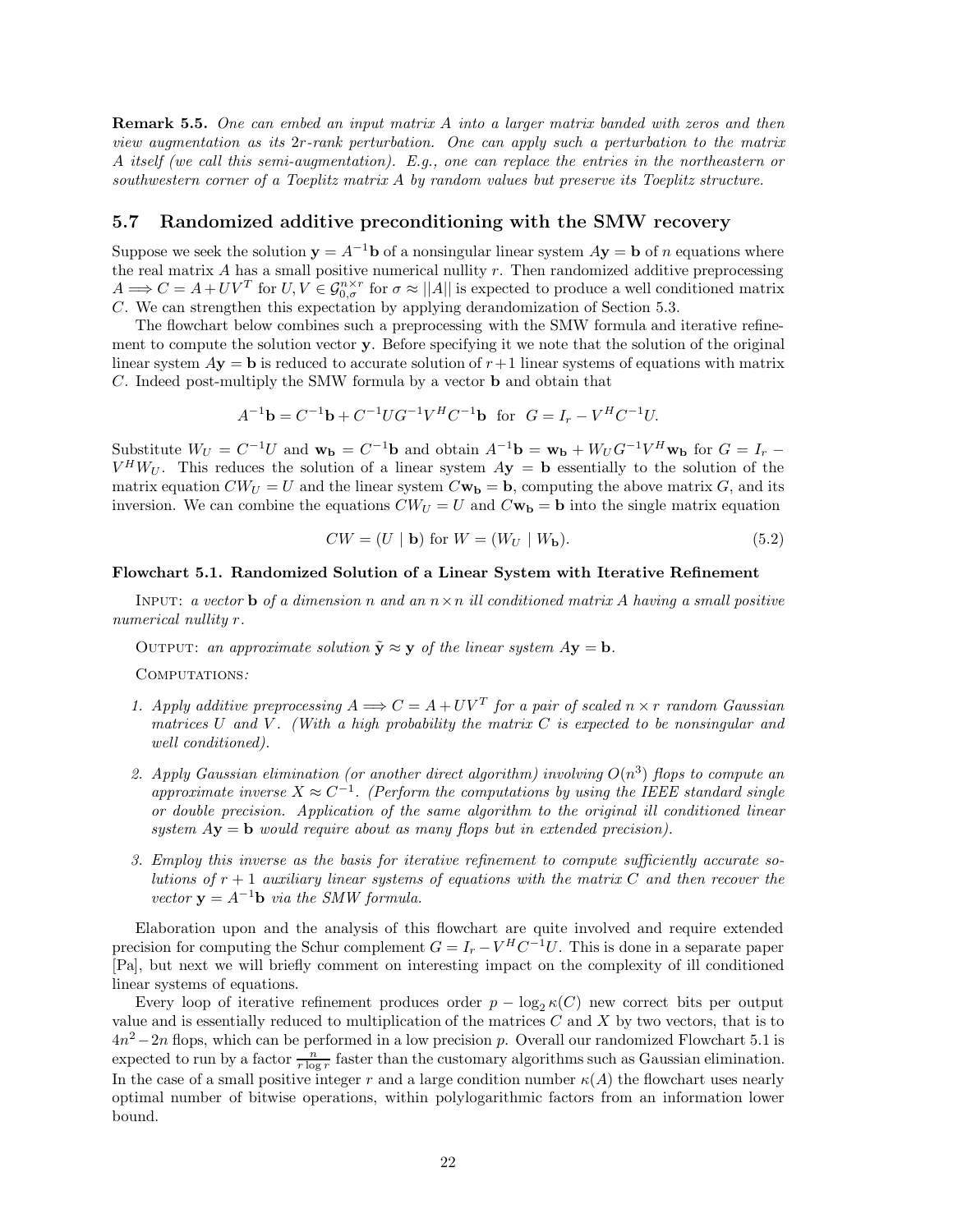**Remark 5.5.** *One can embed an input matrix $A$ into a larger matrix banded with zeros and then view augmentation as its $2r$-rank perturbation. One can apply such a perturbation to the matrix $A$ itself (we call this semi-augmentation). E.g., one can replace the entries in the northeastern or southwestern corner of a Toeplitz matrix $A$ by random values but preserve its Toeplitz structure.*

### 5.7 Randomized additive preconditioning with the SMW recovery

Suppose we seek the solution $\mathbf{y} = A^{-1}\mathbf{b}$ of a nonsingular linear system $A\mathbf{y} = \mathbf{b}$ of $n$ equations where the real matrix $A$ has a small positive numerical nullity $r$. Then randomized additive preprocessing $A \Longrightarrow C = A + UV^T$ for $U, V \in \mathcal{G}_{0,\sigma}^{n\times r}$ for $\sigma \approx ||A||$ is expected to produce a well conditioned matrix $C$. We can strengthen this expectation by applying derandomization of Section 5.3.

The flowchart below combines such a preprocessing with the SMW formula and iterative refinement to compute the solution vector $\mathbf{y}$. Before specifying it we note that the solution of the original linear system $A\mathbf{y} = \mathbf{b}$ is reduced to accurate solution of $r+1$ linear systems of equations with matrix $C$. Indeed post-multiply the SMW formula by a vector $\mathbf{b}$ and obtain that

$$A^{-1}\mathbf{b} = C^{-1}\mathbf{b} + C^{-1}UG^{-1}V^HC^{-1}\mathbf{b} \;\text{ for }\; G = I_r - V^HC^{-1}U.$$

Substitute $W_U = C^{-1}U$ and $\mathbf{w_b} = C^{-1}\mathbf{b}$ and obtain $A^{-1}\mathbf{b} = \mathbf{w_b} + W_UG^{-1}V^H\mathbf{w_b}$ for $G = I_r - V^HW_U$. This reduces the solution of a linear system $A\mathbf{y} = \mathbf{b}$ essentially to the solution of the matrix equation $CW_U = U$ and the linear system $C\mathbf{w_b} = \mathbf{b}$, computing the above matrix $G$, and its inversion. We can combine the equations $CW_U = U$ and $C\mathbf{w_b} = \mathbf{b}$ into the single matrix equation

$$CW = (U \mid \mathbf{b}) \text{ for } W = (W_U \mid W_\mathbf{b}). \tag{5.2}$$

**Flowchart 5.1. Randomized Solution of a Linear System with Iterative Refinement**

INPUT: *a vector $\mathbf{b}$ of a dimension $n$ and an $n\times n$ ill conditioned matrix $A$ having a small positive numerical nullity $r$.*

OUTPUT: *an approximate solution $\tilde{\mathbf{y}} \approx \mathbf{y}$ of the linear system $A\mathbf{y} = \mathbf{b}$.*

COMPUTATIONS:

1. *Apply additive preprocessing $A \Longrightarrow C = A + UV^T$ for a pair of scaled $n\times r$ random Gaussian matrices $U$ and $V$. (With a high probability the matrix $C$ is expected to be nonsingular and well conditioned).*
2. *Apply Gaussian elimination (or another direct algorithm) involving $O(n^3)$ flops to compute an approximate inverse $X \approx C^{-1}$. (Perform the computations by using the IEEE standard single or double precision. Application of the same algorithm to the original ill conditioned linear system $A\mathbf{y} = \mathbf{b}$ would require about as many flops but in extended precision).*
3. *Employ this inverse as the basis for iterative refinement to compute sufficiently accurate solutions of $r+1$ auxiliary linear systems of equations with the matrix $C$ and then recover the vector $\mathbf{y} = A^{-1}\mathbf{b}$ via the SMW formula.*

Elaboration upon and the analysis of this flowchart are quite involved and require extended precision for computing the Schur complement $G = I_r - V^HC^{-1}U$. This is done in a separate paper [Pa], but next we will briefly comment on interesting impact on the complexity of ill conditioned linear systems of equations.

Every loop of iterative refinement produces order $p - \log_2 \kappa(C)$ new correct bits per output value and is essentially reduced to multiplication of the matrices $C$ and $X$ by two vectors, that is to $4n^2 - 2n$ flops, which can be performed in a low precision $p$. Overall our randomized Flowchart 5.1 is expected to run by a factor $\frac{n}{r\log r}$ faster than the customary algorithms such as Gaussian elimination. In the case of a small positive integer $r$ and a large condition number $\kappa(A)$ the flowchart uses nearly optimal number of bitwise operations, within polylogarithmic factors from an information lower bound.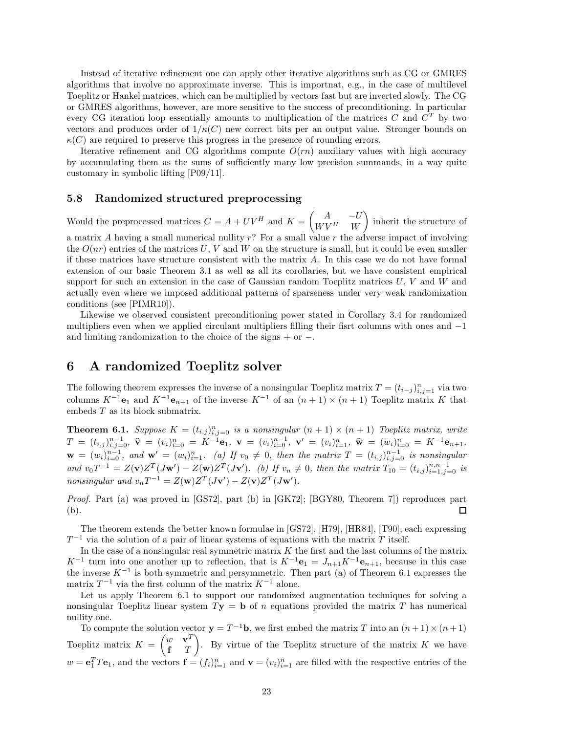Instead of iterative refinement one can apply other iterative algorithms such as CG or GMRES algorithms that involve no approximate inverse. This is importnat, e.g., in the case of multilevel Toeplitz or Hankel matrices, which can be multiplied by vectors fast but are inverted slowly. The CG or GMRES algorithms, however, are more sensitive to the success of preconditioning. In particular every CG iteration loop essentially amounts to multiplication of the matrices $C$ and $C^T$ by two vectors and produces order of $1/\kappa(C)$ new correct bits per an output value. Stronger bounds on $\kappa(C)$ are required to preserve this progress in the presence of rounding errors.

Iterative refinement and CG algorithms compute $O(rn)$ auxiliary values with high accuracy by accumulating them as the sums of sufficiently many low precision summands, in a way quite customary in symbolic lifting [P09/11].

### 5.8 Randomized structured preprocessing

Would the preprocessed matrices $C = A + UV^H$ and $K = \begin{pmatrix} A & -U \\ WV^H & W \end{pmatrix}$ inherit the structure of a matrix $A$ having a small numerical nullity $r$? For a small value $r$ the adverse impact of involving the $O(nr)$ entries of the matrices $U$, $V$ and $W$ on the structure is small, but it could be even smaller if these matrices have structure consistent with the matrix $A$. In this case we do not have formal extension of our basic Theorem 3.1 as well as all its corollaries, but we have consistent empirical support for such an extension in the case of Gaussian random Toeplitz matrices $U$, $V$ and $W$ and actually even where we imposed additional patterns of sparseness under very weak randomization conditions (see [PIMR10]).

Likewise we observed consistent preconditioning power stated in Corollary 3.4 for randomized multipliers even when we applied circulant multipliers filling their fisrt columns with ones and $-1$ and limiting randomization to the choice of the signs $+$ or $-$.

## 6 A randomized Toeplitz solver

The following theorem expresses the inverse of a nonsingular Toeplitz matrix $T = (t_{i-j})_{i,j=1}^n$ via two columns $K^{-1}\mathbf{e}_1$ and $K^{-1}\mathbf{e}_{n+1}$ of the inverse $K^{-1}$ of an $(n+1) \times (n+1)$ Toeplitz matrix $K$ that embeds $T$ as its block submatrix.

**Theorem 6.1.** *Suppose $K = (t_{i,j})_{i,j=0}^n$ is a nonsingular $(n+1) \times (n+1)$ Toeplitz matrix, write $T = (t_{i,j})_{i,j=0}^{n-1}$, $\hat{\mathbf{v}} = (v_i)_{i=0}^n = K^{-1}\mathbf{e}_1$, $\mathbf{v} = (v_i)_{i=0}^{n-1}$, $\mathbf{v}' = (v_i)_{i=1}^n$, $\hat{\mathbf{w}} = (w_i)_{i=0}^n = K^{-1}\mathbf{e}_{n+1}$, $\mathbf{w} = (w_i)_{i=0}^{n-1}$, and $\mathbf{w}' = (w_i)_{i=1}^n$. (a) If $v_0 \neq 0$, then the matrix $T = (t_{i,j})_{i,j=0}^{n-1}$ is nonsingular and $v_0 T^{-1} = Z(\mathbf{v})Z^T(J\mathbf{w}') - Z(\mathbf{w})Z^T(J\mathbf{v}')$. (b) If $v_n \neq 0$, then the matrix $T_{10} = (t_{i,j})_{i=1,j=0}^{n,n-1}$ is nonsingular and $v_n T^{-1} = Z(\mathbf{w})Z^T(J\mathbf{v}') - Z(\mathbf{v})Z^T(J\mathbf{w}')$.*

*Proof.* Part (a) was proved in [GS72], part (b) in [GK72]; [BGY80, Theorem 7]) reproduces part (b). □

The theorem extends the better known formulae in [GS72], [H79], [HR84], [T90], each expressing $T^{-1}$ via the solution of a pair of linear systems of equations with the matrix $T$ itself.

In the case of a nonsingular real symmetric matrix $K$ the first and the last columns of the matrix $K^{-1}$ turn into one another up to reflection, that is $K^{-1}\mathbf{e}_1 = J_{n+1}K^{-1}\mathbf{e}_{n+1}$, because in this case the inverse $K^{-1}$ is both symmetric and persymmetric. Then part (a) of Theorem 6.1 expresses the matrix $T^{-1}$ via the first column of the matrix $K^{-1}$ alone.

Let us apply Theorem 6.1 to support our randomized augmentation techniques for solving a nonsingular Toeplitz linear system $T\mathbf{y} = \mathbf{b}$ of $n$ equations provided the matrix $T$ has numerical nullity one.

To compute the solution vector $\mathbf{y} = T^{-1}\mathbf{b}$, we first embed the matrix $T$ into an $(n+1) \times (n+1)$ Toeplitz matrix $K = \begin{pmatrix} w & \mathbf{v}^T \\ \mathbf{f} & T \end{pmatrix}$. By virtue of the Toeplitz structure of the matrix $K$ we have $w = \mathbf{e}_1^T T \mathbf{e}_1$, and the vectors $\mathbf{f} = (f_i)_{i=1}^n$ and $\mathbf{v} = (v_i)_{i=1}^n$ are filled with the respective entries of the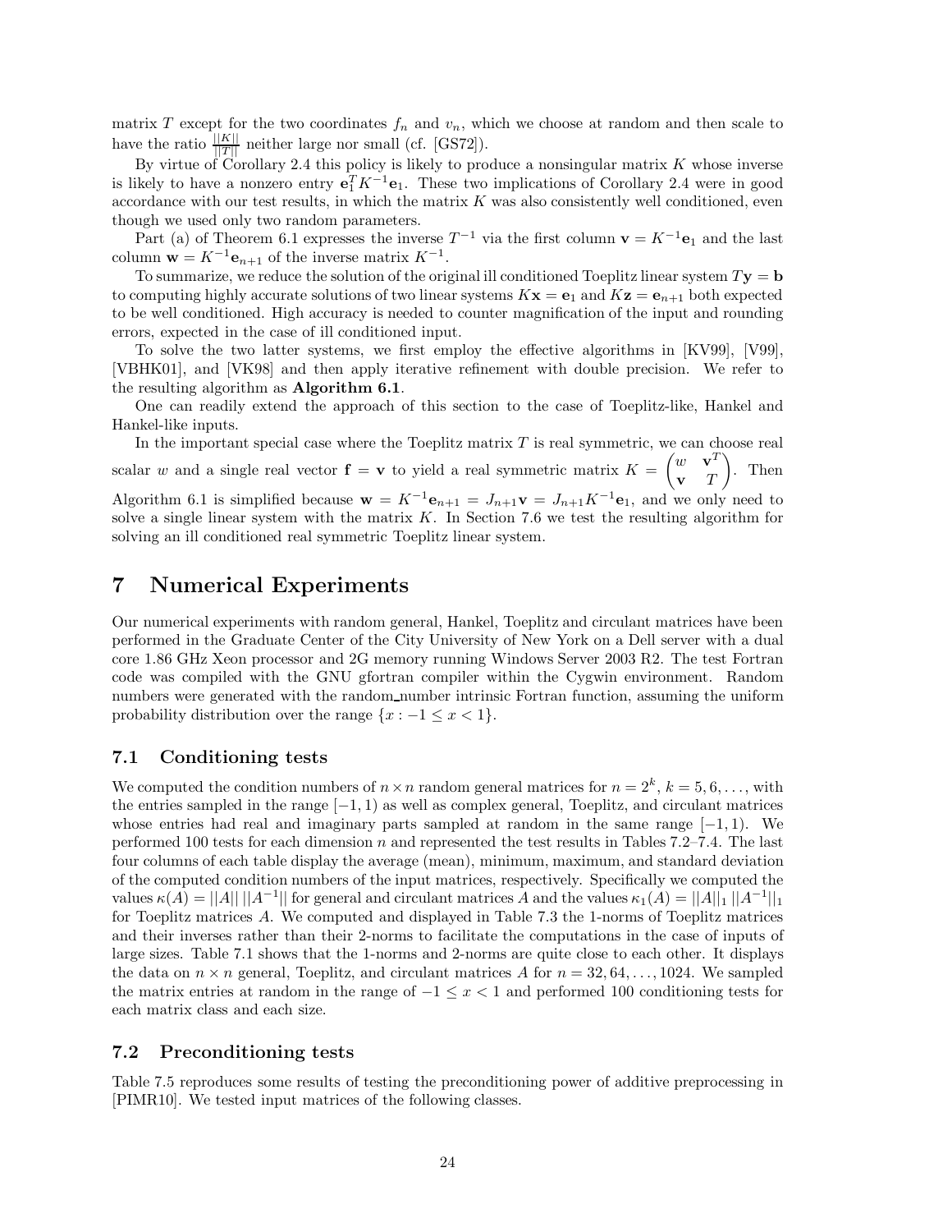matrix $T$ except for the two coordinates $f_n$ and $v_n$, which we choose at random and then scale to have the ratio $\frac{||K||}{||T||}$ neither large nor small (cf. [GS72]).

By virtue of Corollary 2.4 this policy is likely to produce a nonsingular matrix $K$ whose inverse is likely to have a nonzero entry $\mathbf{e}_1^T K^{-1}\mathbf{e}_1$. These two implications of Corollary 2.4 were in good accordance with our test results, in which the matrix $K$ was also consistently well conditioned, even though we used only two random parameters.

Part (a) of Theorem 6.1 expresses the inverse $T^{-1}$ via the first column $\mathbf{v} = K^{-1}\mathbf{e}_1$ and the last column $\mathbf{w} = K^{-1}\mathbf{e}_{n+1}$ of the inverse matrix $K^{-1}$.

To summarize, we reduce the solution of the original ill conditioned Toeplitz linear system $T\mathbf{y} = \mathbf{b}$ to computing highly accurate solutions of two linear systems $K\mathbf{x} = \mathbf{e}_1$ and $K\mathbf{z} = \mathbf{e}_{n+1}$ both expected to be well conditioned. High accuracy is needed to counter magnification of the input and rounding errors, expected in the case of ill conditioned input.

To solve the two latter systems, we first employ the effective algorithms in [KV99], [V99], [VBHK01], and [VK98] and then apply iterative refinement with double precision. We refer to the resulting algorithm as **Algorithm 6.1**.

One can readily extend the approach of this section to the case of Toeplitz-like, Hankel and Hankel-like inputs.

In the important special case where the Toeplitz matrix $T$ is real symmetric, we can choose real scalar $w$ and a single real vector $\mathbf{f} = \mathbf{v}$ to yield a real symmetric matrix $K = \begin{pmatrix} w & \mathbf{v}^T \\ \mathbf{v} & T \end{pmatrix}$. Then Algorithm 6.1 is simplified because $\mathbf{w} = K^{-1}\mathbf{e}_{n+1} = J_{n+1}\mathbf{v} = J_{n+1}K^{-1}\mathbf{e}_1$, and we only need to solve a single linear system with the matrix $K$. In Section 7.6 we test the resulting algorithm for solving an ill conditioned real symmetric Toeplitz linear system.

# 7 Numerical Experiments

Our numerical experiments with random general, Hankel, Toeplitz and circulant matrices have been performed in the Graduate Center of the City University of New York on a Dell server with a dual core 1.86 GHz Xeon processor and 2G memory running Windows Server 2003 R2. The test Fortran code was compiled with the GNU gfortran compiler within the Cygwin environment. Random numbers were generated with the random_number intrinsic Fortran function, assuming the uniform probability distribution over the range $\{x : -1 \leq x < 1\}$.

## 7.1 Conditioning tests

We computed the condition numbers of $n \times n$ random general matrices for $n = 2^k$, $k = 5, 6, \ldots$, with the entries sampled in the range $[-1, 1)$ as well as complex general, Toeplitz, and circulant matrices whose entries had real and imaginary parts sampled at random in the same range $[-1, 1)$. We performed 100 tests for each dimension $n$ and represented the test results in Tables 7.2–7.4. The last four columns of each table display the average (mean), minimum, maximum, and standard deviation of the computed condition numbers of the input matrices, respectively. Specifically we computed the values $\kappa(A) = ||A||\,||A^{-1}||$ for general and circulant matrices $A$ and the values $\kappa_1(A) = ||A||_1\,||A^{-1}||_1$ for Toeplitz matrices $A$. We computed and displayed in Table 7.3 the 1-norms of Toeplitz matrices and their inverses rather than their 2-norms to facilitate the computations in the case of inputs of large sizes. Table 7.1 shows that the 1-norms and 2-norms are quite close to each other. It displays the data on $n \times n$ general, Toeplitz, and circulant matrices $A$ for $n = 32, 64, \ldots, 1024$. We sampled the matrix entries at random in the range of $-1 \leq x < 1$ and performed 100 conditioning tests for each matrix class and each size.

## 7.2 Preconditioning tests

Table 7.5 reproduces some results of testing the preconditioning power of additive preprocessing in [PIMR10]. We tested input matrices of the following classes.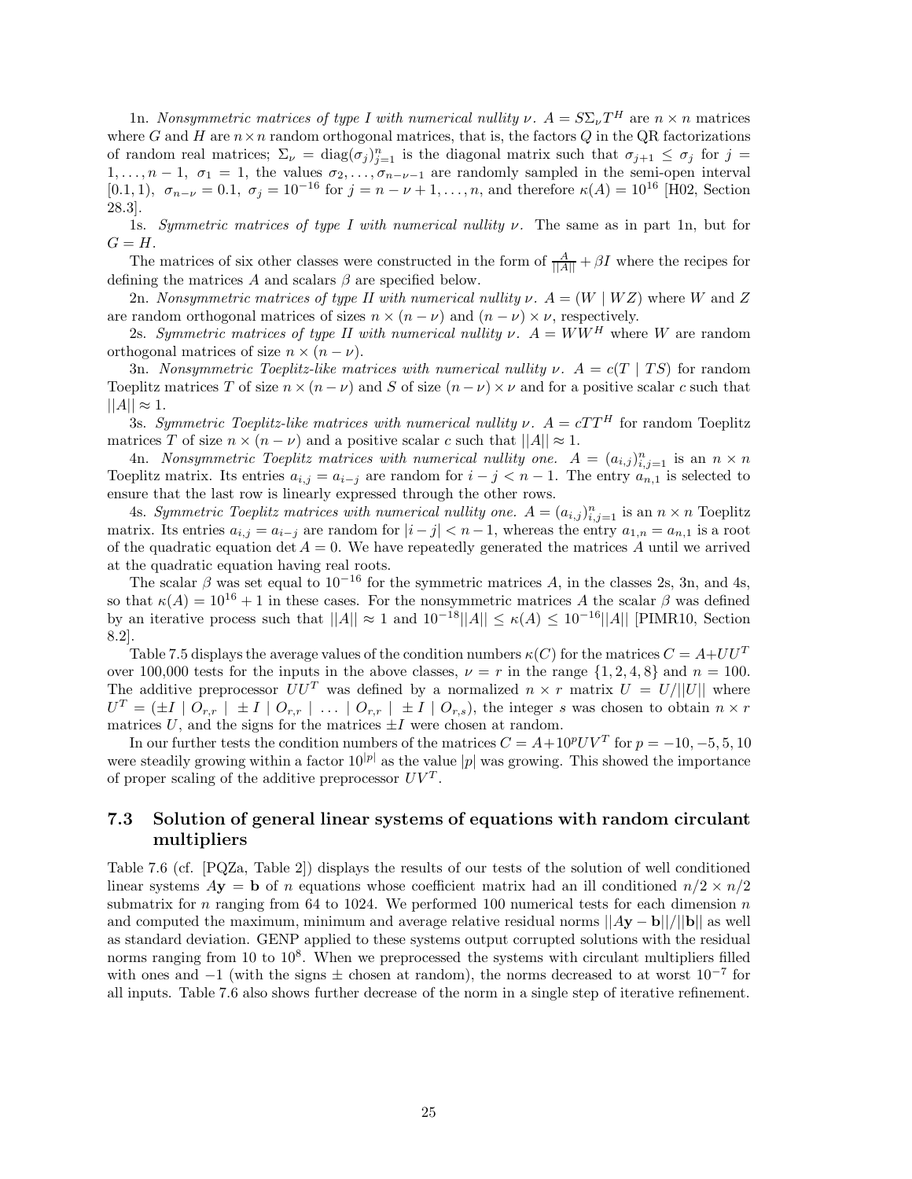1n. *Nonsymmetric matrices of type I with numerical nullity* $\nu$. $A = S\Sigma_\nu T^H$ are $n \times n$ matrices where $G$ and $H$ are $n \times n$ random orthogonal matrices, that is, the factors $Q$ in the QR factorizations of random real matrices; $\Sigma_\nu = \text{diag}(\sigma_j)_{j=1}^n$ is the diagonal matrix such that $\sigma_{j+1} \le \sigma_j$ for $j = 1, \dots, n-1$, $\sigma_1 = 1$, the values $\sigma_2, \dots, \sigma_{n-\nu-1}$ are randomly sampled in the semi-open interval $[0.1, 1)$, $\sigma_{n-\nu} = 0.1$, $\sigma_j = 10^{-16}$ for $j = n - \nu + 1, \dots, n$, and therefore $\kappa(A) = 10^{16}$ [H02, Section 28.3].

1s. *Symmetric matrices of type I with numerical nullity* $\nu$. The same as in part 1n, but for $G = H$.

The matrices of six other classes were constructed in the form of $\frac{A}{||A||} + \beta I$ where the recipes for defining the matrices $A$ and scalars $\beta$ are specified below.

2n. *Nonsymmetric matrices of type II with numerical nullity* $\nu$. $A = (W \mid WZ)$ where $W$ and $Z$ are random orthogonal matrices of sizes $n \times (n - \nu)$ and $(n - \nu) \times \nu$, respectively.

2s. *Symmetric matrices of type II with numerical nullity* $\nu$. $A = WW^H$ where $W$ are random orthogonal matrices of size $n \times (n - \nu)$.

3n. *Nonsymmetric Toeplitz-like matrices with numerical nullity* $\nu$. $A = c(T \mid TS)$ for random Toeplitz matrices $T$ of size $n \times (n - \nu)$ and $S$ of size $(n - \nu) \times \nu$ and for a positive scalar $c$ such that $||A|| \approx 1$.

3s. *Symmetric Toeplitz-like matrices with numerical nullity* $\nu$. $A = cTT^H$ for random Toeplitz matrices $T$ of size $n \times (n - \nu)$ and a positive scalar $c$ such that $||A|| \approx 1$.

4n. *Nonsymmetric Toeplitz matrices with numerical nullity one.* $A = (a_{i,j})_{i,j=1}^n$ is an $n \times n$ Toeplitz matrix. Its entries $a_{i,j} = a_{i-j}$ are random for $i - j < n - 1$. The entry $a_{n,1}$ is selected to ensure that the last row is linearly expressed through the other rows.

4s. *Symmetric Toeplitz matrices with numerical nullity one.* $A = (a_{i,j})_{i,j=1}^n$ is an $n \times n$ Toeplitz matrix. Its entries $a_{i,j} = a_{i-j}$ are random for $|i - j| < n - 1$, whereas the entry $a_{1,n} = a_{n,1}$ is a root of the quadratic equation $\det A = 0$. We have repeatedly generated the matrices $A$ until we arrived at the quadratic equation having real roots.

The scalar $\beta$ was set equal to $10^{-16}$ for the symmetric matrices $A$, in the classes 2s, 3n, and 4s, so that $\kappa(A) = 10^{16} + 1$ in these cases. For the nonsymmetric matrices $A$ the scalar $\beta$ was defined by an iterative process such that $||A|| \approx 1$ and $10^{-18}||A|| \le \kappa(A) \le 10^{-16}||A||$ [PIMR10, Section 8.2].

Table 7.5 displays the average values of the condition numbers $\kappa(C)$ for the matrices $C = A + UU^T$ over 100,000 tests for the inputs in the above classes, $\nu = r$ in the range $\{1, 2, 4, 8\}$ and $n = 100$. The additive preprocessor $UU^T$ was defined by a normalized $n \times r$ matrix $U = U/||U||$ where $U^T = (\pm I \mid O_{r,r} \mid \pm I \mid O_{r,r} \mid \dots \mid O_{r,r} \mid \pm I \mid O_{r,s})$, the integer $s$ was chosen to obtain $n \times r$ matrices $U$, and the signs for the matrices $\pm I$ were chosen at random.

In our further tests the condition numbers of the matrices $C = A + 10^p UV^T$ for $p = -10, -5, 5, 10$ were steadily growing within a factor $10^{|p|}$ as the value $|p|$ was growing. This showed the importance of proper scaling of the additive preprocessor $UV^T$.

### 7.3 Solution of general linear systems of equations with random circulant multipliers

Table 7.6 (cf. [PQZa, Table 2]) displays the results of our tests of the solution of well conditioned linear systems $A\mathbf{y} = \mathbf{b}$ of $n$ equations whose coefficient matrix had an ill conditioned $n/2 \times n/2$ submatrix for $n$ ranging from 64 to 1024. We performed 100 numerical tests for each dimension $n$ and computed the maximum, minimum and average relative residual norms $||A\mathbf{y} - \mathbf{b}||/||\mathbf{b}||$ as well as standard deviation. GENP applied to these systems output corrupted solutions with the residual norms ranging from 10 to $10^8$. When we preprocessed the systems with circulant multipliers filled with ones and $-1$ (with the signs $\pm$ chosen at random), the norms decreased to at worst $10^{-7}$ for all inputs. Table 7.6 also shows further decrease of the norm in a single step of iterative refinement.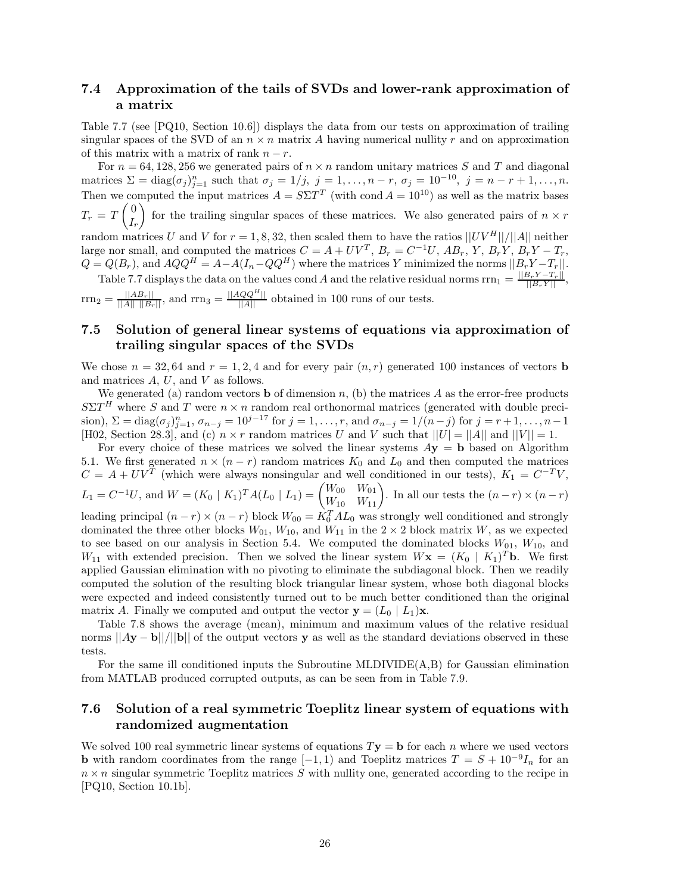### 7.4 Approximation of the tails of SVDs and lower-rank approximation of a matrix

Table 7.7 (see [PQ10, Section 10.6]) displays the data from our tests on approximation of trailing singular spaces of the SVD of an $n \times n$ matrix $A$ having numerical nullity $r$ and on approximation of this matrix with a matrix of rank $n-r$.

For $n = 64, 128, 256$ we generated pairs of $n \times n$ random unitary matrices $S$ and $T$ and diagonal matrices $\Sigma = \text{diag}(\sigma_j)_{j=1}^n$ such that $\sigma_j = 1/j,\ j = 1, \ldots, n-r,\ \sigma_j = 10^{-10},\ j = n-r+1, \ldots, n$. Then we computed the input matrices $A = S\Sigma T^T$ (with $\text{cond}\, A = 10^{10}$) as well as the matrix bases $T_r = T \begin{pmatrix} 0 \\ I_r \end{pmatrix}$ for the trailing singular spaces of these matrices. We also generated pairs of $n \times r$ random matrices $U$ and $V$ for $r = 1, 8, 32$, then scaled them to have the ratios $||UV^H||/||A||$ neither large nor small, and computed the matrices $C = A + UV^T$, $B_r = C^{-1}U$, $AB_r$, $Y$, $B_rY$, $B_rY - T_r$, $Q = Q(B_r)$, and $AQQ^H = A - A(I_n - QQ^H)$ where the matrices $Y$ minimized the norms $||B_rY - T_r||$.

Table 7.7 displays the data on the values cond $A$ and the relative residual norms $\text{rrn}_1 = \frac{||B_rY - T_r||}{||B_rY||}$, $\text{rrn}_2 = \frac{||AB_r||}{||A||\ ||B_r||}$, and $\text{rrn}_3 = \frac{||AQQ^H||}{||A||}$ obtained in 100 runs of our tests.

### 7.5 Solution of general linear systems of equations via approximation of trailing singular spaces of the SVDs

We chose $n = 32, 64$ and $r = 1, 2, 4$ and for every pair $(n, r)$ generated 100 instances of vectors $\mathbf{b}$ and matrices $A$, $U$, and $V$ as follows.

We generated (a) random vectors $\mathbf{b}$ of dimension $n$, (b) the matrices $A$ as the error-free products $S\Sigma T^H$ where $S$ and $T$ were $n \times n$ random real orthonormal matrices (generated with double precision), $\Sigma = \text{diag}(\sigma_j)_{j=1}^n$, $\sigma_{n-j} = 10^{j-17}$ for $j = 1, \ldots, r$, and $\sigma_{n-j} = 1/(n-j)$ for $j = r+1, \ldots, n-1$ [H02, Section 28.3], and (c) $n \times r$ random matrices $U$ and $V$ such that $||U| = ||A||$ and $||V|| = 1$.

For every choice of these matrices we solved the linear systems $A\mathbf{y} = \mathbf{b}$ based on Algorithm 5.1. We first generated $n \times (n-r)$ random matrices $K_0$ and $L_0$ and then computed the matrices $C = A + UV^T$ (which were always nonsingular and well conditioned in our tests), $K_1 = C^{-T}V$, $L_1 = C^{-1}U$, and $W = (K_0 \mid K_1)^T A (L_0 \mid L_1) = \begin{pmatrix} W_{00} & W_{01} \\ W_{10} & W_{11} \end{pmatrix}$. In all our tests the $(n-r) \times (n-r)$ leading principal $(n-r) \times (n-r)$ block $W_{00} = K_0^T A L_0$ was strongly well conditioned and strongly dominated the three other blocks $W_{01}$, $W_{10}$, and $W_{11}$ in the $2 \times 2$ block matrix $W$, as we expected to see based on our analysis in Section 5.4. We computed the dominated blocks $W_{01}$, $W_{10}$, and $W_{11}$ with extended precision. Then we solved the linear system $W\mathbf{x} = (K_0 \mid K_1)^T \mathbf{b}$. We first applied Gaussian elimination with no pivoting to eliminate the subdiagonal block. Then we readily computed the solution of the resulting block triangular linear system, whose both diagonal blocks were expected and indeed consistently turned out to be much better conditioned than the original matrix $A$. Finally we computed and output the vector $\mathbf{y} = (L_0 \mid L_1)\mathbf{x}$.

Table 7.8 shows the average (mean), minimum and maximum values of the relative residual norms $||A\mathbf{y} - \mathbf{b}||/||\mathbf{b}||$ of the output vectors $\mathbf{y}$ as well as the standard deviations observed in these tests.

For the same ill conditioned inputs the Subroutine MLDIVIDE(A,B) for Gaussian elimination from MATLAB produced corrupted outputs, as can be seen from Table 7.9.

### 7.6 Solution of a real symmetric Toeplitz linear system of equations with randomized augmentation

We solved 100 real symmetric linear systems of equations $T\mathbf{y} = \mathbf{b}$ for each $n$ where we used vectors $\mathbf{b}$ with random coordinates from the range $[-1, 1)$ and Toeplitz matrices $T = S + 10^{-9} I_n$ for an $n \times n$ singular symmetric Toeplitz matrices $S$ with nullity one, generated according to the recipe in [PQ10, Section 10.1b].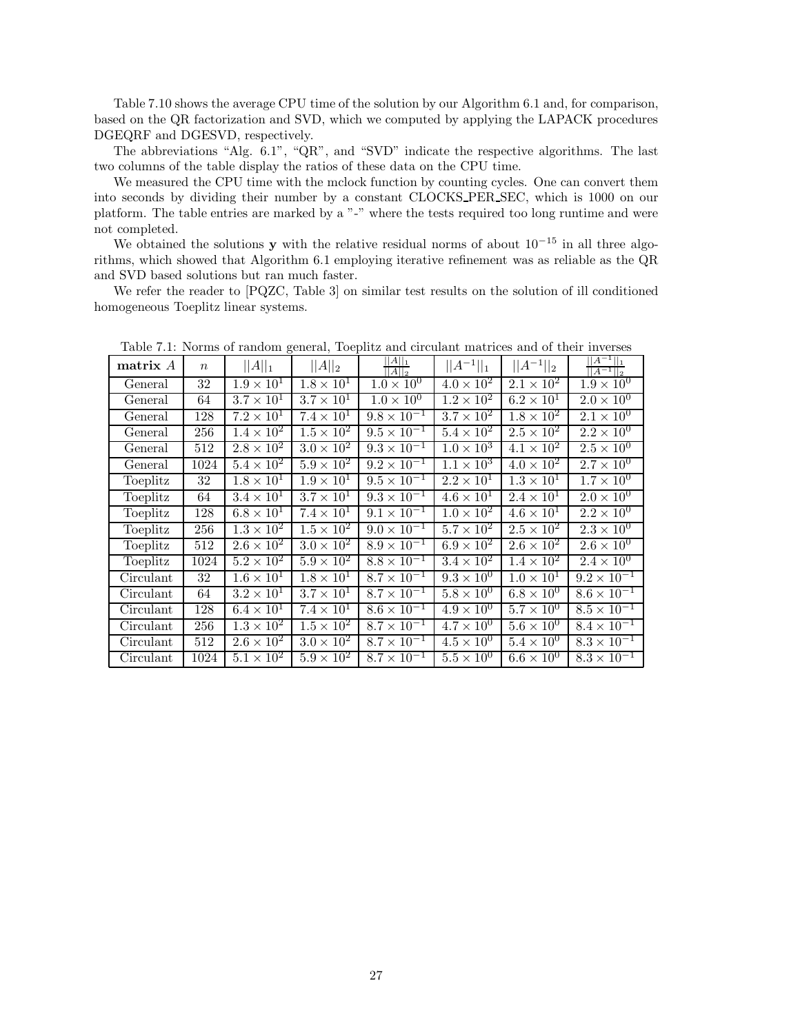Table 7.10 shows the average CPU time of the solution by our Algorithm 6.1 and, for comparison, based on the QR factorization and SVD, which we computed by applying the LAPACK procedures DGEQRF and DGESVD, respectively.

The abbreviations "Alg. 6.1", "QR", and "SVD" indicate the respective algorithms. The last two columns of the table display the ratios of these data on the CPU time.

We measured the CPU time with the mclock function by counting cycles. One can convert them into seconds by dividing their number by a constant CLOCKS_PER_SEC, which is 1000 on our platform. The table entries are marked by a "-" where the tests required too long runtime and were not completed.

We obtained the solutions $\mathbf{y}$ with the relative residual norms of about $10^{-15}$ in all three algorithms, which showed that Algorithm 6.1 employing iterative refinement was as reliable as the QR and SVD based solutions but ran much faster.

We refer the reader to [PQZC, Table 3] on similar test results on the solution of ill conditioned homogeneous Toeplitz linear systems.

Table 7.1: Norms of random general, Toeplitz and circulant matrices and of their inverses

| **matrix** $A$ | $n$ | $\|\|A\|\|_1$ | $\|\|A\|\|_2$ | $\frac{\|\|A\|\|_1}{\|\|A\|\|_2}$ | $\|\|A^{-1}\|\|_1$ | $\|\|A^{-1}\|\|_2$ | $\frac{\|\|A^{-1}\|\|_1}{\|\|A^{-1}\|\|_2}$ |
|---|---|---|---|---|---|---|---|
| General | 32 | $1.9 \times 10^1$ | $1.8 \times 10^1$ | $1.0 \times 10^0$ | $4.0 \times 10^2$ | $2.1 \times 10^2$ | $1.9 \times 10^0$ |
| General | 64 | $3.7 \times 10^1$ | $3.7 \times 10^1$ | $1.0 \times 10^0$ | $1.2 \times 10^2$ | $6.2 \times 10^1$ | $2.0 \times 10^0$ |
| General | 128 | $7.2 \times 10^1$ | $7.4 \times 10^1$ | $9.8 \times 10^{-1}$ | $3.7 \times 10^2$ | $1.8 \times 10^2$ | $2.1 \times 10^0$ |
| General | 256 | $1.4 \times 10^2$ | $1.5 \times 10^2$ | $9.5 \times 10^{-1}$ | $5.4 \times 10^2$ | $2.5 \times 10^2$ | $2.2 \times 10^0$ |
| General | 512 | $2.8 \times 10^2$ | $3.0 \times 10^2$ | $9.3 \times 10^{-1}$ | $1.0 \times 10^3$ | $4.1 \times 10^2$ | $2.5 \times 10^0$ |
| General | 1024 | $5.4 \times 10^2$ | $5.9 \times 10^2$ | $9.2 \times 10^{-1}$ | $1.1 \times 10^3$ | $4.0 \times 10^2$ | $2.7 \times 10^0$ |
| Toeplitz | 32 | $1.8 \times 10^1$ | $1.9 \times 10^1$ | $9.5 \times 10^{-1}$ | $2.2 \times 10^1$ | $1.3 \times 10^1$ | $1.7 \times 10^0$ |
| Toeplitz | 64 | $3.4 \times 10^1$ | $3.7 \times 10^1$ | $9.3 \times 10^{-1}$ | $4.6 \times 10^1$ | $2.4 \times 10^1$ | $2.0 \times 10^0$ |
| Toeplitz | 128 | $6.8 \times 10^1$ | $7.4 \times 10^1$ | $9.1 \times 10^{-1}$ | $1.0 \times 10^2$ | $4.6 \times 10^1$ | $2.2 \times 10^0$ |
| Toeplitz | 256 | $1.3 \times 10^2$ | $1.5 \times 10^2$ | $9.0 \times 10^{-1}$ | $5.7 \times 10^2$ | $2.5 \times 10^2$ | $2.3 \times 10^0$ |
| Toeplitz | 512 | $2.6 \times 10^2$ | $3.0 \times 10^2$ | $8.9 \times 10^{-1}$ | $6.9 \times 10^2$ | $2.6 \times 10^2$ | $2.6 \times 10^0$ |
| Toeplitz | 1024 | $5.2 \times 10^2$ | $5.9 \times 10^2$ | $8.8 \times 10^{-1}$ | $3.4 \times 10^2$ | $1.4 \times 10^2$ | $2.4 \times 10^0$ |
| Circulant | 32 | $1.6 \times 10^1$ | $1.8 \times 10^1$ | $8.7 \times 10^{-1}$ | $9.3 \times 10^0$ | $1.0 \times 10^1$ | $9.2 \times 10^{-1}$ |
| Circulant | 64 | $3.2 \times 10^1$ | $3.7 \times 10^1$ | $8.7 \times 10^{-1}$ | $5.8 \times 10^0$ | $6.8 \times 10^0$ | $8.6 \times 10^{-1}$ |
| Circulant | 128 | $6.4 \times 10^1$ | $7.4 \times 10^1$ | $8.6 \times 10^{-1}$ | $4.9 \times 10^0$ | $5.7 \times 10^0$ | $8.5 \times 10^{-1}$ |
| Circulant | 256 | $1.3 \times 10^2$ | $1.5 \times 10^2$ | $8.7 \times 10^{-1}$ | $4.7 \times 10^0$ | $5.6 \times 10^0$ | $8.4 \times 10^{-1}$ |
| Circulant | 512 | $2.6 \times 10^2$ | $3.0 \times 10^2$ | $8.7 \times 10^{-1}$ | $4.5 \times 10^0$ | $5.4 \times 10^0$ | $8.3 \times 10^{-1}$ |
| Circulant | 1024 | $5.1 \times 10^2$ | $5.9 \times 10^2$ | $8.7 \times 10^{-1}$ | $5.5 \times 10^0$ | $6.6 \times 10^0$ | $8.3 \times 10^{-1}$ |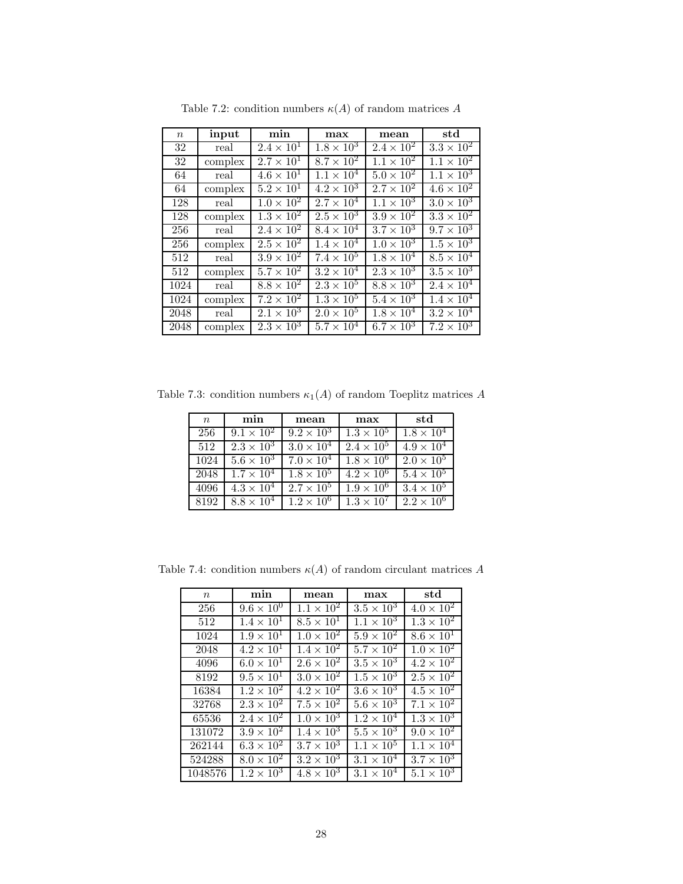Table 7.2: condition numbers $\kappa(A)$ of random matrices $A$

| $n$ | **input** | **min** | **max** | **mean** | **std** |
|---|---|---|---|---|---|
| 32 | real | $2.4 \times 10^1$ | $1.8 \times 10^3$ | $2.4 \times 10^2$ | $3.3 \times 10^2$ |
| 32 | complex | $2.7 \times 10^1$ | $8.7 \times 10^2$ | $1.1 \times 10^2$ | $1.1 \times 10^2$ |
| 64 | real | $4.6 \times 10^1$ | $1.1 \times 10^4$ | $5.0 \times 10^2$ | $1.1 \times 10^3$ |
| 64 | complex | $5.2 \times 10^1$ | $4.2 \times 10^3$ | $2.7 \times 10^2$ | $4.6 \times 10^2$ |
| 128 | real | $1.0 \times 10^2$ | $2.7 \times 10^4$ | $1.1 \times 10^3$ | $3.0 \times 10^3$ |
| 128 | complex | $1.3 \times 10^2$ | $2.5 \times 10^3$ | $3.9 \times 10^2$ | $3.3 \times 10^2$ |
| 256 | real | $2.4 \times 10^2$ | $8.4 \times 10^4$ | $3.7 \times 10^3$ | $9.7 \times 10^3$ |
| 256 | complex | $2.5 \times 10^2$ | $1.4 \times 10^4$ | $1.0 \times 10^3$ | $1.5 \times 10^3$ |
| 512 | real | $3.9 \times 10^2$ | $7.4 \times 10^5$ | $1.8 \times 10^4$ | $8.5 \times 10^4$ |
| 512 | complex | $5.7 \times 10^2$ | $3.2 \times 10^4$ | $2.3 \times 10^3$ | $3.5 \times 10^3$ |
| 1024 | real | $8.8 \times 10^2$ | $2.3 \times 10^5$ | $8.8 \times 10^3$ | $2.4 \times 10^4$ |
| 1024 | complex | $7.2 \times 10^2$ | $1.3 \times 10^5$ | $5.4 \times 10^3$ | $1.4 \times 10^4$ |
| 2048 | real | $2.1 \times 10^3$ | $2.0 \times 10^5$ | $1.8 \times 10^4$ | $3.2 \times 10^4$ |
| 2048 | complex | $2.3 \times 10^3$ | $5.7 \times 10^4$ | $6.7 \times 10^3$ | $7.2 \times 10^3$ |

Table 7.3: condition numbers $\kappa_1(A)$ of random Toeplitz matrices $A$

| $n$ | **min** | **mean** | **max** | **std** |
|---|---|---|---|---|
| 256 | $9.1 \times 10^2$ | $9.2 \times 10^3$ | $1.3 \times 10^5$ | $1.8 \times 10^4$ |
| 512 | $2.3 \times 10^3$ | $3.0 \times 10^4$ | $2.4 \times 10^5$ | $4.9 \times 10^4$ |
| 1024 | $5.6 \times 10^3$ | $7.0 \times 10^4$ | $1.8 \times 10^6$ | $2.0 \times 10^5$ |
| 2048 | $1.7 \times 10^4$ | $1.8 \times 10^5$ | $4.2 \times 10^6$ | $5.4 \times 10^5$ |
| 4096 | $4.3 \times 10^4$ | $2.7 \times 10^5$ | $1.9 \times 10^6$ | $3.4 \times 10^5$ |
| 8192 | $8.8 \times 10^4$ | $1.2 \times 10^6$ | $1.3 \times 10^7$ | $2.2 \times 10^6$ |

Table 7.4: condition numbers $\kappa(A)$ of random circulant matrices $A$

| $n$ | **min** | **mean** | **max** | **std** |
|---|---|---|---|---|
| 256 | $9.6 \times 10^0$ | $1.1 \times 10^2$ | $3.5 \times 10^3$ | $4.0 \times 10^2$ |
| 512 | $1.4 \times 10^1$ | $8.5 \times 10^1$ | $1.1 \times 10^3$ | $1.3 \times 10^2$ |
| 1024 | $1.9 \times 10^1$ | $1.0 \times 10^2$ | $5.9 \times 10^2$ | $8.6 \times 10^1$ |
| 2048 | $4.2 \times 10^1$ | $1.4 \times 10^2$ | $5.7 \times 10^2$ | $1.0 \times 10^2$ |
| 4096 | $6.0 \times 10^1$ | $2.6 \times 10^2$ | $3.5 \times 10^3$ | $4.2 \times 10^2$ |
| 8192 | $9.5 \times 10^1$ | $3.0 \times 10^2$ | $1.5 \times 10^3$ | $2.5 \times 10^2$ |
| 16384 | $1.2 \times 10^2$ | $4.2 \times 10^2$ | $3.6 \times 10^3$ | $4.5 \times 10^2$ |
| 32768 | $2.3 \times 10^2$ | $7.5 \times 10^2$ | $5.6 \times 10^3$ | $7.1 \times 10^2$ |
| 65536 | $2.4 \times 10^2$ | $1.0 \times 10^3$ | $1.2 \times 10^4$ | $1.3 \times 10^3$ |
| 131072 | $3.9 \times 10^2$ | $1.4 \times 10^3$ | $5.5 \times 10^3$ | $9.0 \times 10^2$ |
| 262144 | $6.3 \times 10^2$ | $3.7 \times 10^3$ | $1.1 \times 10^5$ | $1.1 \times 10^4$ |
| 524288 | $8.0 \times 10^2$ | $3.2 \times 10^3$ | $3.1 \times 10^4$ | $3.7 \times 10^3$ |
| 1048576 | $1.2 \times 10^3$ | $4.8 \times 10^3$ | $3.1 \times 10^4$ | $5.1 \times 10^3$ |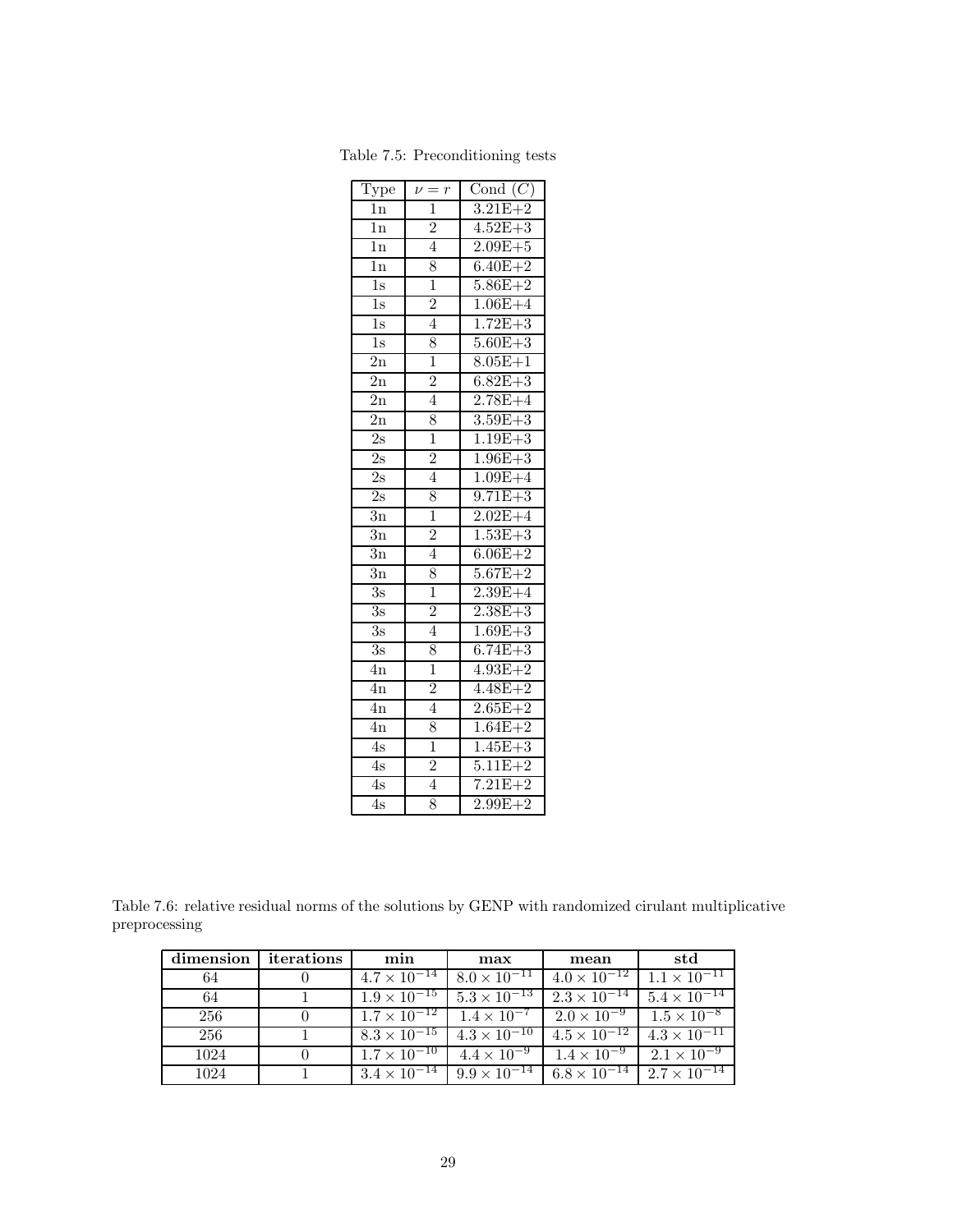Table 7.5: Preconditioning tests

| Type | $\nu = r$ | Cond $(C)$ |
|---|---|---|
| 1n | 1 | 3.21E+2 |
| 1n | 2 | 4.52E+3 |
| 1n | 4 | 2.09E+5 |
| 1n | 8 | 6.40E+2 |
| 1s | 1 | 5.86E+2 |
| 1s | 2 | 1.06E+4 |
| 1s | 4 | 1.72E+3 |
| 1s | 8 | 5.60E+3 |
| 2n | 1 | 8.05E+1 |
| 2n | 2 | 6.82E+3 |
| 2n | 4 | 2.78E+4 |
| 2n | 8 | 3.59E+3 |
| 2s | 1 | 1.19E+3 |
| 2s | 2 | 1.96E+3 |
| 2s | 4 | 1.09E+4 |
| 2s | 8 | 9.71E+3 |
| 3n | 1 | 2.02E+4 |
| 3n | 2 | 1.53E+3 |
| 3n | 4 | 6.06E+2 |
| 3n | 8 | 5.67E+2 |
| 3s | 1 | 2.39E+4 |
| 3s | 2 | 2.38E+3 |
| 3s | 4 | 1.69E+3 |
| 3s | 8 | 6.74E+3 |
| 4n | 1 | 4.93E+2 |
| 4n | 2 | 4.48E+2 |
| 4n | 4 | 2.65E+2 |
| 4n | 8 | 1.64E+2 |
| 4s | 1 | 1.45E+3 |
| 4s | 2 | 5.11E+2 |
| 4s | 4 | 7.21E+2 |
| 4s | 8 | 2.99E+2 |

Table 7.6: relative residual norms of the solutions by GENP with randomized cirulant multiplicative preprocessing

| **dimension** | **iterations** | **min** | **max** | **mean** | **std** |
|---|---|---|---|---|---|
| 64 | 0 | $4.7 \times 10^{-14}$ | $8.0 \times 10^{-11}$ | $4.0 \times 10^{-12}$ | $1.1 \times 10^{-11}$ |
| 64 | 1 | $1.9 \times 10^{-15}$ | $5.3 \times 10^{-13}$ | $2.3 \times 10^{-14}$ | $5.4 \times 10^{-14}$ |
| 256 | 0 | $1.7 \times 10^{-12}$ | $1.4 \times 10^{-7}$ | $2.0 \times 10^{-9}$ | $1.5 \times 10^{-8}$ |
| 256 | 1 | $8.3 \times 10^{-15}$ | $4.3 \times 10^{-10}$ | $4.5 \times 10^{-12}$ | $4.3 \times 10^{-11}$ |
| 1024 | 0 | $1.7 \times 10^{-10}$ | $4.4 \times 10^{-9}$ | $1.4 \times 10^{-9}$ | $2.1 \times 10^{-9}$ |
| 1024 | 1 | $3.4 \times 10^{-14}$ | $9.9 \times 10^{-14}$ | $6.8 \times 10^{-14}$ | $2.7 \times 10^{-14}$ |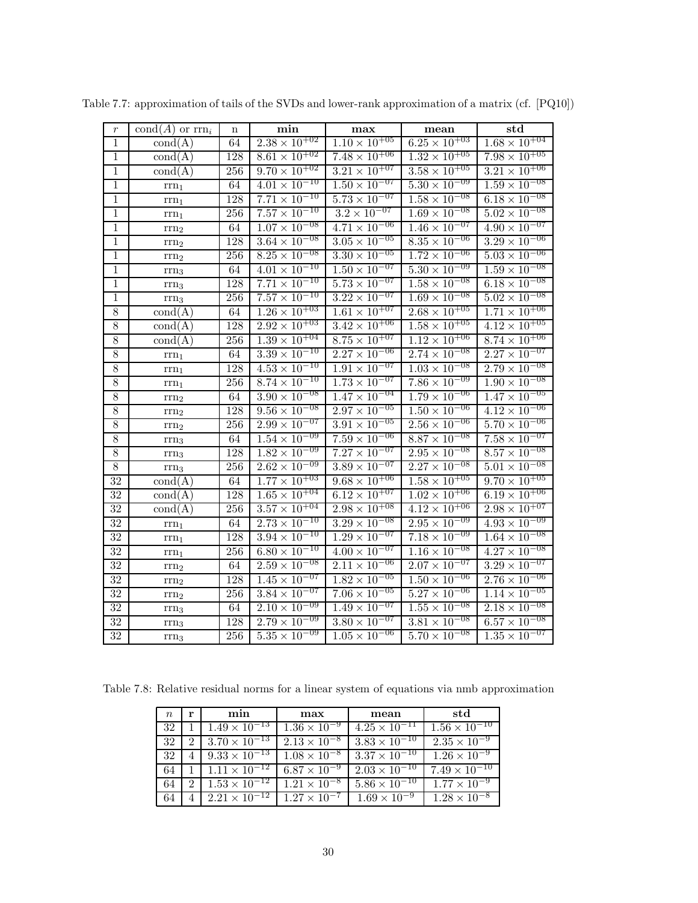Table 7.7: approximation of tails of the SVDs and lower-rank approximation of a matrix (cf. [PQ10])

| $r$ | cond$(A)$ or rrn$_i$ | n | **min** | **max** | **mean** | **std** |
|---|---|---|---|---|---|---|
| 1 | cond(A) | 64 | $2.38 \times 10^{+02}$ | $1.10 \times 10^{+05}$ | $6.25 \times 10^{+03}$ | $1.68 \times 10^{+04}$ |
| 1 | cond(A) | 128 | $8.61 \times 10^{+02}$ | $7.48 \times 10^{+06}$ | $1.32 \times 10^{+05}$ | $7.98 \times 10^{+05}$ |
| 1 | cond(A) | 256 | $9.70 \times 10^{+02}$ | $3.21 \times 10^{+07}$ | $3.58 \times 10^{+05}$ | $3.21 \times 10^{+06}$ |
| 1 | rrn$_1$ | 64 | $4.01 \times 10^{-10}$ | $1.50 \times 10^{-07}$ | $5.30 \times 10^{-09}$ | $1.59 \times 10^{-08}$ |
| 1 | rrn$_1$ | 128 | $7.71 \times 10^{-10}$ | $5.73 \times 10^{-07}$ | $1.58 \times 10^{-08}$ | $6.18 \times 10^{-08}$ |
| 1 | rrn$_1$ | 256 | $7.57 \times 10^{-10}$ | $3.2 \times 10^{-07}$ | $1.69 \times 10^{-08}$ | $5.02 \times 10^{-08}$ |
| 1 | rrn$_2$ | 64 | $1.07 \times 10^{-08}$ | $4.71 \times 10^{-06}$ | $1.46 \times 10^{-07}$ | $4.90 \times 10^{-07}$ |
| 1 | rrn$_2$ | 128 | $3.64 \times 10^{-08}$ | $3.05 \times 10^{-05}$ | $8.35 \times 10^{-06}$ | $3.29 \times 10^{-06}$ |
| 1 | rrn$_2$ | 256 | $8.25 \times 10^{-08}$ | $3.30 \times 10^{-05}$ | $1.72 \times 10^{-06}$ | $5.03 \times 10^{-06}$ |
| 1 | rrn$_3$ | 64 | $4.01 \times 10^{-10}$ | $1.50 \times 10^{-07}$ | $5.30 \times 10^{-09}$ | $1.59 \times 10^{-08}$ |
| 1 | rrn$_3$ | 128 | $7.71 \times 10^{-10}$ | $5.73 \times 10^{-07}$ | $1.58 \times 10^{-08}$ | $6.18 \times 10^{-08}$ |
| 1 | rrn$_3$ | 256 | $7.57 \times 10^{-10}$ | $3.22 \times 10^{-07}$ | $1.69 \times 10^{-08}$ | $5.02 \times 10^{-08}$ |
| 8 | cond(A) | 64 | $1.26 \times 10^{+03}$ | $1.61 \times 10^{+07}$ | $2.68 \times 10^{+05}$ | $1.71 \times 10^{+06}$ |
| 8 | cond(A) | 128 | $2.92 \times 10^{+03}$ | $3.42 \times 10^{+06}$ | $1.58 \times 10^{+05}$ | $4.12 \times 10^{+05}$ |
| 8 | cond(A) | 256 | $1.39 \times 10^{+04}$ | $8.75 \times 10^{+07}$ | $1.12 \times 10^{+06}$ | $8.74 \times 10^{+06}$ |
| 8 | rrn$_1$ | 64 | $3.39 \times 10^{-10}$ | $2.27 \times 10^{-06}$ | $2.74 \times 10^{-08}$ | $2.27 \times 10^{-07}$ |
| 8 | rrn$_1$ | 128 | $4.53 \times 10^{-10}$ | $1.91 \times 10^{-07}$ | $1.03 \times 10^{-08}$ | $2.79 \times 10^{-08}$ |
| 8 | rrn$_1$ | 256 | $8.74 \times 10^{-10}$ | $1.73 \times 10^{-07}$ | $7.86 \times 10^{-09}$ | $1.90 \times 10^{-08}$ |
| 8 | rrn$_2$ | 64 | $3.90 \times 10^{-08}$ | $1.47 \times 10^{-04}$ | $1.79 \times 10^{-06}$ | $1.47 \times 10^{-05}$ |
| 8 | rrn$_2$ | 128 | $9.56 \times 10^{-08}$ | $2.97 \times 10^{-05}$ | $1.50 \times 10^{-06}$ | $4.12 \times 10^{-06}$ |
| 8 | rrn$_2$ | 256 | $2.99 \times 10^{-07}$ | $3.91 \times 10^{-05}$ | $2.56 \times 10^{-06}$ | $5.70 \times 10^{-06}$ |
| 8 | rrn$_3$ | 64 | $1.54 \times 10^{-09}$ | $7.59 \times 10^{-06}$ | $8.87 \times 10^{-08}$ | $7.58 \times 10^{-07}$ |
| 8 | rrn$_3$ | 128 | $1.82 \times 10^{-09}$ | $7.27 \times 10^{-07}$ | $2.95 \times 10^{-08}$ | $8.57 \times 10^{-08}$ |
| 8 | rrn$_3$ | 256 | $2.62 \times 10^{-09}$ | $3.89 \times 10^{-07}$ | $2.27 \times 10^{-08}$ | $5.01 \times 10^{-08}$ |
| 32 | cond(A) | 64 | $1.77 \times 10^{+03}$ | $9.68 \times 10^{+06}$ | $1.58 \times 10^{+05}$ | $9.70 \times 10^{+05}$ |
| 32 | cond(A) | 128 | $1.65 \times 10^{+04}$ | $6.12 \times 10^{+07}$ | $1.02 \times 10^{+06}$ | $6.19 \times 10^{+06}$ |
| 32 | cond(A) | 256 | $3.57 \times 10^{+04}$ | $2.98 \times 10^{+08}$ | $4.12 \times 10^{+06}$ | $2.98 \times 10^{+07}$ |
| 32 | rrn$_1$ | 64 | $2.73 \times 10^{-10}$ | $3.29 \times 10^{-08}$ | $2.95 \times 10^{-09}$ | $4.93 \times 10^{-09}$ |
| 32 | rrn$_1$ | 128 | $3.94 \times 10^{-10}$ | $1.29 \times 10^{-07}$ | $7.18 \times 10^{-09}$ | $1.64 \times 10^{-08}$ |
| 32 | rrn$_1$ | 256 | $6.80 \times 10^{-10}$ | $4.00 \times 10^{-07}$ | $1.16 \times 10^{-08}$ | $4.27 \times 10^{-08}$ |
| 32 | rrn$_2$ | 64 | $2.59 \times 10^{-08}$ | $2.11 \times 10^{-06}$ | $2.07 \times 10^{-07}$ | $3.29 \times 10^{-07}$ |
| 32 | rrn$_2$ | 128 | $1.45 \times 10^{-07}$ | $1.82 \times 10^{-05}$ | $1.50 \times 10^{-06}$ | $2.76 \times 10^{-06}$ |
| 32 | rrn$_2$ | 256 | $3.84 \times 10^{-07}$ | $7.06 \times 10^{-05}$ | $5.27 \times 10^{-06}$ | $1.14 \times 10^{-05}$ |
| 32 | rrn$_3$ | 64 | $2.10 \times 10^{-09}$ | $1.49 \times 10^{-07}$ | $1.55 \times 10^{-08}$ | $2.18 \times 10^{-08}$ |
| 32 | rrn$_3$ | 128 | $2.79 \times 10^{-09}$ | $3.80 \times 10^{-07}$ | $3.81 \times 10^{-08}$ | $6.57 \times 10^{-08}$ |
| 32 | rrn$_3$ | 256 | $5.35 \times 10^{-09}$ | $1.05 \times 10^{-06}$ | $5.70 \times 10^{-08}$ | $1.35 \times 10^{-07}$ |

Table 7.8: Relative residual norms for a linear system of equations via nmb approximation

| $n$ | **r** | **min** | **max** | **mean** | **std** |
|---|---|---|---|---|---|
| 32 | 1 | $1.49 \times 10^{-13}$ | $1.36 \times 10^{-9}$ | $4.25 \times 10^{-11}$ | $1.56 \times 10^{-10}$ |
| 32 | 2 | $3.70 \times 10^{-13}$ | $2.13 \times 10^{-8}$ | $3.83 \times 10^{-10}$ | $2.35 \times 10^{-9}$ |
| 32 | 4 | $9.33 \times 10^{-13}$ | $1.08 \times 10^{-8}$ | $3.37 \times 10^{-10}$ | $1.26 \times 10^{-9}$ |
| 64 | 1 | $1.11 \times 10^{-12}$ | $6.87 \times 10^{-9}$ | $2.03 \times 10^{-10}$ | $7.49 \times 10^{-10}$ |
| 64 | 2 | $1.53 \times 10^{-12}$ | $1.21 \times 10^{-8}$ | $5.86 \times 10^{-10}$ | $1.77 \times 10^{-9}$ |
| 64 | 4 | $2.21 \times 10^{-12}$ | $1.27 \times 10^{-7}$ | $1.69 \times 10^{-9}$ | $1.28 \times 10^{-8}$ |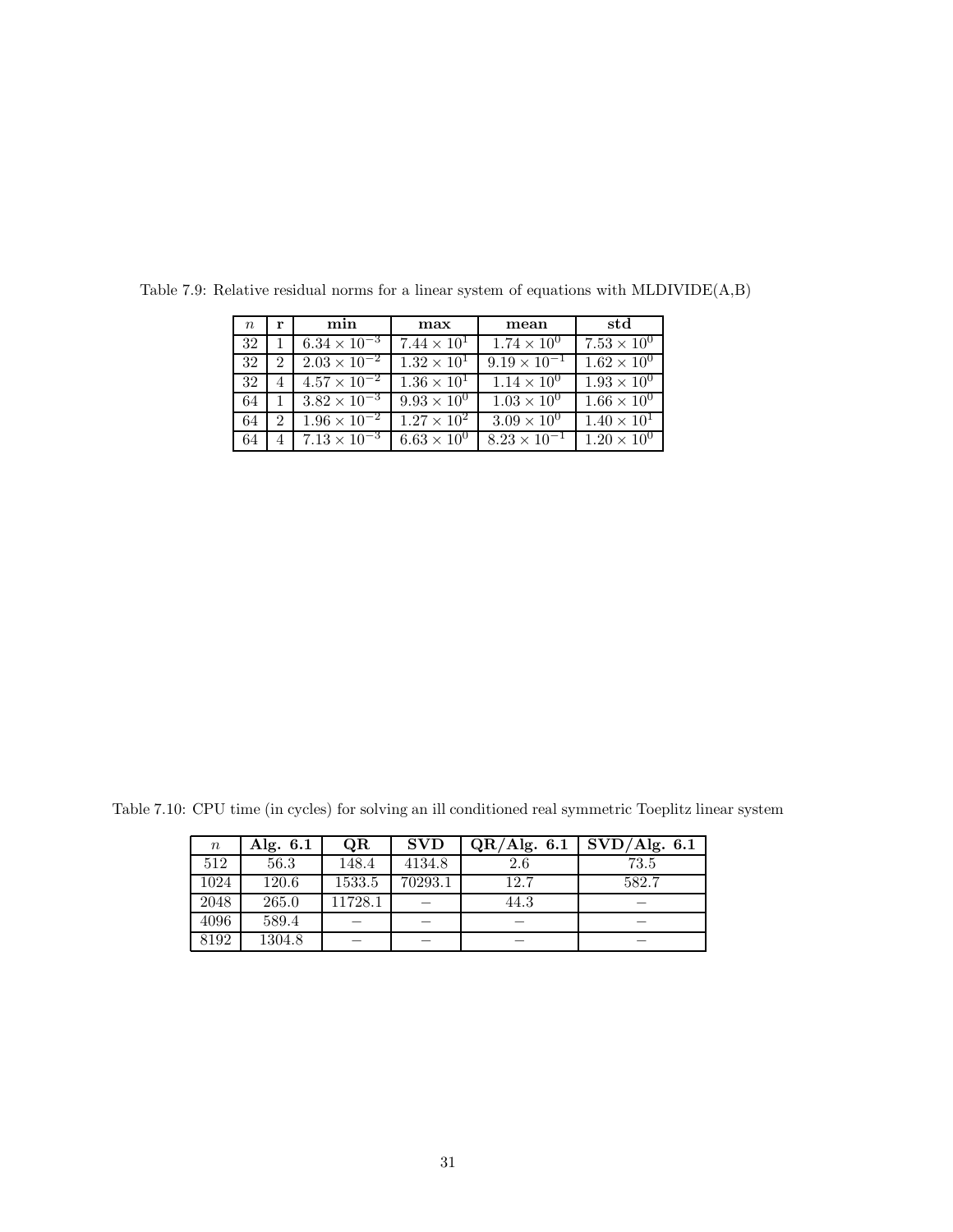Table 7.9: Relative residual norms for a linear system of equations with MLDIVIDE(A,B)

| $n$ | **r** | **min** | **max** | **mean** | **std** |
|---|---|---|---|---|---|
| 32 | 1 | $6.34 \times 10^{-3}$ | $7.44 \times 10^{1}$ | $1.74 \times 10^{0}$ | $7.53 \times 10^{0}$ |
| 32 | 2 | $2.03 \times 10^{-2}$ | $1.32 \times 10^{1}$ | $9.19 \times 10^{-1}$ | $1.62 \times 10^{0}$ |
| 32 | 4 | $4.57 \times 10^{-2}$ | $1.36 \times 10^{1}$ | $1.14 \times 10^{0}$ | $1.93 \times 10^{0}$ |
| 64 | 1 | $3.82 \times 10^{-3}$ | $9.93 \times 10^{0}$ | $1.03 \times 10^{0}$ | $1.66 \times 10^{0}$ |
| 64 | 2 | $1.96 \times 10^{-2}$ | $1.27 \times 10^{2}$ | $3.09 \times 10^{0}$ | $1.40 \times 10^{1}$ |
| 64 | 4 | $7.13 \times 10^{-3}$ | $6.63 \times 10^{0}$ | $8.23 \times 10^{-1}$ | $1.20 \times 10^{0}$ |

Table 7.10: CPU time (in cycles) for solving an ill conditioned real symmetric Toeplitz linear system

| $n$ | **Alg. 6.1** | **QR** | **SVD** | **QR/Alg. 6.1** | **SVD/Alg. 6.1** |
|---|---|---|---|---|---|
| 512 | 56.3 | 148.4 | 4134.8 | 2.6 | 73.5 |
| 1024 | 120.6 | 1533.5 | 70293.1 | 12.7 | 582.7 |
| 2048 | 265.0 | 11728.1 | – | 44.3 | – |
| 4096 | 589.4 | – | – | – | – |
| 8192 | 1304.8 | – | – | – | – |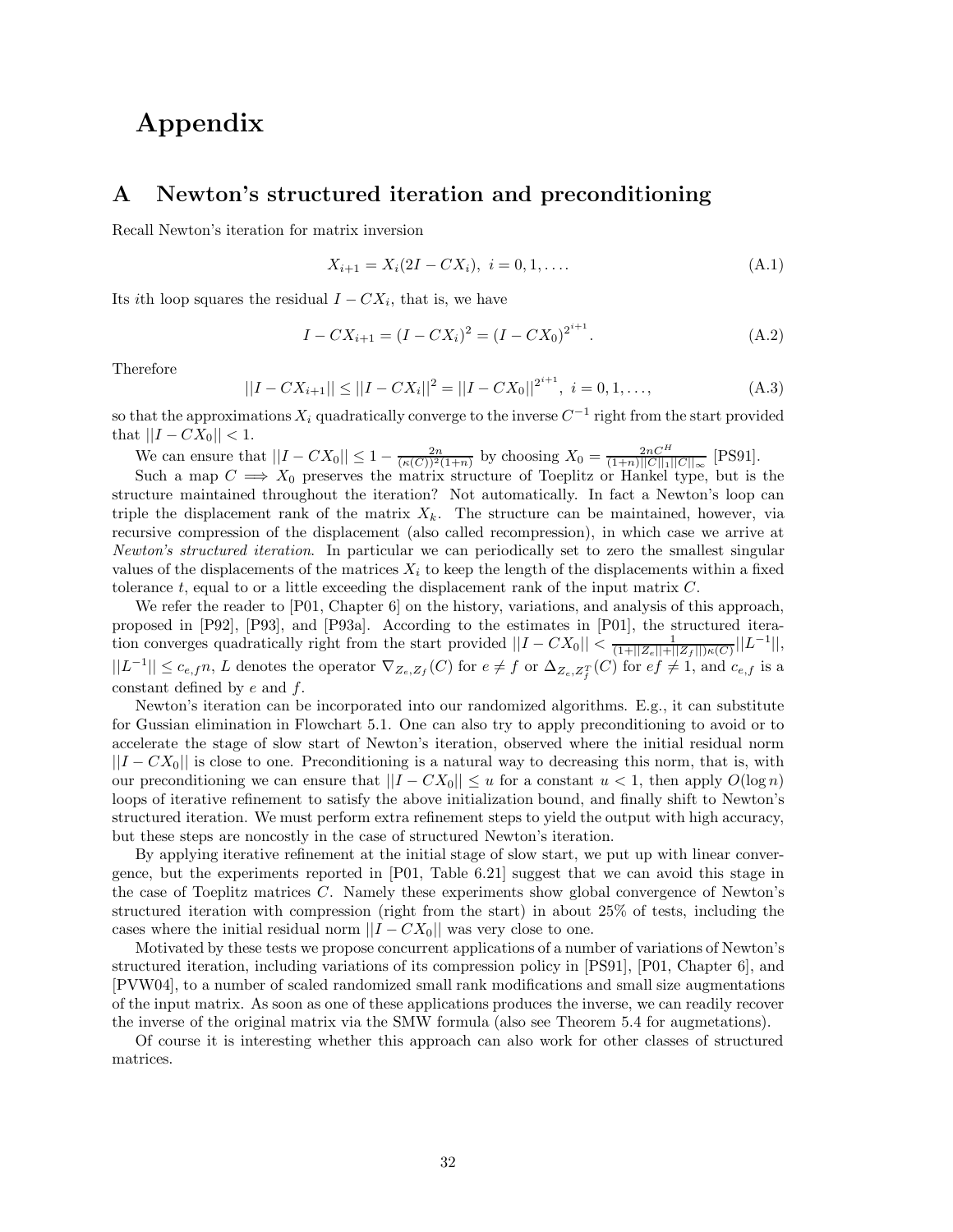# Appendix

## A Newton's structured iteration and preconditioning

Recall Newton's iteration for matrix inversion

$$X_{i+1} = X_i(2I - CX_i),\ i = 0, 1, \ldots. \tag{A.1}$$

Its $i$th loop squares the residual $I - CX_i$, that is, we have

$$I - CX_{i+1} = (I - CX_i)^2 = (I - CX_0)^{2^{i+1}}. \tag{A.2}$$

Therefore

$$||I - CX_{i+1}|| \leq ||I - CX_i||^2 = ||I - CX_0||^{2^{i+1}},\ i = 0, 1, \ldots, \tag{A.3}$$

so that the approximations $X_i$ quadratically converge to the inverse $C^{-1}$ right from the start provided that $||I - CX_0|| < 1$.

We can ensure that $||I - CX_0|| \leq 1 - \frac{2n}{(\kappa(C))^2(1+n)}$ by choosing $X_0 = \frac{2nC^H}{(1+n)||C||_1||C||_\infty}$ [PS91].

Such a map $C \implies X_0$ preserves the matrix structure of Toeplitz or Hankel type, but is the structure maintained throughout the iteration? Not automatically. In fact a Newton's loop can triple the displacement rank of the matrix $X_k$. The structure can be maintained, however, via recursive compression of the displacement (also called recompression), in which case we arrive at *Newton's structured iteration*. In particular we can periodically set to zero the smallest singular values of the displacements of the matrices $X_i$ to keep the length of the displacements within a fixed tolerance $t$, equal to or a little exceeding the displacement rank of the input matrix $C$.

We refer the reader to [P01, Chapter 6] on the history, variations, and analysis of this approach, proposed in [P92], [P93], and [P93a]. According to the estimates in [P01], the structured iteration converges quadratically right from the start provided $||I - CX_0|| < \frac{1}{(1+||Z_e||+||Z_f||)\kappa(C)}||L^{-1}||$, $||L^{-1}|| \leq c_{e,f}n$, $L$ denotes the operator $\nabla_{Z_e,Z_f}(C)$ for $e \neq f$ or $\Delta_{Z_e,Z_f^T}(C)$ for $ef \neq 1$, and $c_{e,f}$ is a constant defined by $e$ and $f$.

Newton's iteration can be incorporated into our randomized algorithms. E.g., it can substitute for Gussian elimination in Flowchart 5.1. One can also try to apply preconditioning to avoid or to accelerate the stage of slow start of Newton's iteration, observed where the initial residual norm $||I - CX_0||$ is close to one. Preconditioning is a natural way to decreasing this norm, that is, with our preconditioning we can ensure that $||I - CX_0|| \leq u$ for a constant $u < 1$, then apply $O(\log n)$ loops of iterative refinement to satisfy the above initialization bound, and finally shift to Newton's structured iteration. We must perform extra refinement steps to yield the output with high accuracy, but these steps are noncostly in the case of structured Newton's iteration.

By applying iterative refinement at the initial stage of slow start, we put up with linear convergence, but the experiments reported in [P01, Table 6.21] suggest that we can avoid this stage in the case of Toeplitz matrices $C$. Namely these experiments show global convergence of Newton's structured iteration with compression (right from the start) in about 25% of tests, including the cases where the initial residual norm $||I - CX_0||$ was very close to one.

Motivated by these tests we propose concurrent applications of a number of variations of Newton's structured iteration, including variations of its compression policy in [PS91], [P01, Chapter 6], and [PVW04], to a number of scaled randomized small rank modifications and small size augmentations of the input matrix. As soon as one of these applications produces the inverse, we can readily recover the inverse of the original matrix via the SMW formula (also see Theorem 5.4 for augmetations).

Of course it is interesting whether this approach can also work for other classes of structured matrices.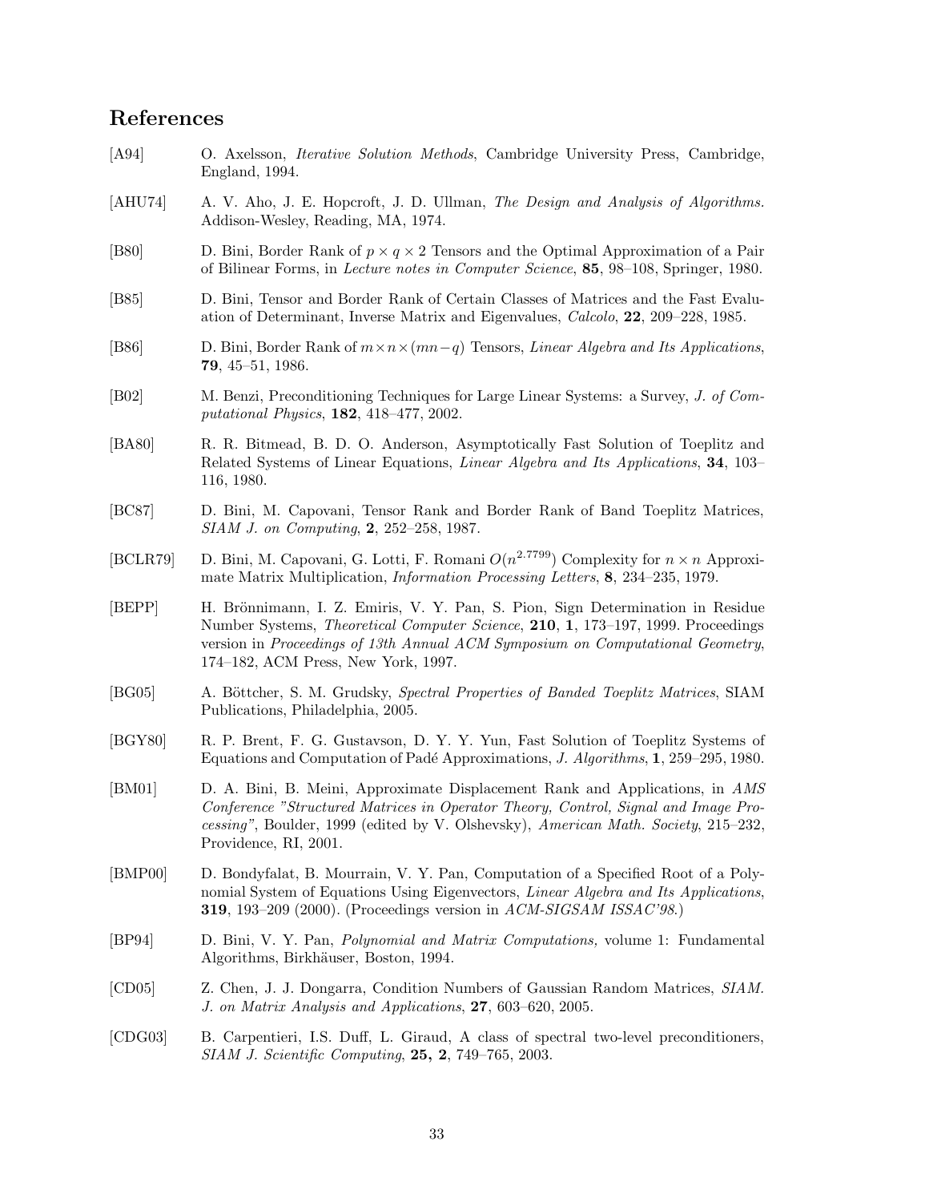# References

[A94] O. Axelsson, *Iterative Solution Methods*, Cambridge University Press, Cambridge, England, 1994.

[AHU74] A. V. Aho, J. E. Hopcroft, J. D. Ullman, *The Design and Analysis of Algorithms.* Addison-Wesley, Reading, MA, 1974.

[B80] D. Bini, Border Rank of $p \times q \times 2$ Tensors and the Optimal Approximation of a Pair of Bilinear Forms, in *Lecture notes in Computer Science*, **85**, 98–108, Springer, 1980.

[B85] D. Bini, Tensor and Border Rank of Certain Classes of Matrices and the Fast Evaluation of Determinant, Inverse Matrix and Eigenvalues, *Calcolo*, **22**, 209–228, 1985.

[B86] D. Bini, Border Rank of $m \times n \times (mn-q)$ Tensors, *Linear Algebra and Its Applications*, **79**, 45–51, 1986.

[B02] M. Benzi, Preconditioning Techniques for Large Linear Systems: a Survey, *J. of Computational Physics*, **182**, 418–477, 2002.

[BA80] R. R. Bitmead, B. D. O. Anderson, Asymptotically Fast Solution of Toeplitz and Related Systems of Linear Equations, *Linear Algebra and Its Applications*, **34**, 103–116, 1980.

[BC87] D. Bini, M. Capovani, Tensor Rank and Border Rank of Band Toeplitz Matrices, *SIAM J. on Computing*, **2**, 252–258, 1987.

[BCLR79] D. Bini, M. Capovani, G. Lotti, F. Romani $O(n^{2.7799})$ Complexity for $n \times n$ Approximate Matrix Multiplication, *Information Processing Letters*, **8**, 234–235, 1979.

[BEPP] H. Brönnimann, I. Z. Emiris, V. Y. Pan, S. Pion, Sign Determination in Residue Number Systems, *Theoretical Computer Science*, **210**, **1**, 173–197, 1999. Proceedings version in *Proceedings of 13th Annual ACM Symposium on Computational Geometry*, 174–182, ACM Press, New York, 1997.

[BG05] A. Böttcher, S. M. Grudsky, *Spectral Properties of Banded Toeplitz Matrices*, SIAM Publications, Philadelphia, 2005.

[BGY80] R. P. Brent, F. G. Gustavson, D. Y. Y. Yun, Fast Solution of Toeplitz Systems of Equations and Computation of Padé Approximations, *J. Algorithms*, **1**, 259–295, 1980.

[BM01] D. A. Bini, B. Meini, Approximate Displacement Rank and Applications, in *AMS Conference "Structured Matrices in Operator Theory, Control, Signal and Image Processing"*, Boulder, 1999 (edited by V. Olshevsky), *American Math. Society*, 215–232, Providence, RI, 2001.

[BMP00] D. Bondyfalat, B. Mourrain, V. Y. Pan, Computation of a Specified Root of a Polynomial System of Equations Using Eigenvectors, *Linear Algebra and Its Applications*, **319**, 193–209 (2000). (Proceedings version in *ACM-SIGSAM ISSAC'98*.)

[BP94] D. Bini, V. Y. Pan, *Polynomial and Matrix Computations,* volume 1: Fundamental Algorithms, Birkhäuser, Boston, 1994.

[CD05] Z. Chen, J. J. Dongarra, Condition Numbers of Gaussian Random Matrices, *SIAM. J. on Matrix Analysis and Applications*, **27**, 603–620, 2005.

[CDG03] B. Carpentieri, I.S. Duff, L. Giraud, A class of spectral two-level preconditioners, *SIAM J. Scientific Computing*, **25, 2**, 749–765, 2003.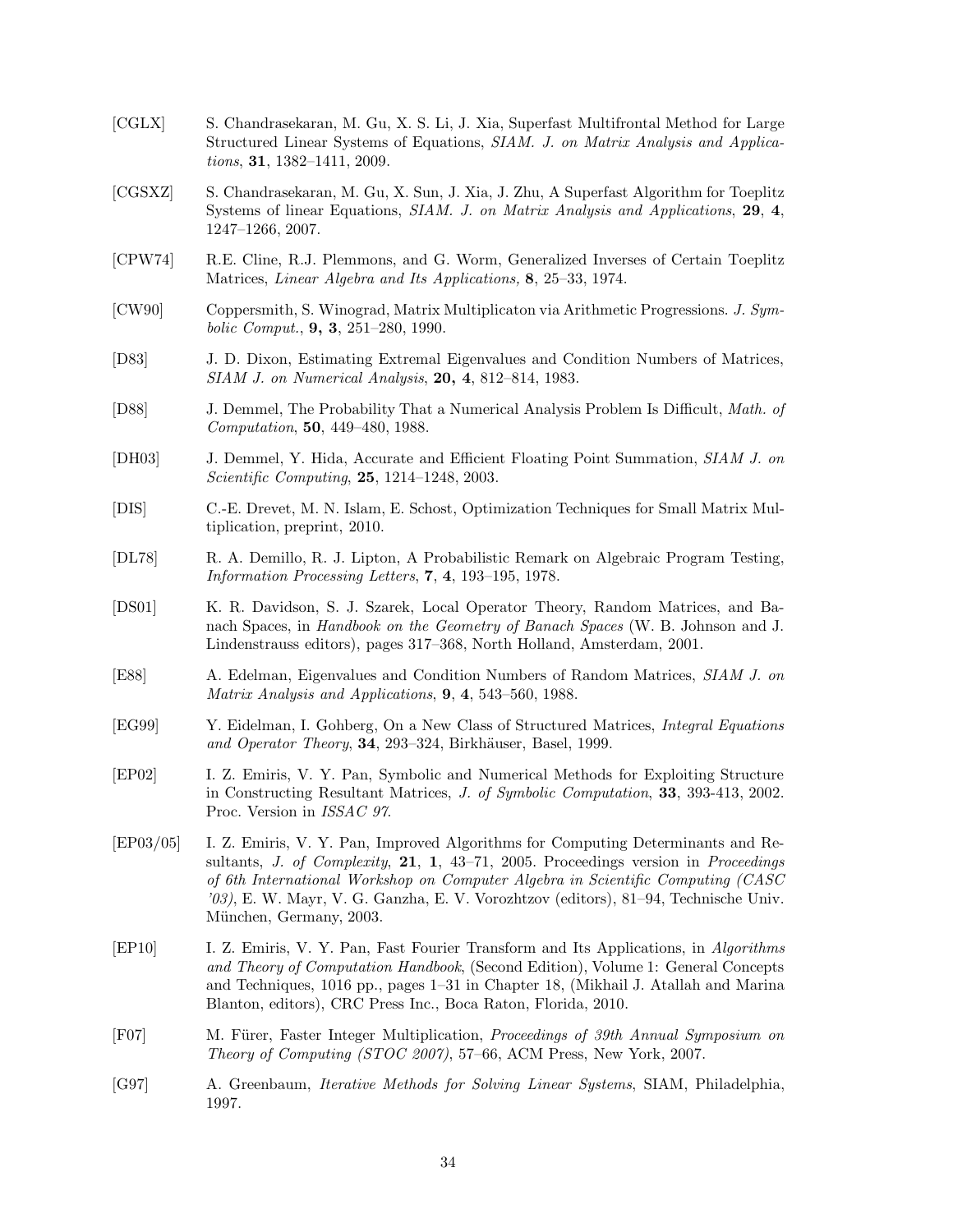[CGLX] S. Chandrasekaran, M. Gu, X. S. Li, J. Xia, Superfast Multifrontal Method for Large Structured Linear Systems of Equations, *SIAM. J. on Matrix Analysis and Applications*, **31**, 1382–1411, 2009.

[CGSXZ] S. Chandrasekaran, M. Gu, X. Sun, J. Xia, J. Zhu, A Superfast Algorithm for Toeplitz Systems of linear Equations, *SIAM. J. on Matrix Analysis and Applications*, **29**, **4**, 1247–1266, 2007.

[CPW74] R.E. Cline, R.J. Plemmons, and G. Worm, Generalized Inverses of Certain Toeplitz Matrices, *Linear Algebra and Its Applications,* **8**, 25–33, 1974.

[CW90] Coppersmith, S. Winograd, Matrix Multiplicaton via Arithmetic Progressions. *J. Symbolic Comput.*, **9, 3**, 251–280, 1990.

[D83] J. D. Dixon, Estimating Extremal Eigenvalues and Condition Numbers of Matrices, *SIAM J. on Numerical Analysis*, **20, 4**, 812–814, 1983.

[D88] J. Demmel, The Probability That a Numerical Analysis Problem Is Difficult, *Math. of Computation*, **50**, 449–480, 1988.

[DH03] J. Demmel, Y. Hida, Accurate and Efficient Floating Point Summation, *SIAM J. on Scientific Computing*, **25**, 1214–1248, 2003.

[DIS] C.-E. Drevet, M. N. Islam, E. Schost, Optimization Techniques for Small Matrix Multiplication, preprint, 2010.

[DL78] R. A. Demillo, R. J. Lipton, A Probabilistic Remark on Algebraic Program Testing, *Information Processing Letters*, **7**, **4**, 193–195, 1978.

[DS01] K. R. Davidson, S. J. Szarek, Local Operator Theory, Random Matrices, and Banach Spaces, in *Handbook on the Geometry of Banach Spaces* (W. B. Johnson and J. Lindenstrauss editors), pages 317–368, North Holland, Amsterdam, 2001.

[E88] A. Edelman, Eigenvalues and Condition Numbers of Random Matrices, *SIAM J. on Matrix Analysis and Applications*, **9**, **4**, 543–560, 1988.

[EG99] Y. Eidelman, I. Gohberg, On a New Class of Structured Matrices, *Integral Equations and Operator Theory*, **34**, 293–324, Birkhäuser, Basel, 1999.

[EP02] I. Z. Emiris, V. Y. Pan, Symbolic and Numerical Methods for Exploiting Structure in Constructing Resultant Matrices, *J. of Symbolic Computation*, **33**, 393-413, 2002. Proc. Version in *ISSAC 97*.

[EP03/05] I. Z. Emiris, V. Y. Pan, Improved Algorithms for Computing Determinants and Resultants, *J. of Complexity*, **21**, **1**, 43–71, 2005. Proceedings version in *Proceedings of 6th International Workshop on Computer Algebra in Scientific Computing (CASC '03)*, E. W. Mayr, V. G. Ganzha, E. V. Vorozhtzov (editors), 81–94, Technische Univ. München, Germany, 2003.

[EP10] I. Z. Emiris, V. Y. Pan, Fast Fourier Transform and Its Applications, in *Algorithms and Theory of Computation Handbook*, (Second Edition), Volume 1: General Concepts and Techniques, 1016 pp., pages 1–31 in Chapter 18, (Mikhail J. Atallah and Marina Blanton, editors), CRC Press Inc., Boca Raton, Florida, 2010.

[F07] M. Fürer, Faster Integer Multiplication, *Proceedings of 39th Annual Symposium on Theory of Computing (STOC 2007)*, 57–66, ACM Press, New York, 2007.

[G97] A. Greenbaum, *Iterative Methods for Solving Linear Systems*, SIAM, Philadelphia, 1997.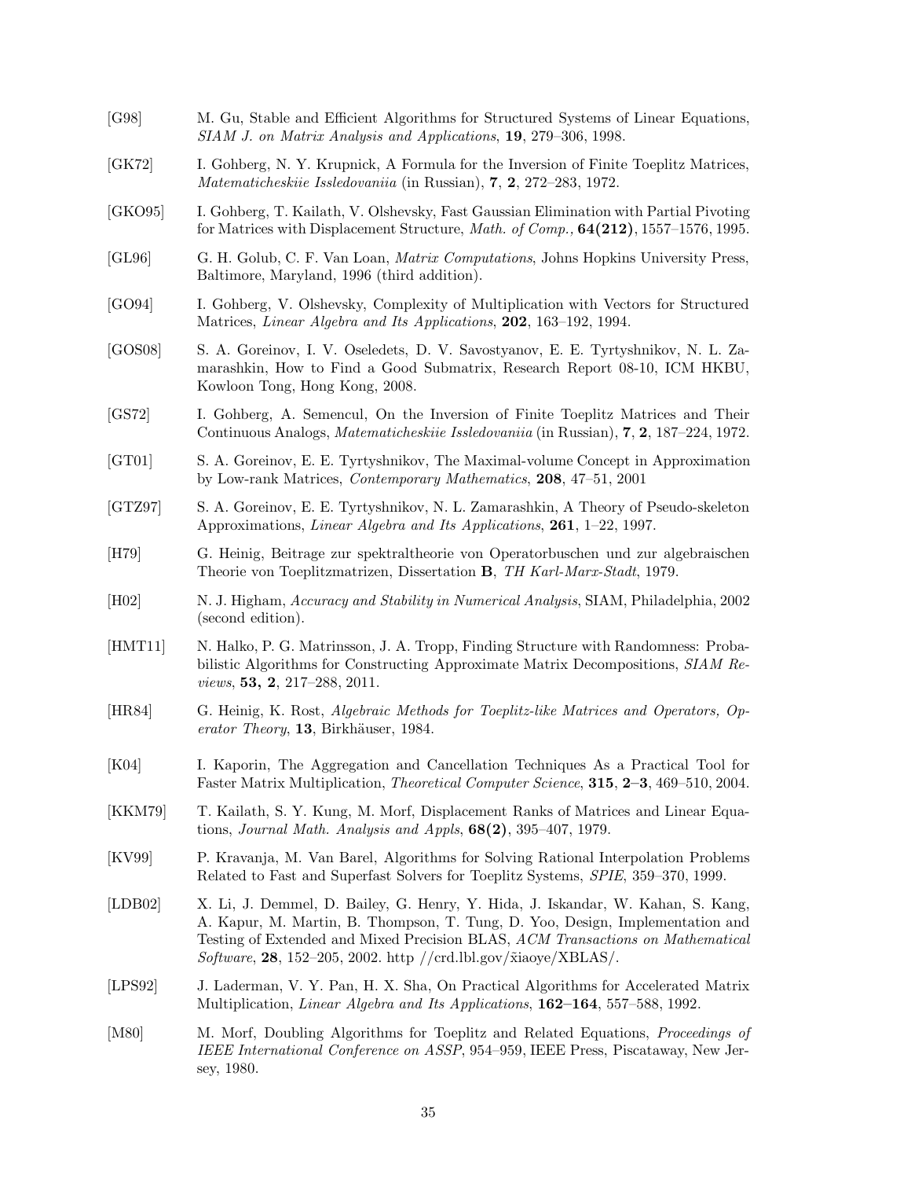[G98] M. Gu, Stable and Efficient Algorithms for Structured Systems of Linear Equations, *SIAM J. on Matrix Analysis and Applications*, **19**, 279–306, 1998.

[GK72] I. Gohberg, N. Y. Krupnick, A Formula for the Inversion of Finite Toeplitz Matrices, *Matematicheskiie Issledovaniia* (in Russian), **7**, **2**, 272–283, 1972.

[GKO95] I. Gohberg, T. Kailath, V. Olshevsky, Fast Gaussian Elimination with Partial Pivoting for Matrices with Displacement Structure, *Math. of Comp.,* **64(212)**, 1557–1576, 1995.

[GL96] G. H. Golub, C. F. Van Loan, *Matrix Computations*, Johns Hopkins University Press, Baltimore, Maryland, 1996 (third addition).

[GO94] I. Gohberg, V. Olshevsky, Complexity of Multiplication with Vectors for Structured Matrices, *Linear Algebra and Its Applications*, **202**, 163–192, 1994.

[GOS08] S. A. Goreinov, I. V. Oseledets, D. V. Savostyanov, E. E. Tyrtyshnikov, N. L. Zamarashkin, How to Find a Good Submatrix, Research Report 08-10, ICM HKBU, Kowloon Tong, Hong Kong, 2008.

[GS72] I. Gohberg, A. Semencul, On the Inversion of Finite Toeplitz Matrices and Their Continuous Analogs, *Matematicheskiie Issledovaniia* (in Russian), **7**, **2**, 187–224, 1972.

[GT01] S. A. Goreinov, E. E. Tyrtyshnikov, The Maximal-volume Concept in Approximation by Low-rank Matrices, *Contemporary Mathematics*, **208**, 47–51, 2001

[GTZ97] S. A. Goreinov, E. E. Tyrtyshnikov, N. L. Zamarashkin, A Theory of Pseudo-skeleton Approximations, *Linear Algebra and Its Applications*, **261**, 1–22, 1997.

[H79] G. Heinig, Beitrage zur spektraltheorie von Operatorbuschen und zur algebraischen Theorie von Toeplitzmatrizen, Dissertation **B**, *TH Karl-Marx-Stadt*, 1979.

[H02] N. J. Higham, *Accuracy and Stability in Numerical Analysis*, SIAM, Philadelphia, 2002 (second edition).

[HMT11] N. Halko, P. G. Matrinsson, J. A. Tropp, Finding Structure with Randomness: Probabilistic Algorithms for Constructing Approximate Matrix Decompositions, *SIAM Reviews*, **53, 2**, 217–288, 2011.

[HR84] G. Heinig, K. Rost, *Algebraic Methods for Toeplitz-like Matrices and Operators, Operator Theory*, **13**, Birkhäuser, 1984.

[K04] I. Kaporin, The Aggregation and Cancellation Techniques As a Practical Tool for Faster Matrix Multiplication, *Theoretical Computer Science*, **315**, **2–3**, 469–510, 2004.

[KKM79] T. Kailath, S. Y. Kung, M. Morf, Displacement Ranks of Matrices and Linear Equations, *Journal Math. Analysis and Appls*, **68(2)**, 395–407, 1979.

[KV99] P. Kravanja, M. Van Barel, Algorithms for Solving Rational Interpolation Problems Related to Fast and Superfast Solvers for Toeplitz Systems, *SPIE*, 359–370, 1999.

[LDB02] X. Li, J. Demmel, D. Bailey, G. Henry, Y. Hida, J. Iskandar, W. Kahan, S. Kang, A. Kapur, M. Martin, B. Thompson, T. Tung, D. Yoo, Design, Implementation and Testing of Extended and Mixed Precision BLAS, *ACM Transactions on Mathematical Software*, **28**, 152–205, 2002. http //crd.lbl.gov/x̃iaoye/XBLAS/.

[LPS92] J. Laderman, V. Y. Pan, H. X. Sha, On Practical Algorithms for Accelerated Matrix Multiplication, *Linear Algebra and Its Applications*, **162–164**, 557–588, 1992.

[M80] M. Morf, Doubling Algorithms for Toeplitz and Related Equations, *Proceedings of IEEE International Conference on ASSP*, 954–959, IEEE Press, Piscataway, New Jersey, 1980.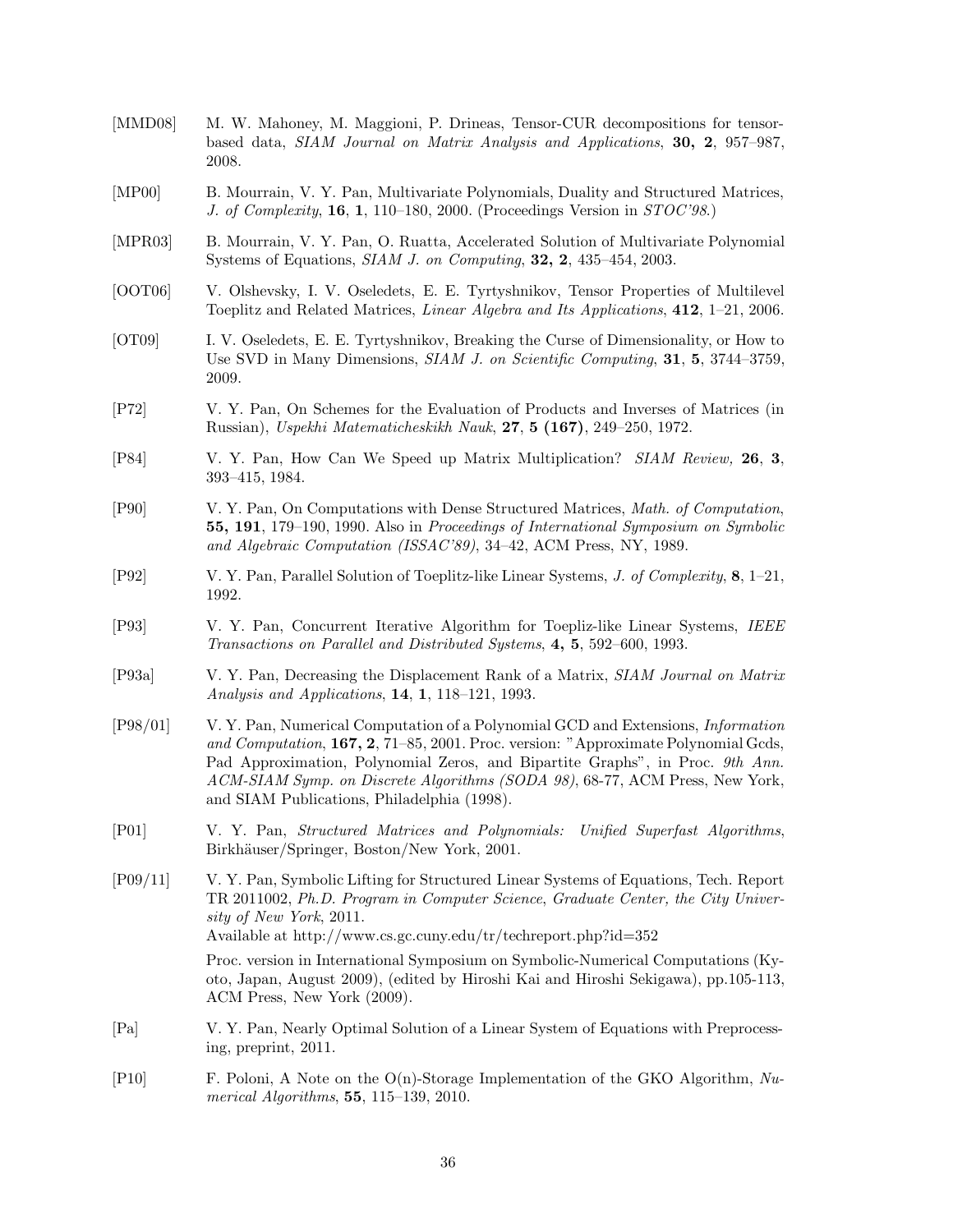[MMD08] M. W. Mahoney, M. Maggioni, P. Drineas, Tensor-CUR decompositions for tensor-based data, *SIAM Journal on Matrix Analysis and Applications*, **30, 2**, 957–987, 2008.

[MP00] B. Mourrain, V. Y. Pan, Multivariate Polynomials, Duality and Structured Matrices, *J. of Complexity*, **16**, **1**, 110–180, 2000. (Proceedings Version in *STOC'98*.)

[MPR03] B. Mourrain, V. Y. Pan, O. Ruatta, Accelerated Solution of Multivariate Polynomial Systems of Equations, *SIAM J. on Computing*, **32, 2**, 435–454, 2003.

[OOT06] V. Olshevsky, I. V. Oseledets, E. E. Tyrtyshnikov, Tensor Properties of Multilevel Toeplitz and Related Matrices, *Linear Algebra and Its Applications*, **412**, 1–21, 2006.

[OT09] I. V. Oseledets, E. E. Tyrtyshnikov, Breaking the Curse of Dimensionality, or How to Use SVD in Many Dimensions, *SIAM J. on Scientific Computing*, **31**, **5**, 3744–3759, 2009.

[P72] V. Y. Pan, On Schemes for the Evaluation of Products and Inverses of Matrices (in Russian), *Uspekhi Matematicheskikh Nauk*, **27**, **5 (167)**, 249–250, 1972.

[P84] V. Y. Pan, How Can We Speed up Matrix Multiplication? *SIAM Review,* **26**, **3**, 393–415, 1984.

[P90] V. Y. Pan, On Computations with Dense Structured Matrices, *Math. of Computation*, **55, 191**, 179–190, 1990. Also in *Proceedings of International Symposium on Symbolic and Algebraic Computation (ISSAC'89)*, 34–42, ACM Press, NY, 1989.

[P92] V. Y. Pan, Parallel Solution of Toeplitz-like Linear Systems, *J. of Complexity*, **8**, 1–21, 1992.

[P93] V. Y. Pan, Concurrent Iterative Algorithm for Toepliz-like Linear Systems, *IEEE Transactions on Parallel and Distributed Systems*, **4, 5**, 592–600, 1993.

[P93a] V. Y. Pan, Decreasing the Displacement Rank of a Matrix, *SIAM Journal on Matrix Analysis and Applications*, **14**, **1**, 118–121, 1993.

[P98/01] V. Y. Pan, Numerical Computation of a Polynomial GCD and Extensions, *Information and Computation*, **167, 2**, 71–85, 2001. Proc. version: "Approximate Polynomial Gcds, Pad Approximation, Polynomial Zeros, and Bipartite Graphs", in Proc. *9th Ann. ACM-SIAM Symp. on Discrete Algorithms (SODA 98)*, 68-77, ACM Press, New York, and SIAM Publications, Philadelphia (1998).

[P01] V. Y. Pan, *Structured Matrices and Polynomials: Unified Superfast Algorithms*, Birkhäuser/Springer, Boston/New York, 2001.

[P09/11] V. Y. Pan, Symbolic Lifting for Structured Linear Systems of Equations, Tech. Report TR 2011002, *Ph.D. Program in Computer Science*, *Graduate Center, the City University of New York*, 2011.
Available at http://www.cs.gc.cuny.edu/tr/techreport.php?id=352

Proc. version in International Symposium on Symbolic-Numerical Computations (Kyoto, Japan, August 2009), (edited by Hiroshi Kai and Hiroshi Sekigawa), pp.105-113, ACM Press, New York (2009).

[Pa] V. Y. Pan, Nearly Optimal Solution of a Linear System of Equations with Preprocessing, preprint, 2011.

[P10] F. Poloni, A Note on the O(n)-Storage Implementation of the GKO Algorithm, *Numerical Algorithms*, **55**, 115–139, 2010.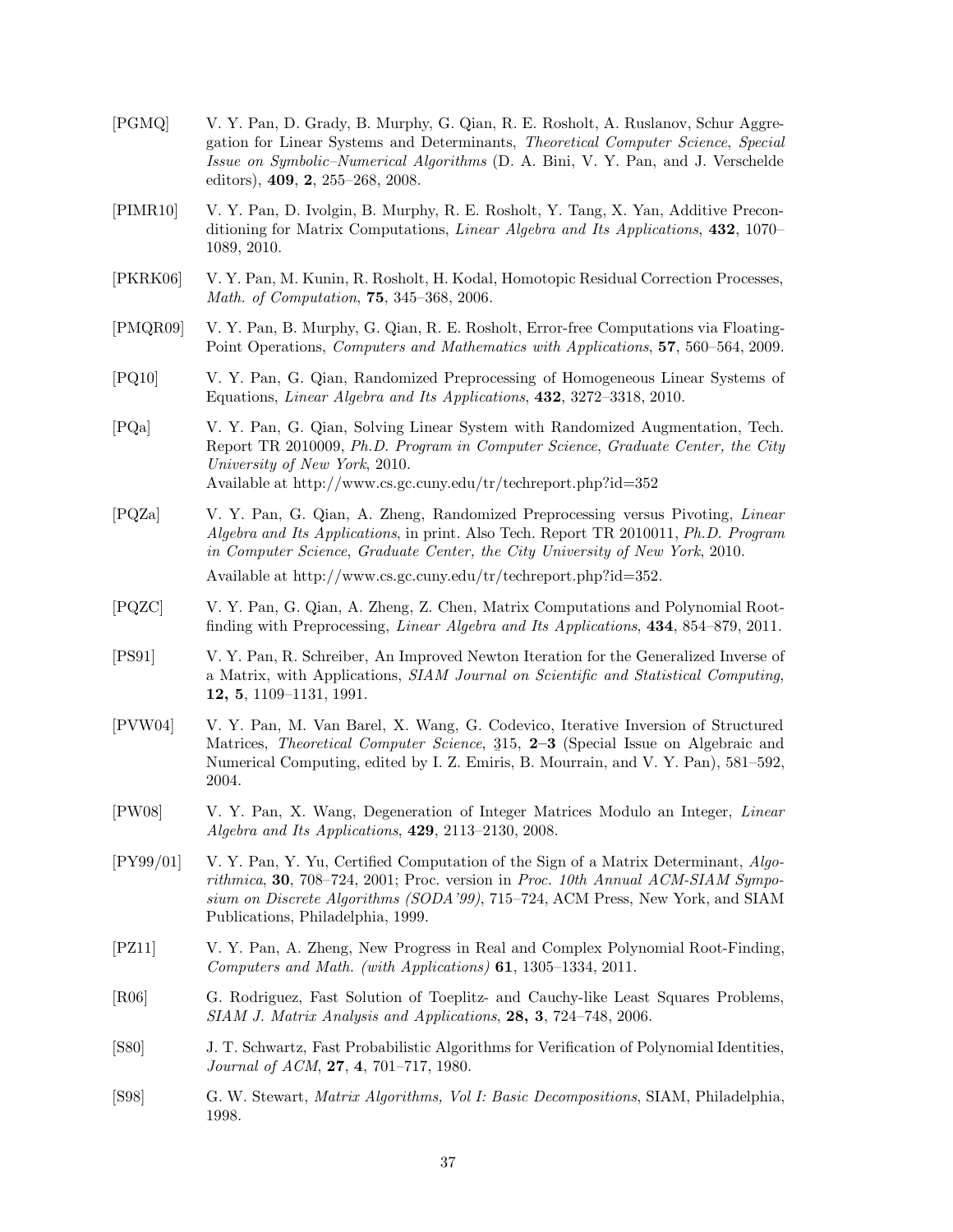[PGMQ] V. Y. Pan, D. Grady, B. Murphy, G. Qian, R. E. Rosholt, A. Ruslanov, Schur Aggregation for Linear Systems and Determinants, *Theoretical Computer Science*, *Special Issue on Symbolic–Numerical Algorithms* (D. A. Bini, V. Y. Pan, and J. Verschelde editors), **409**, **2**, 255–268, 2008.

[PIMR10] V. Y. Pan, D. Ivolgin, B. Murphy, R. E. Rosholt, Y. Tang, X. Yan, Additive Preconditioning for Matrix Computations, *Linear Algebra and Its Applications*, **432**, 1070–1089, 2010.

[PKRK06] V. Y. Pan, M. Kunin, R. Rosholt, H. Kodal, Homotopic Residual Correction Processes, *Math. of Computation*, **75**, 345–368, 2006.

[PMQR09] V. Y. Pan, B. Murphy, G. Qian, R. E. Rosholt, Error-free Computations via Floating-Point Operations, *Computers and Mathematics with Applications*, **57**, 560–564, 2009.

[PQ10] V. Y. Pan, G. Qian, Randomized Preprocessing of Homogeneous Linear Systems of Equations, *Linear Algebra and Its Applications*, **432**, 3272–3318, 2010.

[PQa] V. Y. Pan, G. Qian, Solving Linear System with Randomized Augmentation, Tech. Report TR 2010009, *Ph.D. Program in Computer Science*, *Graduate Center, the City University of New York*, 2010.
Available at http://www.cs.gc.cuny.edu/tr/techreport.php?id=352

[PQZa] V. Y. Pan, G. Qian, A. Zheng, Randomized Preprocessing versus Pivoting, *Linear Algebra and Its Applications*, in print. Also Tech. Report TR 2010011, *Ph.D. Program in Computer Science*, *Graduate Center, the City University of New York*, 2010.
Available at http://www.cs.gc.cuny.edu/tr/techreport.php?id=352.

[PQZC] V. Y. Pan, G. Qian, A. Zheng, Z. Chen, Matrix Computations and Polynomial Root-finding with Preprocessing, *Linear Algebra and Its Applications*, **434**, 854–879, 2011.

[PS91] V. Y. Pan, R. Schreiber, An Improved Newton Iteration for the Generalized Inverse of a Matrix, with Applications, *SIAM Journal on Scientific and Statistical Computing*, **12, 5**, 1109–1131, 1991.

[PVW04] V. Y. Pan, M. Van Barel, X. Wang, G. Codevico, Iterative Inversion of Structured Matrices, *Theoretical Computer Science*, 315, **2–3** (Special Issue on Algebraic and Numerical Computing, edited by I. Z. Emiris, B. Mourrain, and V. Y. Pan), 581–592, 2004.

[PW08] V. Y. Pan, X. Wang, Degeneration of Integer Matrices Modulo an Integer, *Linear Algebra and Its Applications*, **429**, 2113–2130, 2008.

[PY99/01] V. Y. Pan, Y. Yu, Certified Computation of the Sign of a Matrix Determinant, *Algorithmica*, **30**, 708–724, 2001; Proc. version in *Proc. 10th Annual ACM-SIAM Symposium on Discrete Algorithms (SODA'99)*, 715–724, ACM Press, New York, and SIAM Publications, Philadelphia, 1999.

[PZ11] V. Y. Pan, A. Zheng, New Progress in Real and Complex Polynomial Root-Finding, *Computers and Math. (with Applications)* **61**, 1305–1334, 2011.

[R06] G. Rodriguez, Fast Solution of Toeplitz- and Cauchy-like Least Squares Problems, *SIAM J. Matrix Analysis and Applications*, **28, 3**, 724–748, 2006.

[S80] J. T. Schwartz, Fast Probabilistic Algorithms for Verification of Polynomial Identities, *Journal of ACM*, **27**, **4**, 701–717, 1980.

[S98] G. W. Stewart, *Matrix Algorithms, Vol I: Basic Decompositions*, SIAM, Philadelphia, 1998.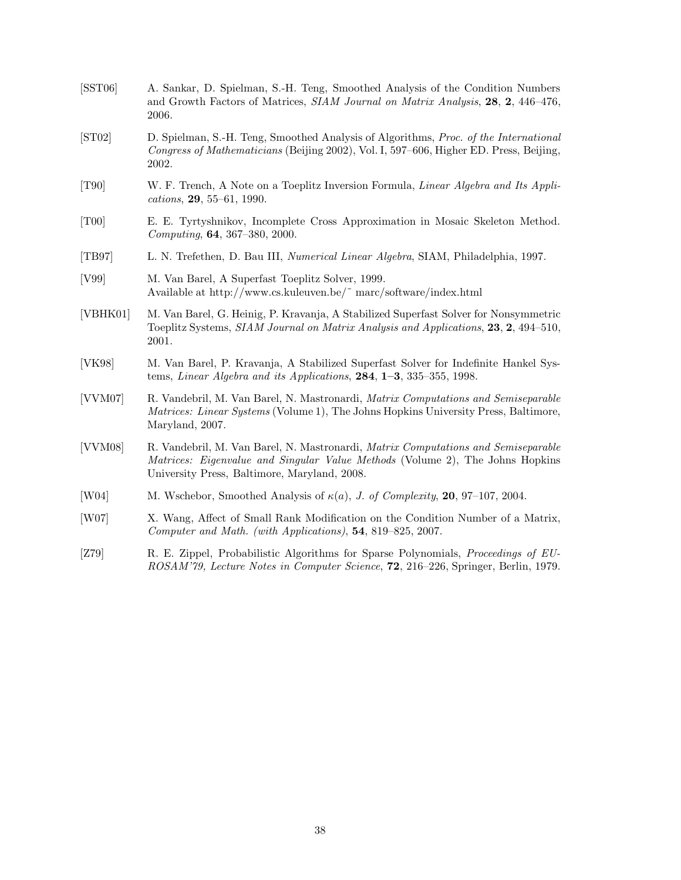[SST06] A. Sankar, D. Spielman, S.-H. Teng, Smoothed Analysis of the Condition Numbers and Growth Factors of Matrices, *SIAM Journal on Matrix Analysis*, **28**, **2**, 446–476, 2006.

[ST02] D. Spielman, S.-H. Teng, Smoothed Analysis of Algorithms, *Proc. of the International Congress of Mathematicians* (Beijing 2002), Vol. I, 597–606, Higher ED. Press, Beijing, 2002.

[T90] W. F. Trench, A Note on a Toeplitz Inversion Formula, *Linear Algebra and Its Applications*, **29**, 55–61, 1990.

[T00] E. E. Tyrtyshnikov, Incomplete Cross Approximation in Mosaic Skeleton Method. *Computing*, **64**, 367–380, 2000.

[TB97] L. N. Trefethen, D. Bau III, *Numerical Linear Algebra*, SIAM, Philadelphia, 1997.

[V99] M. Van Barel, A Superfast Toeplitz Solver, 1999.
Available at http://www.cs.kuleuven.be/˜ marc/software/index.html

[VBHK01] M. Van Barel, G. Heinig, P. Kravanja, A Stabilized Superfast Solver for Nonsymmetric Toeplitz Systems, *SIAM Journal on Matrix Analysis and Applications*, **23**, **2**, 494–510, 2001.

[VK98] M. Van Barel, P. Kravanja, A Stabilized Superfast Solver for Indefinite Hankel Systems, *Linear Algebra and its Applications*, **284**, **1–3**, 335–355, 1998.

[VVM07] R. Vandebril, M. Van Barel, N. Mastronardi, *Matrix Computations and Semiseparable Matrices: Linear Systems* (Volume 1), The Johns Hopkins University Press, Baltimore, Maryland, 2007.

[VVM08] R. Vandebril, M. Van Barel, N. Mastronardi, *Matrix Computations and Semiseparable Matrices: Eigenvalue and Singular Value Methods* (Volume 2), The Johns Hopkins University Press, Baltimore, Maryland, 2008.

[W04] M. Wschebor, Smoothed Analysis of $\kappa(a)$, *J. of Complexity*, **20**, 97–107, 2004.

[W07] X. Wang, Affect of Small Rank Modification on the Condition Number of a Matrix, *Computer and Math. (with Applications)*, **54**, 819–825, 2007.

[Z79] R. E. Zippel, Probabilistic Algorithms for Sparse Polynomials, *Proceedings of EUROSAM'79, Lecture Notes in Computer Science*, **72**, 216–226, Springer, Berlin, 1979.